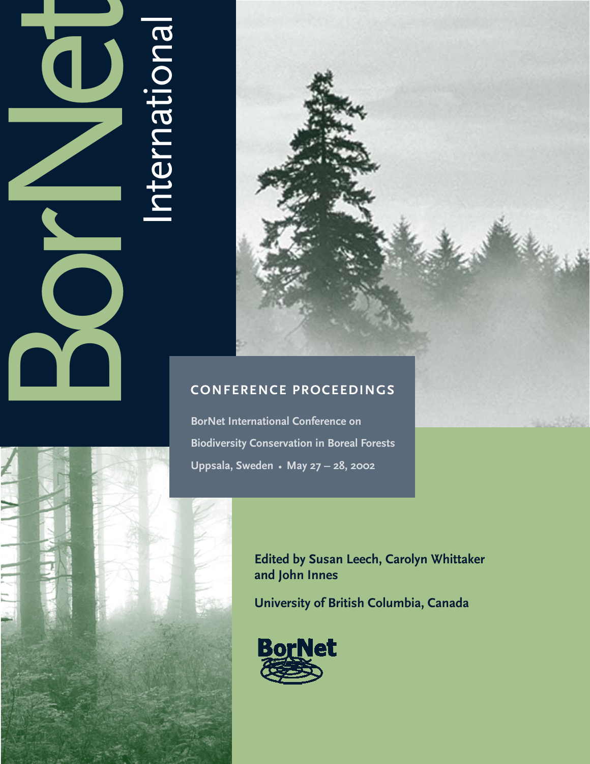# BorNet International

## CONFERENCE PROCEEDINGS

BorNet International Conference on Biodiversity Conservation in Boreal Forests

Uppsala, Sweden • May 27 – 28, 2002

**Edited by Susan Leech, Carolyn Whittaker and John Innes**

**University of British Columbia, Canada**

BorNet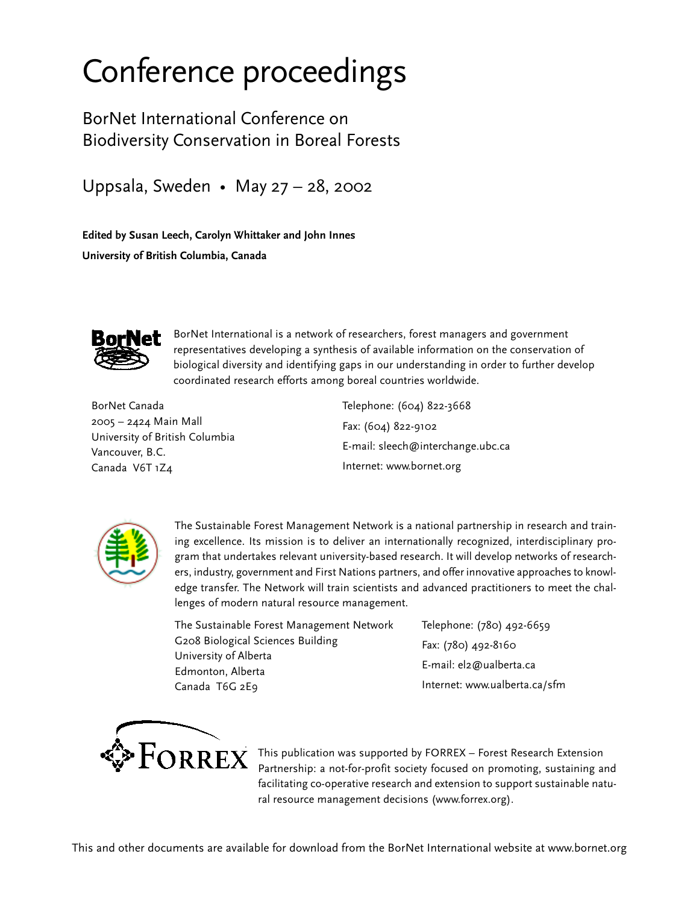# Conference proceedings

## BorNet International Conference on Biodiversity Conservation in Boreal Forests

Uppsala, Sweden • May 27 – 28, 2002

**Edited by Susan Leech, Carolyn Whittaker and John Innes**
**University of British Columbia, Canada**

BorNet International is a network of researchers, forest managers and government representatives developing a synthesis of available information on the conservation of biological diversity and identifying gaps in our understanding in order to further develop coordinated research efforts among boreal countries worldwide.

BorNet Canada
2005 – 2424 Main Mall
University of British Columbia
Vancouver, B.C.
Canada V6T 1Z4

Telephone: (604) 822-3668
Fax: (604) 822-9102
E-mail: sleech@interchange.ubc.ca
Internet: www.bornet.org

The Sustainable Forest Management Network is a national partnership in research and training excellence. Its mission is to deliver an internationally recognized, interdisciplinary program that undertakes relevant university-based research. It will develop networks of researchers, industry, government and First Nations partners, and offer innovative approaches to knowledge transfer. The Network will train scientists and advanced practitioners to meet the challenges of modern natural resource management.

The Sustainable Forest Management Network
G208 Biological Sciences Building
University of Alberta
Edmonton, Alberta
Canada T6G 2E9

Telephone: (780) 492-6659
Fax: (780) 492-8160
E-mail: el2@ualberta.ca
Internet: www.ualberta.ca/sfm

This publication was supported by FORREX – Forest Research Extension Partnership: a not-for-profit society focused on promoting, sustaining and facilitating co-operative research and extension to support sustainable natural resource management decisions (www.forrex.org).

This and other documents are available for download from the BorNet International website at www.bornet.org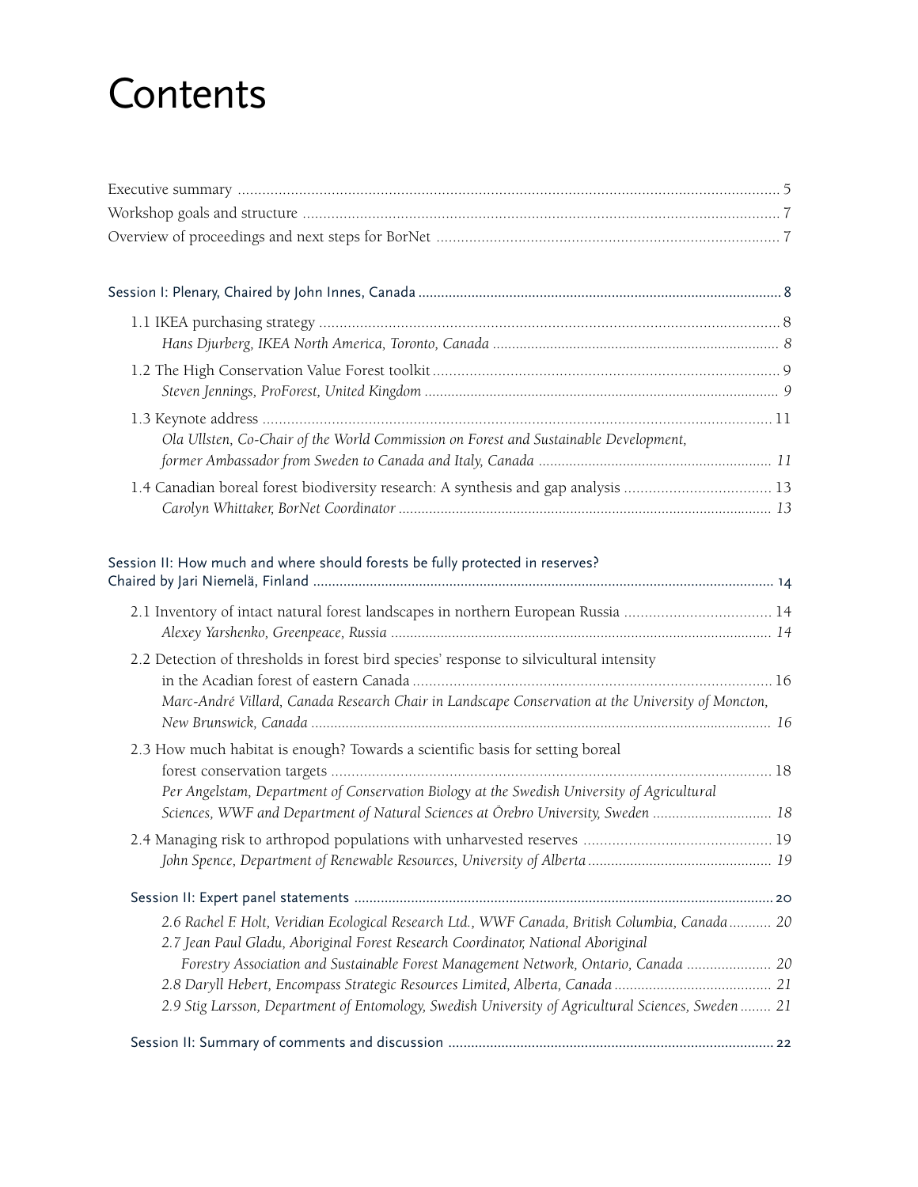# Contents

Executive summary ..... 5
Workshop goals and structure ..... 7
Overview of proceedings and next steps for BorNet ..... 7

Session I: Plenary, Chaired by John Innes, Canada ..... 8

1.1 IKEA purchasing strategy ..... 8
*Hans Djurberg, IKEA North America, Toronto, Canada ..... 8*

1.2 The High Conservation Value Forest toolkit ..... 9
*Steven Jennings, ProForest, United Kingdom ..... 9*

1.3 Keynote address ..... 11
*Ola Ullsten, Co-Chair of the World Commission on Forest and Sustainable Development, former Ambassador from Sweden to Canada and Italy, Canada ..... 11*

1.4 Canadian boreal forest biodiversity research: A synthesis and gap analysis ..... 13
*Carolyn Whittaker, BorNet Coordinator ..... 13*

Session II: How much and where should forests be fully protected in reserves? Chaired by Jari Niemelä, Finland ..... 14

2.1 Inventory of intact natural forest landscapes in northern European Russia ..... 14
*Alexey Yarshenko, Greenpeace, Russia ..... 14*

2.2 Detection of thresholds in forest bird species' response to silvicultural intensity in the Acadian forest of eastern Canada ..... 16
*Marc-André Villard, Canada Research Chair in Landscape Conservation at the University of Moncton, New Brunswick, Canada ..... 16*

2.3 How much habitat is enough? Towards a scientific basis for setting boreal forest conservation targets ..... 18
*Per Angelstam, Department of Conservation Biology at the Swedish University of Agricultural Sciences, WWF and Department of Natural Sciences at Örebro University, Sweden ..... 18*

2.4 Managing risk to arthropod populations with unharvested reserves ..... 19
*John Spence, Department of Renewable Resources, University of Alberta ..... 19*

Session II: Expert panel statements ..... 20

*2.6 Rachel F. Holt, Veridian Ecological Research Ltd., WWF Canada, British Columbia, Canada ..... 20*
*2.7 Jean Paul Gladu, Aboriginal Forest Research Coordinator, National Aboriginal Forestry Association and Sustainable Forest Management Network, Ontario, Canada ..... 20*
*2.8 Daryll Hebert, Encompass Strategic Resources Limited, Alberta, Canada ..... 21*
*2.9 Stig Larsson, Department of Entomology, Swedish University of Agricultural Sciences, Sweden ..... 21*

Session II: Summary of comments and discussion ..... 22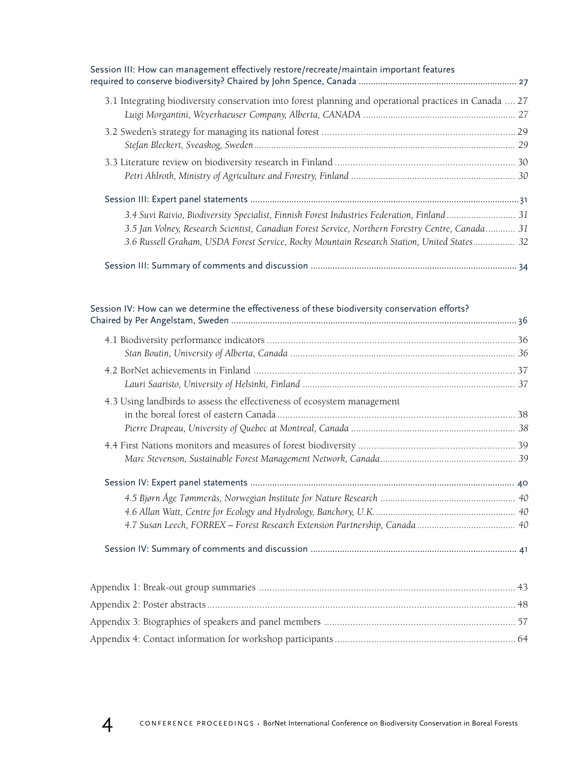Session III: How can management effectively restore/recreate/maintain important features required to conserve biodiversity? Chaired by John Spence, Canada ..... 27

3.1 Integrating biodiversity conservation into forest planning and operational practices in Canada ..... 27
*Luigi Morgantini, Weyerhaeuser Company, Alberta, CANADA ..... 27*

3.2 Sweden's strategy for managing its national forest ..... 29
*Stefan Bleckert, Sveaskog, Sweden ..... 29*

3.3 Literature review on biodiversity research in Finland ..... 30
*Petri Ahlroth, Ministry of Agriculture and Forestry, Finland ..... 30*

Session III: Expert panel statements ..... 31

*3.4 Suvi Raivio, Biodiversity Specialist, Finnish Forest Industries Federation, Finland ..... 31*
*3.5 Jan Volney, Research Scientist, Canadian Forest Service, Northern Forestry Centre, Canada ..... 31*
*3.6 Russell Graham, USDA Forest Service, Rocky Mountain Research Station, United States ..... 32*

Session III: Summary of comments and discussion ..... 34

Session IV: How can we determine the effectiveness of these biodiversity conservation efforts? Chaired by Per Angelstam, Sweden ..... 36

4.1 Biodiversity performance indicators ..... 36
*Stan Boutin, University of Alberta, Canada ..... 36*

4.2 BorNet achievements in Finland ..... 37
*Lauri Saaristo, University of Helsinki, Finland ..... 37*

4.3 Using landbirds to assess the effectiveness of ecosystem management in the boreal forest of eastern Canada ..... 38
*Pierre Drapeau, University of Quebec at Montreal, Canada ..... 38*

4.4 First Nations monitors and measures of forest biodiversity ..... 39
*Marc Stevenson, Sustainable Forest Management Network, Canada ..... 39*

Session IV: Expert panel statements ..... 40

*4.5 Bjørn Åge Tømmerås, Norwegian Institute for Nature Research ..... 40*
*4.6 Allan Watt, Centre for Ecology and Hydrology, Banchory, U.K. ..... 40*
*4.7 Susan Leech, FORREX – Forest Research Extension Partnership, Canada ..... 40*

Session IV: Summary of comments and discussion ..... 41

Appendix 1: Break-out group summaries ..... 43
Appendix 2: Poster abstracts ..... 48
Appendix 3: Biographies of speakers and panel members ..... 57
Appendix 4: Contact information for workshop participants ..... 64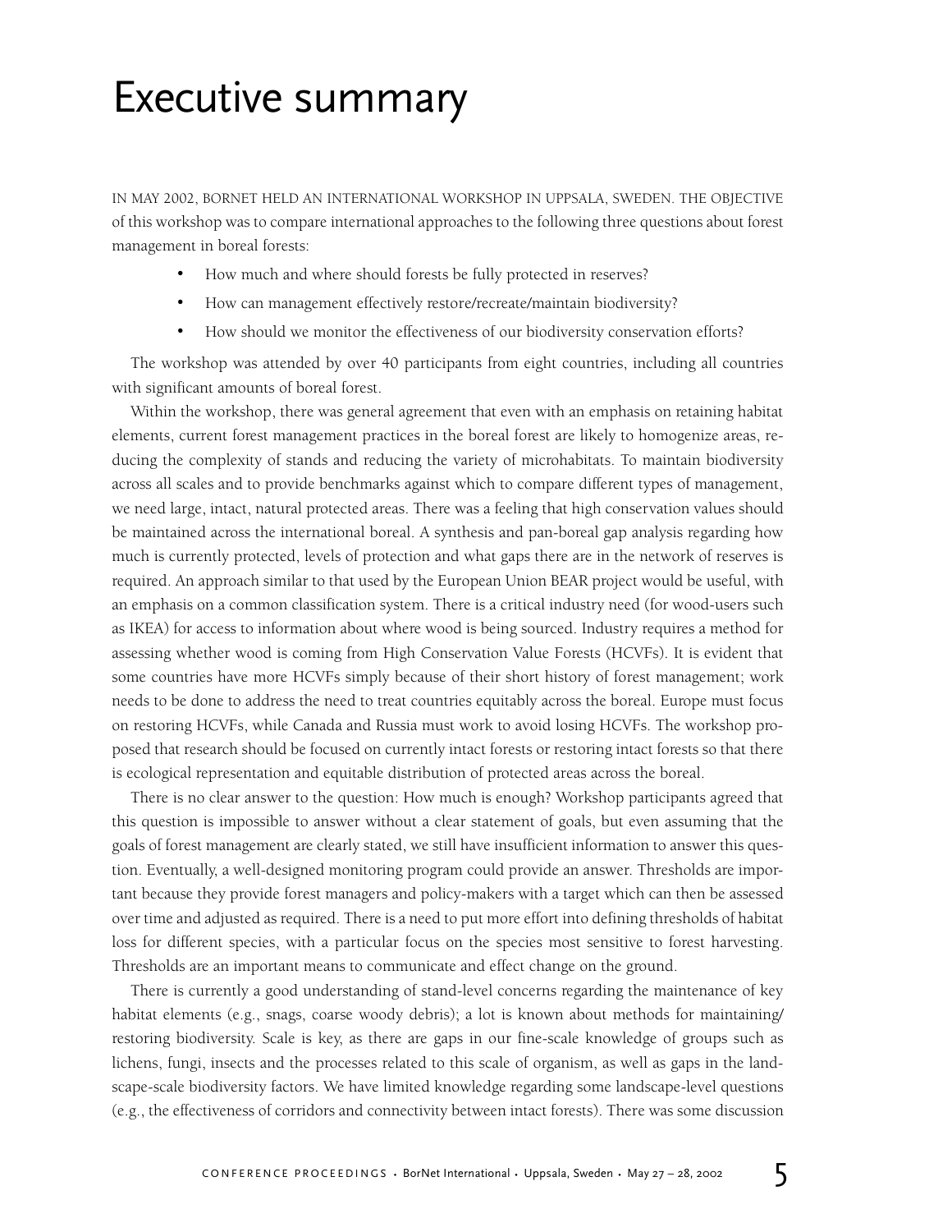# Executive summary

IN MAY 2002, BORNET HELD AN INTERNATIONAL WORKSHOP IN UPPSALA, SWEDEN. THE OBJECTIVE of this workshop was to compare international approaches to the following three questions about forest management in boreal forests:

- How much and where should forests be fully protected in reserves?
- How can management effectively restore/recreate/maintain biodiversity?
- How should we monitor the effectiveness of our biodiversity conservation efforts?

The workshop was attended by over 40 participants from eight countries, including all countries with significant amounts of boreal forest.

Within the workshop, there was general agreement that even with an emphasis on retaining habitat elements, current forest management practices in the boreal forest are likely to homogenize areas, reducing the complexity of stands and reducing the variety of microhabitats. To maintain biodiversity across all scales and to provide benchmarks against which to compare different types of management, we need large, intact, natural protected areas. There was a feeling that high conservation values should be maintained across the international boreal. A synthesis and pan-boreal gap analysis regarding how much is currently protected, levels of protection and what gaps there are in the network of reserves is required. An approach similar to that used by the European Union BEAR project would be useful, with an emphasis on a common classification system. There is a critical industry need (for wood-users such as IKEA) for access to information about where wood is being sourced. Industry requires a method for assessing whether wood is coming from High Conservation Value Forests (HCVFs). It is evident that some countries have more HCVFs simply because of their short history of forest management; work needs to be done to address the need to treat countries equitably across the boreal. Europe must focus on restoring HCVFs, while Canada and Russia must work to avoid losing HCVFs. The workshop proposed that research should be focused on currently intact forests or restoring intact forests so that there is ecological representation and equitable distribution of protected areas across the boreal.

There is no clear answer to the question: How much is enough? Workshop participants agreed that this question is impossible to answer without a clear statement of goals, but even assuming that the goals of forest management are clearly stated, we still have insufficient information to answer this question. Eventually, a well-designed monitoring program could provide an answer. Thresholds are important because they provide forest managers and policy-makers with a target which can then be assessed over time and adjusted as required. There is a need to put more effort into defining thresholds of habitat loss for different species, with a particular focus on the species most sensitive to forest harvesting. Thresholds are an important means to communicate and effect change on the ground.

There is currently a good understanding of stand-level concerns regarding the maintenance of key habitat elements (e.g., snags, coarse woody debris); a lot is known about methods for maintaining/restoring biodiversity. Scale is key, as there are gaps in our fine-scale knowledge of groups such as lichens, fungi, insects and the processes related to this scale of organism, as well as gaps in the landscape-scale biodiversity factors. We have limited knowledge regarding some landscape-level questions (e.g., the effectiveness of corridors and connectivity between intact forests). There was some discussion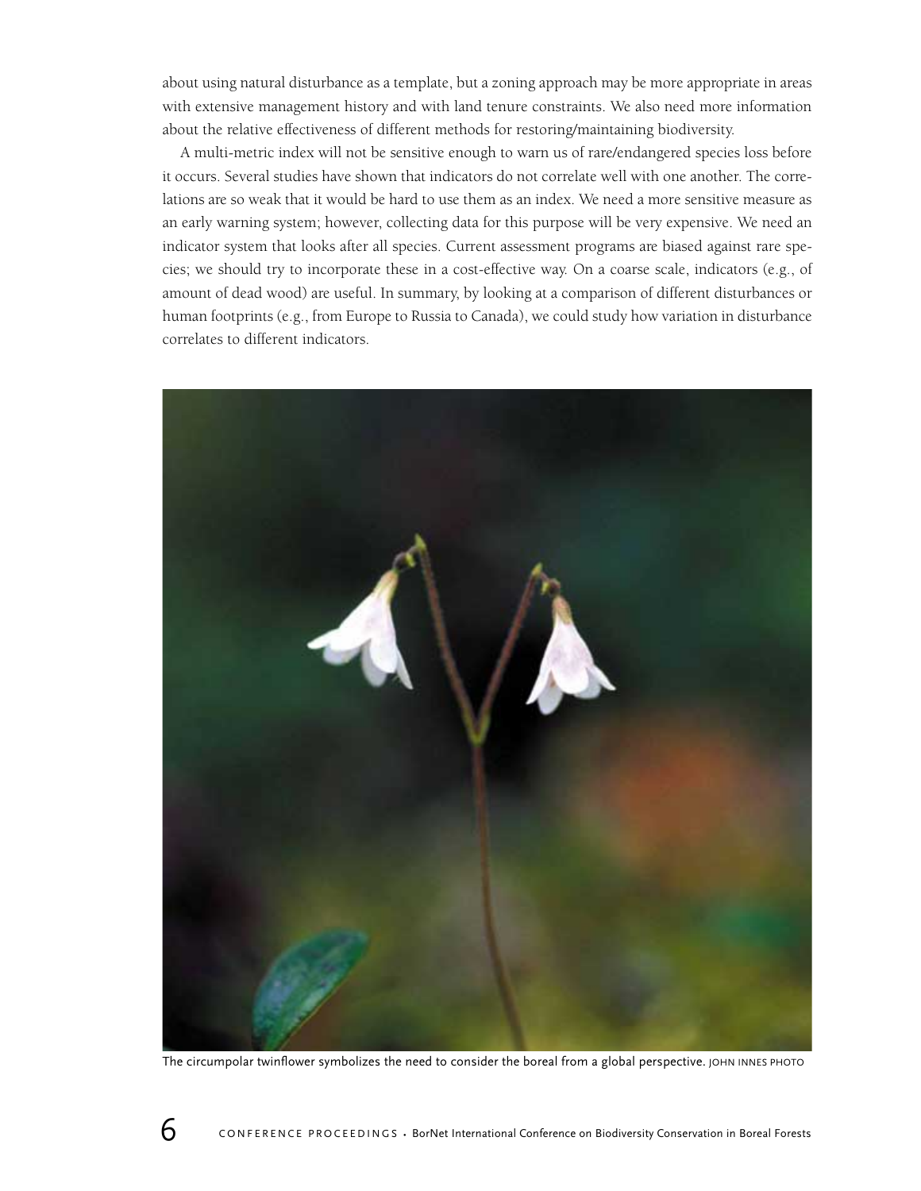about using natural disturbance as a template, but a zoning approach may be more appropriate in areas with extensive management history and with land tenure constraints. We also need more information about the relative effectiveness of different methods for restoring/maintaining biodiversity.

A multi-metric index will not be sensitive enough to warn us of rare/endangered species loss before it occurs. Several studies have shown that indicators do not correlate well with one another. The correlations are so weak that it would be hard to use them as an index. We need a more sensitive measure as an early warning system; however, collecting data for this purpose will be very expensive. We need an indicator system that looks after all species. Current assessment programs are biased against rare species; we should try to incorporate these in a cost-effective way. On a coarse scale, indicators (e.g., of amount of dead wood) are useful. In summary, by looking at a comparison of different disturbances or human footprints (e.g., from Europe to Russia to Canada), we could study how variation in disturbance correlates to different indicators.

The circumpolar twinflower symbolizes the need to consider the boreal from a global perspective. JOHN INNES PHOTO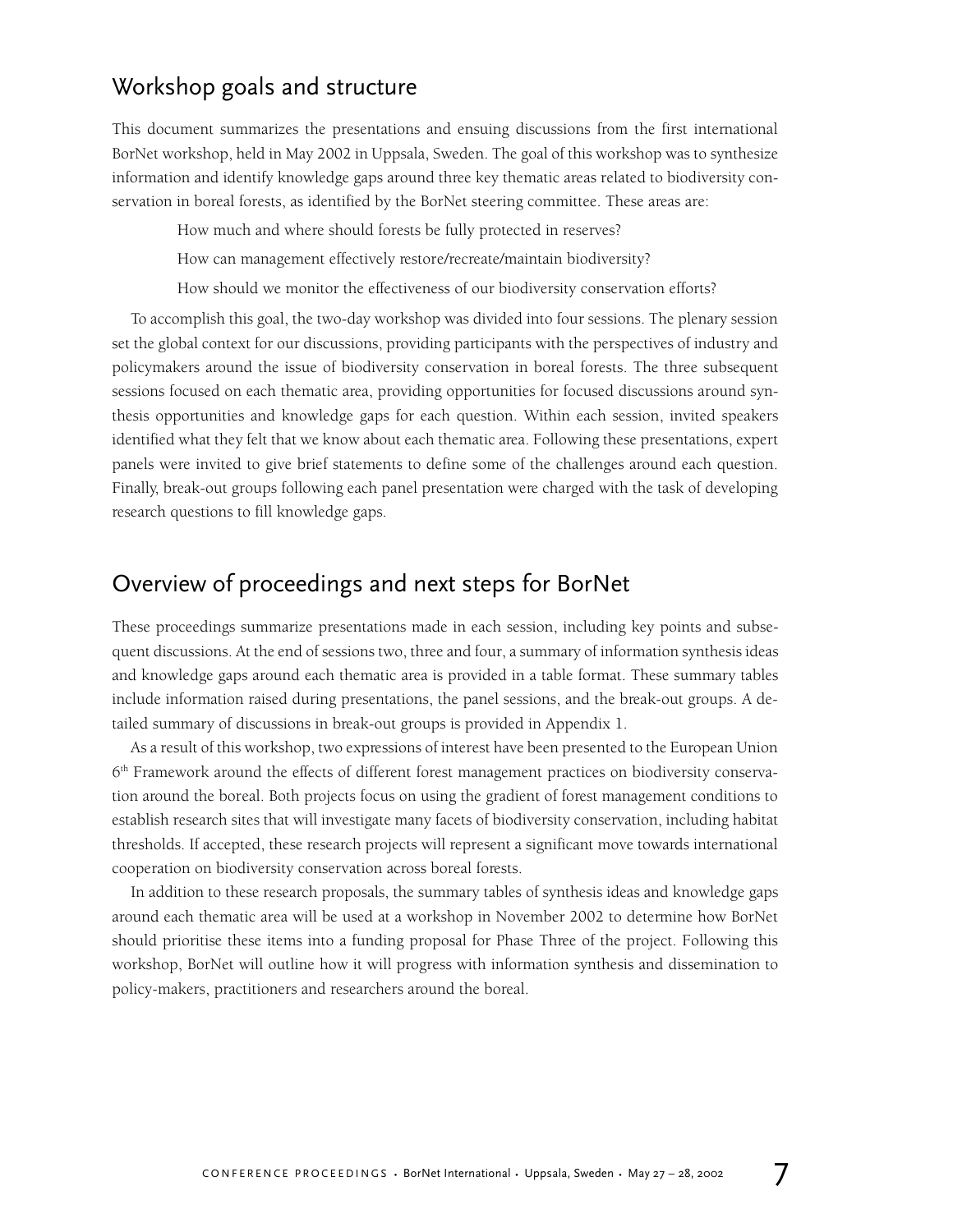## Workshop goals and structure

This document summarizes the presentations and ensuing discussions from the first international BorNet workshop, held in May 2002 in Uppsala, Sweden. The goal of this workshop was to synthesize information and identify knowledge gaps around three key thematic areas related to biodiversity conservation in boreal forests, as identified by the BorNet steering committee. These areas are:

How much and where should forests be fully protected in reserves?

How can management effectively restore/recreate/maintain biodiversity?

How should we monitor the effectiveness of our biodiversity conservation efforts?

To accomplish this goal, the two-day workshop was divided into four sessions. The plenary session set the global context for our discussions, providing participants with the perspectives of industry and policymakers around the issue of biodiversity conservation in boreal forests. The three subsequent sessions focused on each thematic area, providing opportunities for focused discussions around synthesis opportunities and knowledge gaps for each question. Within each session, invited speakers identified what they felt that we know about each thematic area. Following these presentations, expert panels were invited to give brief statements to define some of the challenges around each question. Finally, break-out groups following each panel presentation were charged with the task of developing research questions to fill knowledge gaps.

## Overview of proceedings and next steps for BorNet

These proceedings summarize presentations made in each session, including key points and subsequent discussions. At the end of sessions two, three and four, a summary of information synthesis ideas and knowledge gaps around each thematic area is provided in a table format. These summary tables include information raised during presentations, the panel sessions, and the break-out groups. A detailed summary of discussions in break-out groups is provided in Appendix 1.

As a result of this workshop, two expressions of interest have been presented to the European Union 6th Framework around the effects of different forest management practices on biodiversity conservation around the boreal. Both projects focus on using the gradient of forest management conditions to establish research sites that will investigate many facets of biodiversity conservation, including habitat thresholds. If accepted, these research projects will represent a significant move towards international cooperation on biodiversity conservation across boreal forests.

In addition to these research proposals, the summary tables of synthesis ideas and knowledge gaps around each thematic area will be used at a workshop in November 2002 to determine how BorNet should prioritise these items into a funding proposal for Phase Three of the project. Following this workshop, BorNet will outline how it will progress with information synthesis and dissemination to policy-makers, practitioners and researchers around the boreal.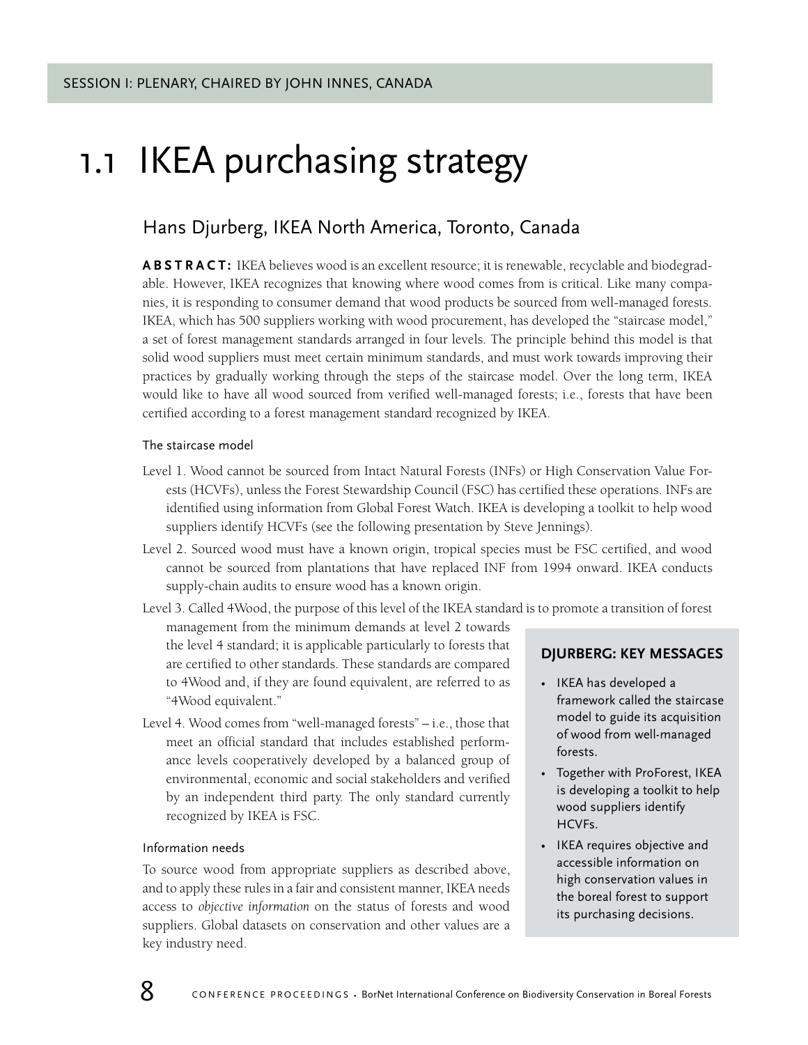SESSION I: PLENARY, CHAIRED BY JOHN INNES, CANADA

# 1.1 IKEA purchasing strategy

## Hans Djurberg, IKEA North America, Toronto, Canada

**ABSTRACT:** IKEA believes wood is an excellent resource; it is renewable, recyclable and biodegradable. However, IKEA recognizes that knowing where wood comes from is critical. Like many companies, it is responding to consumer demand that wood products be sourced from well-managed forests. IKEA, which has 500 suppliers working with wood procurement, has developed the "staircase model," a set of forest management standards arranged in four levels. The principle behind this model is that solid wood suppliers must meet certain minimum standards, and must work towards improving their practices by gradually working through the steps of the staircase model. Over the long term, IKEA would like to have all wood sourced from verified well-managed forests; i.e., forests that have been certified according to a forest management standard recognized by IKEA.

### The staircase model

Level 1. Wood cannot be sourced from Intact Natural Forests (INFs) or High Conservation Value Forests (HCVFs), unless the Forest Stewardship Council (FSC) has certified these operations. INFs are identified using information from Global Forest Watch. IKEA is developing a toolkit to help wood suppliers identify HCVFs (see the following presentation by Steve Jennings).

Level 2. Sourced wood must have a known origin, tropical species must be FSC certified, and wood cannot be sourced from plantations that have replaced INF from 1994 onward. IKEA conducts supply-chain audits to ensure wood has a known origin.

Level 3. Called 4Wood, the purpose of this level of the IKEA standard is to promote a transition of forest management from the minimum demands at level 2 towards the level 4 standard; it is applicable particularly to forests that are certified to other standards. These standards are compared to 4Wood and, if they are found equivalent, are referred to as "4Wood equivalent."

Level 4. Wood comes from "well-managed forests" – i.e., those that meet an official standard that includes established performance levels cooperatively developed by a balanced group of environmental, economic and social stakeholders and verified by an independent third party. The only standard currently recognized by IKEA is FSC.

### Information needs

To source wood from appropriate suppliers as described above, and to apply these rules in a fair and consistent manner, IKEA needs access to *objective information* on the status of forests and wood suppliers. Global datasets on conservation and other values are a key industry need.

### DJURBERG: KEY MESSAGES

- IKEA has developed a framework called the staircase model to guide its acquisition of wood from well-managed forests.
- Together with ProForest, IKEA is developing a toolkit to help wood suppliers identify HCVFs.
- IKEA requires objective and accessible information on high conservation values in the boreal forest to support its purchasing decisions.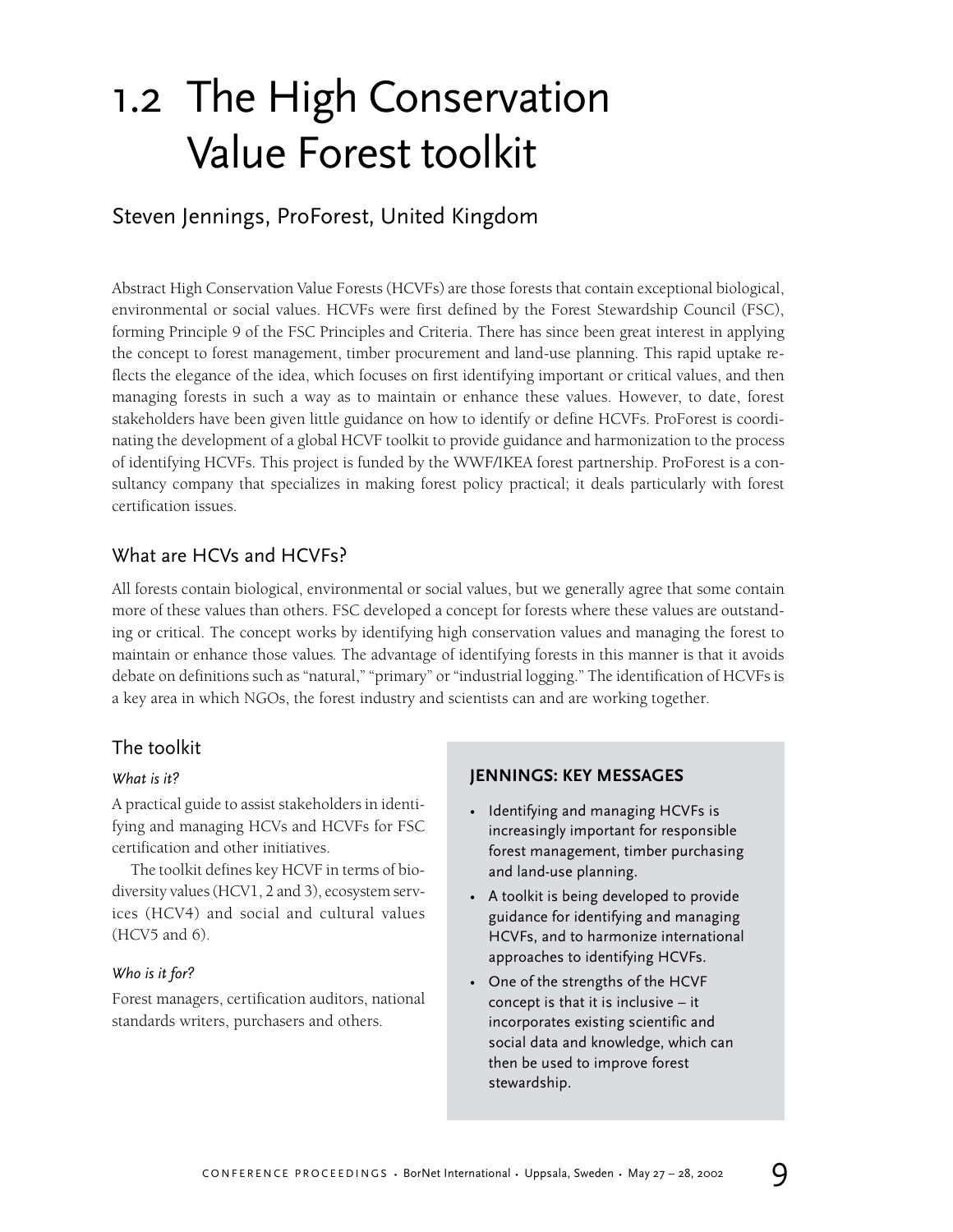# 1.2 The High Conservation Value Forest toolkit

## Steven Jennings, ProForest, United Kingdom

Abstract High Conservation Value Forests (HCVFs) are those forests that contain exceptional biological, environmental or social values. HCVFs were first defined by the Forest Stewardship Council (FSC), forming Principle 9 of the FSC Principles and Criteria. There has since been great interest in applying the concept to forest management, timber procurement and land-use planning. This rapid uptake reflects the elegance of the idea, which focuses on first identifying important or critical values, and then managing forests in such a way as to maintain or enhance these values. However, to date, forest stakeholders have been given little guidance on how to identify or define HCVFs. ProForest is coordinating the development of a global HCVF toolkit to provide guidance and harmonization to the process of identifying HCVFs. This project is funded by the WWF/IKEA forest partnership. ProForest is a consultancy company that specializes in making forest policy practical; it deals particularly with forest certification issues.

## What are HCVs and HCVFs?

All forests contain biological, environmental or social values, but we generally agree that some contain more of these values than others. FSC developed a concept for forests where these values are outstanding or critical. The concept works by identifying high conservation values and managing the forest to maintain or enhance those values. The advantage of identifying forests in this manner is that it avoids debate on definitions such as "natural," "primary" or "industrial logging." The identification of HCVFs is a key area in which NGOs, the forest industry and scientists can and are working together.

## The toolkit

*What is it?*

A practical guide to assist stakeholders in identifying and managing HCVs and HCVFs for FSC certification and other initiatives.

The toolkit defines key HCVF in terms of biodiversity values (HCV1, 2 and 3), ecosystem services (HCV4) and social and cultural values (HCV5 and 6).

*Who is it for?*

Forest managers, certification auditors, national standards writers, purchasers and others.

**JENNINGS: KEY MESSAGES**

- Identifying and managing HCVFs is increasingly important for responsible forest management, timber purchasing and land-use planning.
- A toolkit is being developed to provide guidance for identifying and managing HCVFs, and to harmonize international approaches to identifying HCVFs.
- One of the strengths of the HCVF concept is that it is inclusive – it incorporates existing scientific and social data and knowledge, which can then be used to improve forest stewardship.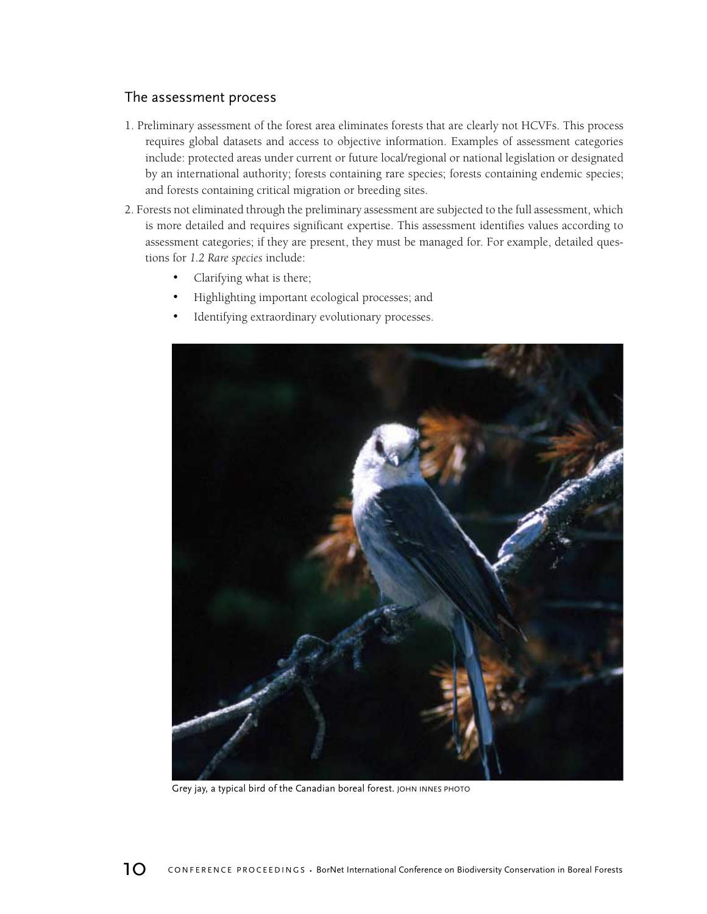## The assessment process

1. Preliminary assessment of the forest area eliminates forests that are clearly not HCVFs. This process requires global datasets and access to objective information. Examples of assessment categories include: protected areas under current or future local/regional or national legislation or designated by an international authority; forests containing rare species; forests containing endemic species; and forests containing critical migration or breeding sites.
2. Forests not eliminated through the preliminary assessment are subjected to the full assessment, which is more detailed and requires significant expertise. This assessment identifies values according to assessment categories; if they are present, they must be managed for. For example, detailed questions for *1.2 Rare species* include:
   - Clarifying what is there;
   - Highlighting important ecological processes; and
   - Identifying extraordinary evolutionary processes.

Grey jay, a typical bird of the Canadian boreal forest. JOHN INNES PHOTO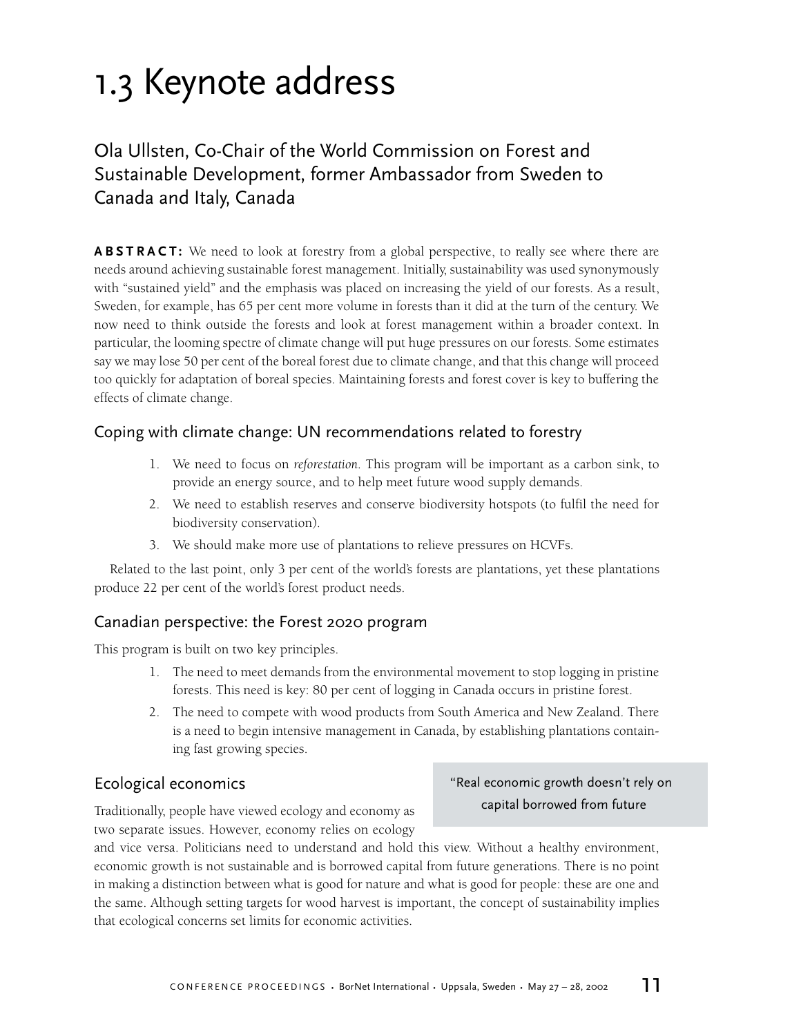# 1.3 Keynote address

## Ola Ullsten, Co-Chair of the World Commission on Forest and Sustainable Development, former Ambassador from Sweden to Canada and Italy, Canada

**ABSTRACT:** We need to look at forestry from a global perspective, to really see where there are needs around achieving sustainable forest management. Initially, sustainability was used synonymously with "sustained yield" and the emphasis was placed on increasing the yield of our forests. As a result, Sweden, for example, has 65 per cent more volume in forests than it did at the turn of the century. We now need to think outside the forests and look at forest management within a broader context. In particular, the looming spectre of climate change will put huge pressures on our forests. Some estimates say we may lose 50 per cent of the boreal forest due to climate change, and that this change will proceed too quickly for adaptation of boreal species. Maintaining forests and forest cover is key to buffering the effects of climate change.

### Coping with climate change: UN recommendations related to forestry

1. We need to focus on *reforestation*. This program will be important as a carbon sink, to provide an energy source, and to help meet future wood supply demands.
2. We need to establish reserves and conserve biodiversity hotspots (to fulfil the need for biodiversity conservation).
3. We should make more use of plantations to relieve pressures on HCVFs.

Related to the last point, only 3 per cent of the world's forests are plantations, yet these plantations produce 22 per cent of the world's forest product needs.

### Canadian perspective: the Forest 2020 program

This program is built on two key principles.

1. The need to meet demands from the environmental movement to stop logging in pristine forests. This need is key: 80 per cent of logging in Canada occurs in pristine forest.
2. The need to compete with wood products from South America and New Zealand. There is a need to begin intensive management in Canada, by establishing plantations containing fast growing species.

### Ecological economics

> "Real economic growth doesn't rely on capital borrowed from future

Traditionally, people have viewed ecology and economy as two separate issues. However, economy relies on ecology and vice versa. Politicians need to understand and hold this view. Without a healthy environment, economic growth is not sustainable and is borrowed capital from future generations. There is no point in making a distinction between what is good for nature and what is good for people: these are one and the same. Although setting targets for wood harvest is important, the concept of sustainability implies that ecological concerns set limits for economic activities.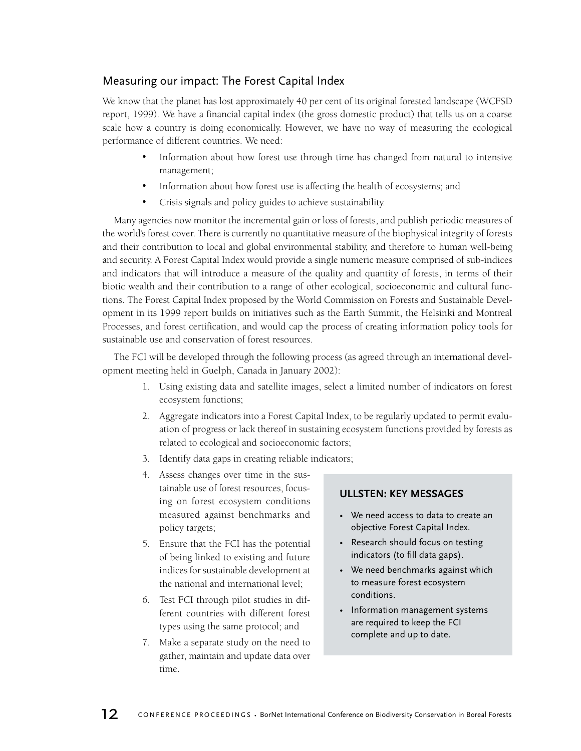## Measuring our impact: The Forest Capital Index

We know that the planet has lost approximately 40 per cent of its original forested landscape (WCFSD report, 1999). We have a financial capital index (the gross domestic product) that tells us on a coarse scale how a country is doing economically. However, we have no way of measuring the ecological performance of different countries. We need:

- Information about how forest use through time has changed from natural to intensive management;
- Information about how forest use is affecting the health of ecosystems; and
- Crisis signals and policy guides to achieve sustainability.

Many agencies now monitor the incremental gain or loss of forests, and publish periodic measures of the world's forest cover. There is currently no quantitative measure of the biophysical integrity of forests and their contribution to local and global environmental stability, and therefore to human well-being and security. A Forest Capital Index would provide a single numeric measure comprised of sub-indices and indicators that will introduce a measure of the quality and quantity of forests, in terms of their biotic wealth and their contribution to a range of other ecological, socioeconomic and cultural functions. The Forest Capital Index proposed by the World Commission on Forests and Sustainable Development in its 1999 report builds on initiatives such as the Earth Summit, the Helsinki and Montreal Processes, and forest certification, and would cap the process of creating information policy tools for sustainable use and conservation of forest resources.

The FCI will be developed through the following process (as agreed through an international development meeting held in Guelph, Canada in January 2002):

1. Using existing data and satellite images, select a limited number of indicators on forest ecosystem functions;
2. Aggregate indicators into a Forest Capital Index, to be regularly updated to permit evaluation of progress or lack thereof in sustaining ecosystem functions provided by forests as related to ecological and socioeconomic factors;
3. Identify data gaps in creating reliable indicators;
4. Assess changes over time in the sustainable use of forest resources, focusing on forest ecosystem conditions measured against benchmarks and policy targets;
5. Ensure that the FCI has the potential of being linked to existing and future indices for sustainable development at the national and international level;
6. Test FCI through pilot studies in different countries with different forest types using the same protocol; and
7. Make a separate study on the need to gather, maintain and update data over time.

**ULLSTEN: KEY MESSAGES**

- We need access to data to create an objective Forest Capital Index.
- Research should focus on testing indicators (to fill data gaps).
- We need benchmarks against which to measure forest ecosystem conditions.
- Information management systems are required to keep the FCI complete and up to date.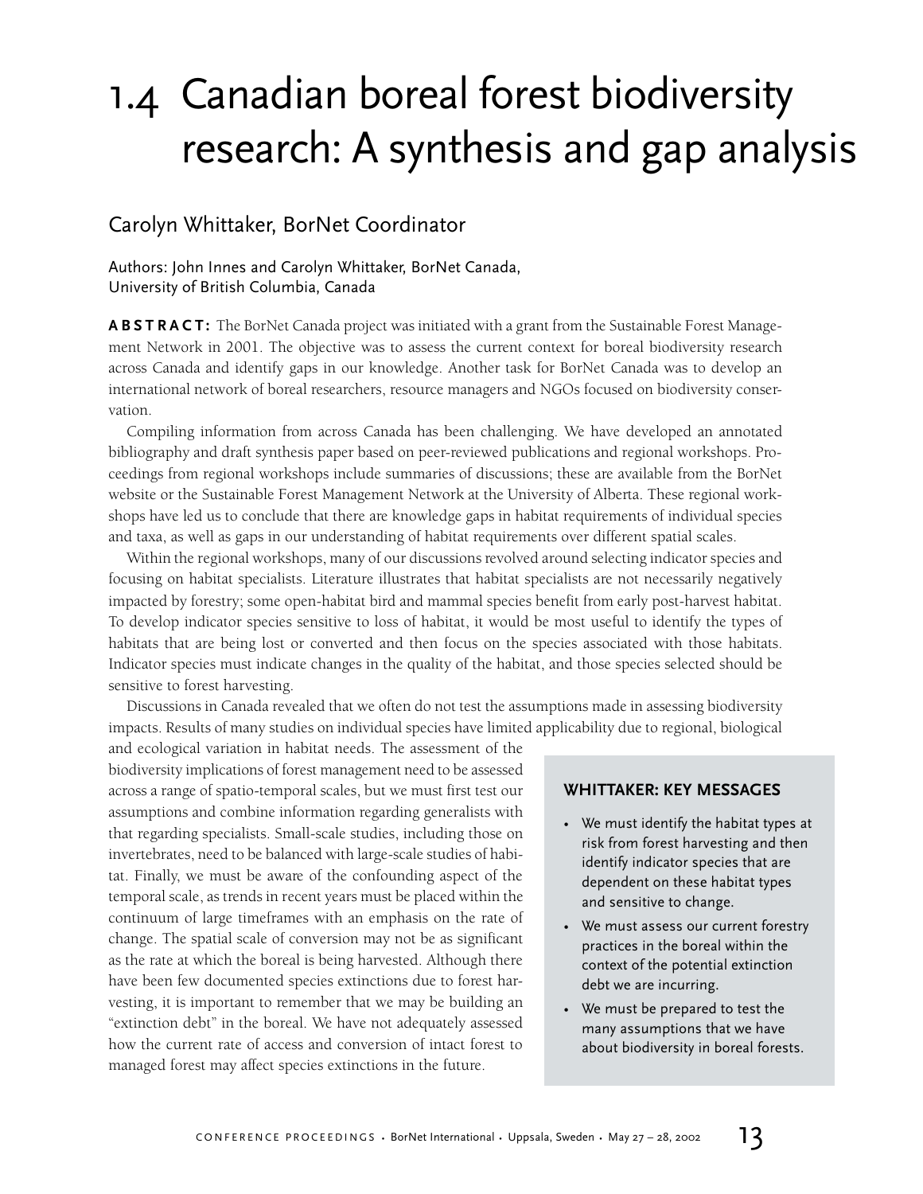# 1.4 Canadian boreal forest biodiversity research: A synthesis and gap analysis

## Carolyn Whittaker, BorNet Coordinator

Authors: John Innes and Carolyn Whittaker, BorNet Canada, University of British Columbia, Canada

**ABSTRACT:** The BorNet Canada project was initiated with a grant from the Sustainable Forest Management Network in 2001. The objective was to assess the current context for boreal biodiversity research across Canada and identify gaps in our knowledge. Another task for BorNet Canada was to develop an international network of boreal researchers, resource managers and NGOs focused on biodiversity conservation.

Compiling information from across Canada has been challenging. We have developed an annotated bibliography and draft synthesis paper based on peer-reviewed publications and regional workshops. Proceedings from regional workshops include summaries of discussions; these are available from the BorNet website or the Sustainable Forest Management Network at the University of Alberta. These regional workshops have led us to conclude that there are knowledge gaps in habitat requirements of individual species and taxa, as well as gaps in our understanding of habitat requirements over different spatial scales.

Within the regional workshops, many of our discussions revolved around selecting indicator species and focusing on habitat specialists. Literature illustrates that habitat specialists are not necessarily negatively impacted by forestry; some open-habitat bird and mammal species benefit from early post-harvest habitat. To develop indicator species sensitive to loss of habitat, it would be most useful to identify the types of habitats that are being lost or converted and then focus on the species associated with those habitats. Indicator species must indicate changes in the quality of the habitat, and those species selected should be sensitive to forest harvesting.

Discussions in Canada revealed that we often do not test the assumptions made in assessing biodiversity impacts. Results of many studies on individual species have limited applicability due to regional, biological and ecological variation in habitat needs. The assessment of the biodiversity implications of forest management need to be assessed across a range of spatio-temporal scales, but we must first test our assumptions and combine information regarding generalists with that regarding specialists. Small-scale studies, including those on invertebrates, need to be balanced with large-scale studies of habitat. Finally, we must be aware of the confounding aspect of the temporal scale, as trends in recent years must be placed within the continuum of large timeframes with an emphasis on the rate of change. The spatial scale of conversion may not be as significant as the rate at which the boreal is being harvested. Although there have been few documented species extinctions due to forest harvesting, it is important to remember that we may be building an "extinction debt" in the boreal. We have not adequately assessed how the current rate of access and conversion of intact forest to managed forest may affect species extinctions in the future.

**WHITTAKER: KEY MESSAGES**

- We must identify the habitat types at risk from forest harvesting and then identify indicator species that are dependent on these habitat types and sensitive to change.
- We must assess our current forestry practices in the boreal within the context of the potential extinction debt we are incurring.
- We must be prepared to test the many assumptions that we have about biodiversity in boreal forests.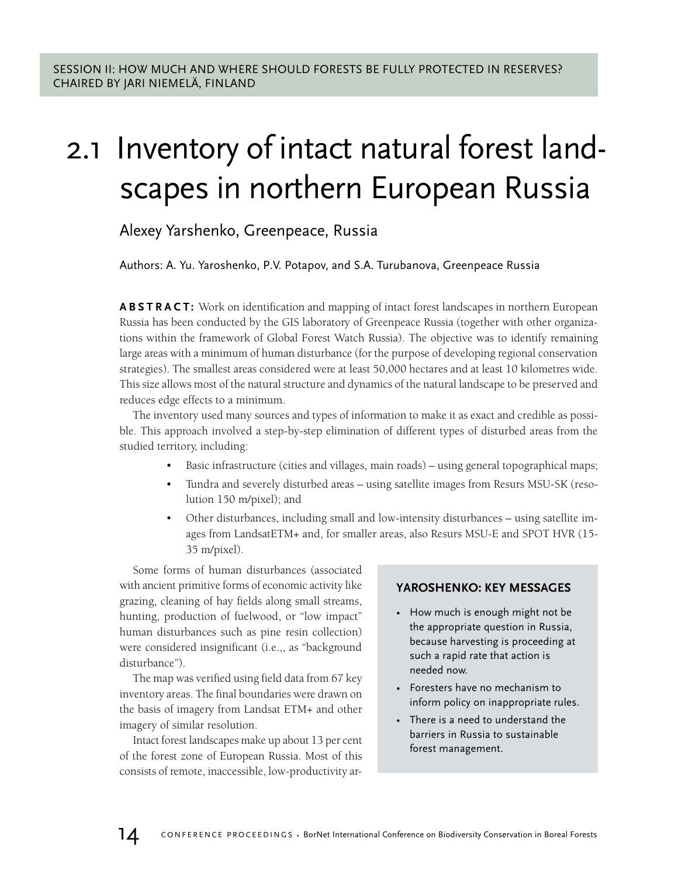SESSION II: HOW MUCH AND WHERE SHOULD FORESTS BE FULLY PROTECTED IN RESERVES?
CHAIRED BY JARI NIEMELÄ, FINLAND

# 2.1 Inventory of intact natural forest landscapes in northern European Russia

Alexey Yarshenko, Greenpeace, Russia

Authors: A. Yu. Yaroshenko, P.V. Potapov, and S.A. Turubanova, Greenpeace Russia

**ABSTRACT:** Work on identification and mapping of intact forest landscapes in northern European Russia has been conducted by the GIS laboratory of Greenpeace Russia (together with other organizations within the framework of Global Forest Watch Russia). The objective was to identify remaining large areas with a minimum of human disturbance (for the purpose of developing regional conservation strategies). The smallest areas considered were at least 50,000 hectares and at least 10 kilometres wide. This size allows most of the natural structure and dynamics of the natural landscape to be preserved and reduces edge effects to a minimum.

The inventory used many sources and types of information to make it as exact and credible as possible. This approach involved a step-by-step elimination of different types of disturbed areas from the studied territory, including:

- Basic infrastructure (cities and villages, main roads) – using general topographical maps;
- Tundra and severely disturbed areas – using satellite images from Resurs MSU-SK (resolution 150 m/pixel); and
- Other disturbances, including small and low-intensity disturbances – using satellite images from LandsatETM+ and, for smaller areas, also Resurs MSU-E and SPOT HVR (15-35 m/pixel).

Some forms of human disturbances (associated with ancient primitive forms of economic activity like grazing, cleaning of hay fields along small streams, hunting, production of fuelwood, or "low impact" human disturbances such as pine resin collection) were considered insignificant (i.e.,, as "background disturbance").

The map was verified using field data from 67 key inventory areas. The final boundaries were drawn on the basis of imagery from Landsat ETM+ and other imagery of similar resolution.

Intact forest landscapes make up about 13 per cent of the forest zone of European Russia. Most of this consists of remote, inaccessible, low-productivity ar-

> **YAROSHENKO: KEY MESSAGES**
>
> - How much is enough might not be the appropriate question in Russia, because harvesting is proceeding at such a rapid rate that action is needed now.
> - Foresters have no mechanism to inform policy on inappropriate rules.
> - There is a need to understand the barriers in Russia to sustainable forest management.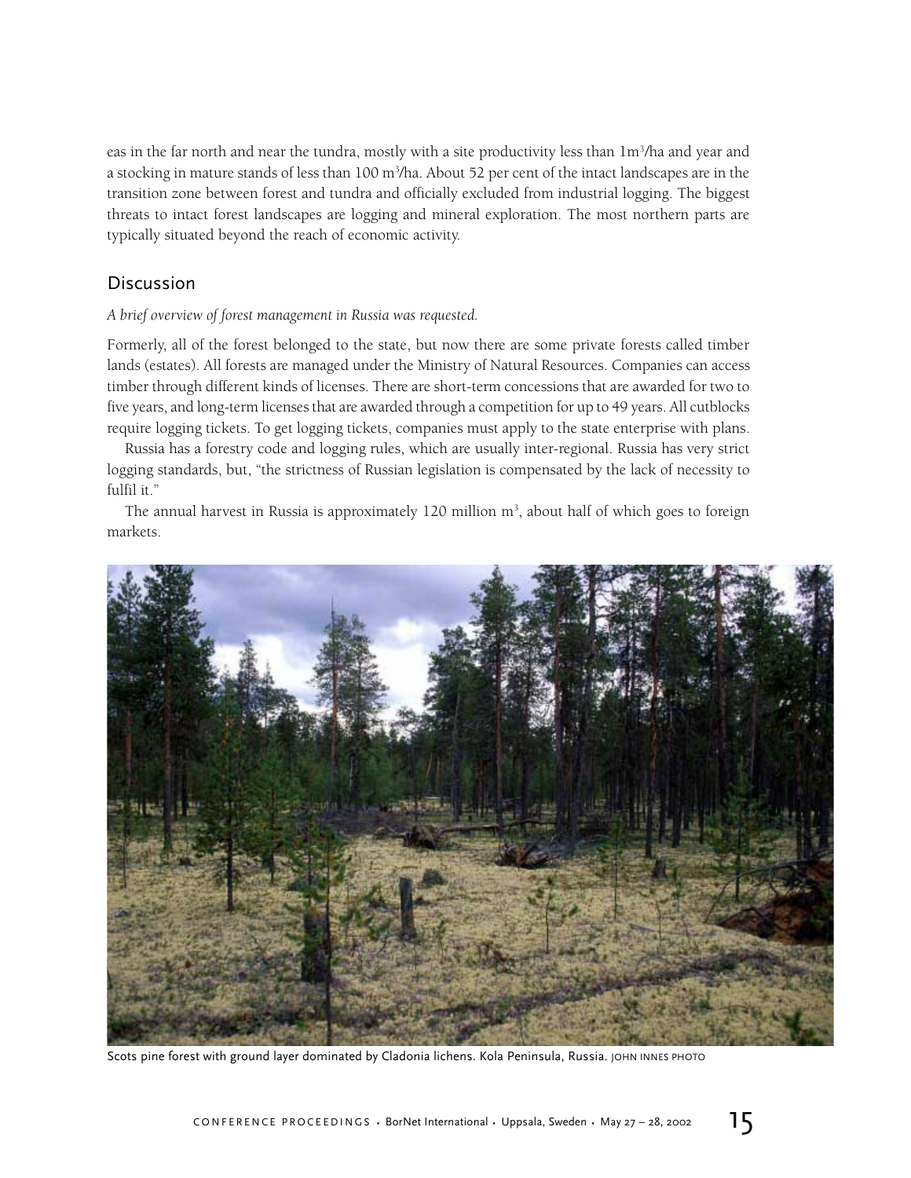eas in the far north and near the tundra, mostly with a site productivity less than 1m$^3$/ha and year and a stocking in mature stands of less than 100 m$^3$/ha. About 52 per cent of the intact landscapes are in the transition zone between forest and tundra and officially excluded from industrial logging. The biggest threats to intact forest landscapes are logging and mineral exploration. The most northern parts are typically situated beyond the reach of economic activity.

## Discussion

*A brief overview of forest management in Russia was requested.*

Formerly, all of the forest belonged to the state, but now there are some private forests called timber lands (estates). All forests are managed under the Ministry of Natural Resources. Companies can access timber through different kinds of licenses. There are short-term concessions that are awarded for two to five years, and long-term licenses that are awarded through a competition for up to 49 years. All cutblocks require logging tickets. To get logging tickets, companies must apply to the state enterprise with plans.

Russia has a forestry code and logging rules, which are usually inter-regional. Russia has very strict logging standards, but, "the strictness of Russian legislation is compensated by the lack of necessity to fulfil it."

The annual harvest in Russia is approximately 120 million m$^3$, about half of which goes to foreign markets.

Scots pine forest with ground layer dominated by Cladonia lichens. Kola Peninsula, Russia. JOHN INNES PHOTO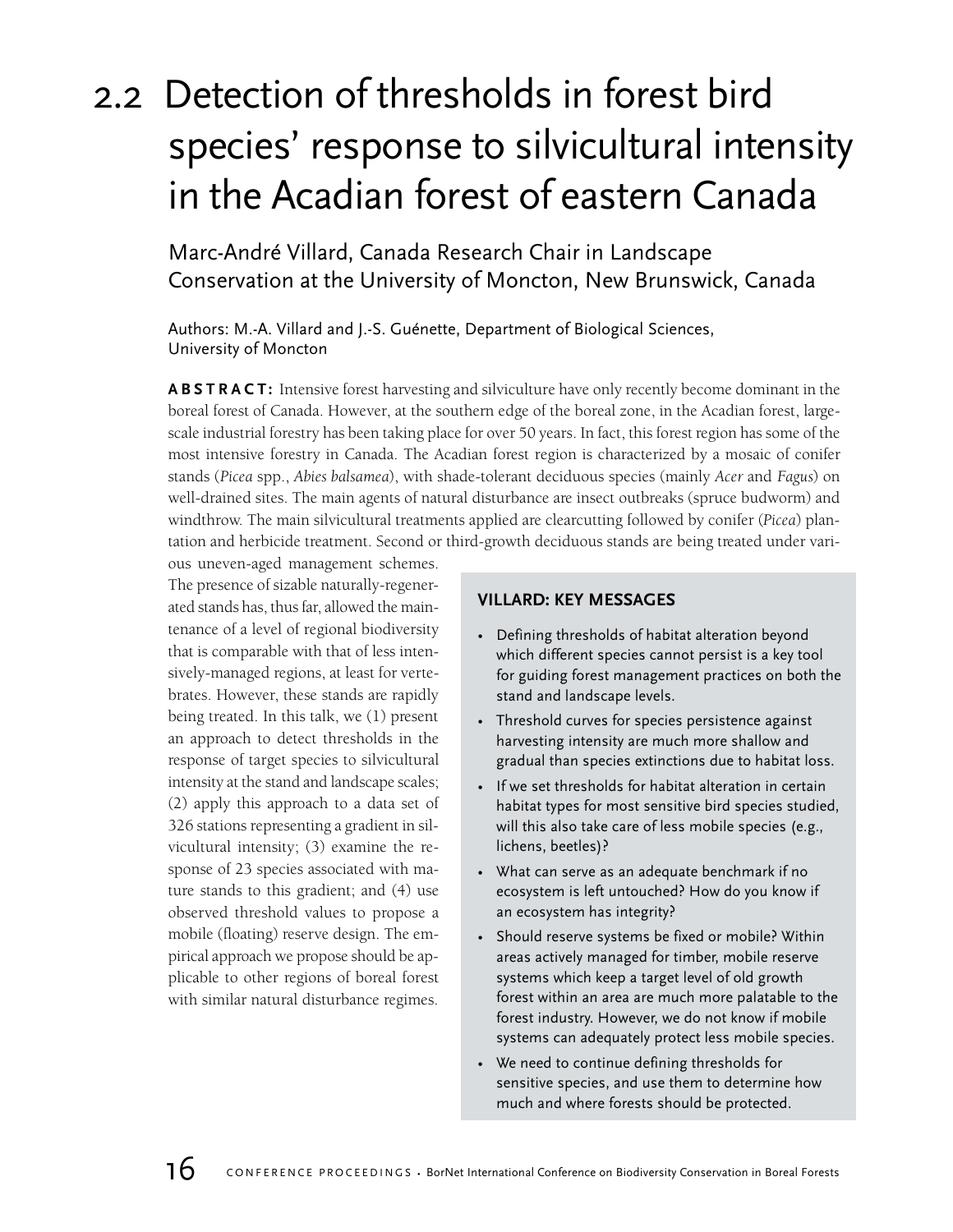# 2.2 Detection of thresholds in forest bird species' response to silvicultural intensity in the Acadian forest of eastern Canada

## Marc-André Villard, Canada Research Chair in Landscape Conservation at the University of Moncton, New Brunswick, Canada

Authors: M.-A. Villard and J.-S. Guénette, Department of Biological Sciences, University of Moncton

**ABSTRACT:** Intensive forest harvesting and silviculture have only recently become dominant in the boreal forest of Canada. However, at the southern edge of the boreal zone, in the Acadian forest, large-scale industrial forestry has been taking place for over 50 years. In fact, this forest region has some of the most intensive forestry in Canada. The Acadian forest region is characterized by a mosaic of conifer stands (*Picea* spp., *Abies balsamea*), with shade-tolerant deciduous species (mainly *Acer* and *Fagus*) on well-drained sites. The main agents of natural disturbance are insect outbreaks (spruce budworm) and windthrow. The main silvicultural treatments applied are clearcutting followed by conifer (*Picea*) plantation and herbicide treatment. Second or third-growth deciduous stands are being treated under various uneven-aged management schemes. The presence of sizable naturally-regenerated stands has, thus far, allowed the maintenance of a level of regional biodiversity that is comparable with that of less intensively-managed regions, at least for vertebrates. However, these stands are rapidly being treated. In this talk, we (1) present an approach to detect thresholds in the response of target species to silvicultural intensity at the stand and landscape scales; (2) apply this approach to a data set of 326 stations representing a gradient in silvicultural intensity; (3) examine the response of 23 species associated with mature stands to this gradient; and (4) use observed threshold values to propose a mobile (floating) reserve design. The empirical approach we propose should be applicable to other regions of boreal forest with similar natural disturbance regimes.

### VILLARD: KEY MESSAGES

- Defining thresholds of habitat alteration beyond which different species cannot persist is a key tool for guiding forest management practices on both the stand and landscape levels.
- Threshold curves for species persistence against harvesting intensity are much more shallow and gradual than species extinctions due to habitat loss.
- If we set thresholds for habitat alteration in certain habitat types for most sensitive bird species studied, will this also take care of less mobile species (e.g., lichens, beetles)?
- What can serve as an adequate benchmark if no ecosystem is left untouched? How do you know if an ecosystem has integrity?
- Should reserve systems be fixed or mobile? Within areas actively managed for timber, mobile reserve systems which keep a target level of old growth forest within an area are much more palatable to the forest industry. However, we do not know if mobile systems can adequately protect less mobile species.
- We need to continue defining thresholds for sensitive species, and use them to determine how much and where forests should be protected.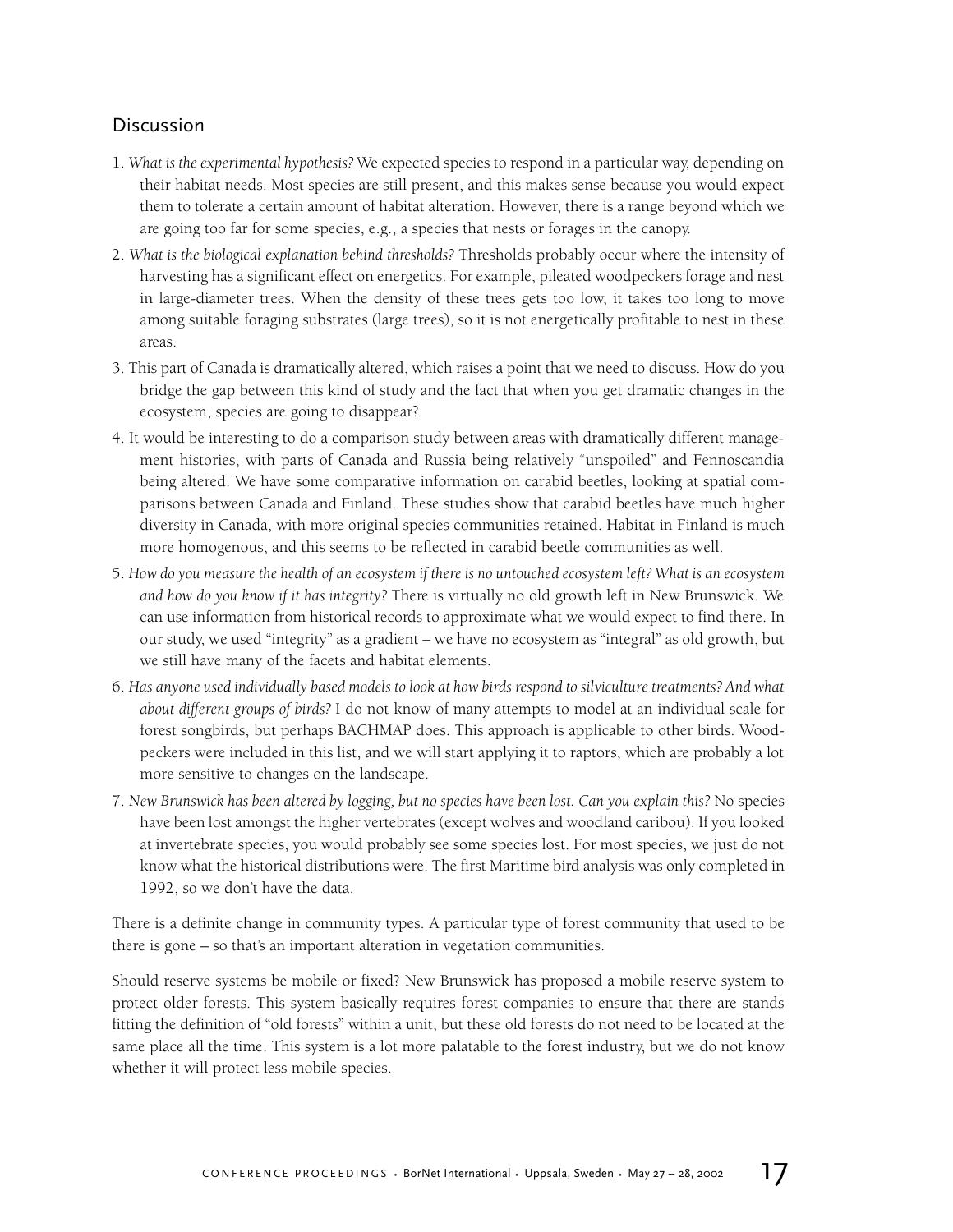## Discussion

1. *What is the experimental hypothesis?* We expected species to respond in a particular way, depending on their habitat needs. Most species are still present, and this makes sense because you would expect them to tolerate a certain amount of habitat alteration. However, there is a range beyond which we are going too far for some species, e.g., a species that nests or forages in the canopy.
2. *What is the biological explanation behind thresholds?* Thresholds probably occur where the intensity of harvesting has a significant effect on energetics. For example, pileated woodpeckers forage and nest in large-diameter trees. When the density of these trees gets too low, it takes too long to move among suitable foraging substrates (large trees), so it is not energetically profitable to nest in these areas.
3. This part of Canada is dramatically altered, which raises a point that we need to discuss. How do you bridge the gap between this kind of study and the fact that when you get dramatic changes in the ecosystem, species are going to disappear?
4. It would be interesting to do a comparison study between areas with dramatically different management histories, with parts of Canada and Russia being relatively "unspoiled" and Fennoscandia being altered. We have some comparative information on carabid beetles, looking at spatial comparisons between Canada and Finland. These studies show that carabid beetles have much higher diversity in Canada, with more original species communities retained. Habitat in Finland is much more homogenous, and this seems to be reflected in carabid beetle communities as well.
5. *How do you measure the health of an ecosystem if there is no untouched ecosystem left? What is an ecosystem and how do you know if it has integrity?* There is virtually no old growth left in New Brunswick. We can use information from historical records to approximate what we would expect to find there. In our study, we used "integrity" as a gradient – we have no ecosystem as "integral" as old growth, but we still have many of the facets and habitat elements.
6. *Has anyone used individually based models to look at how birds respond to silviculture treatments? And what about different groups of birds?* I do not know of many attempts to model at an individual scale for forest songbirds, but perhaps BACHMAP does. This approach is applicable to other birds. Woodpeckers were included in this list, and we will start applying it to raptors, which are probably a lot more sensitive to changes on the landscape.
7. *New Brunswick has been altered by logging, but no species have been lost. Can you explain this?* No species have been lost amongst the higher vertebrates (except wolves and woodland caribou). If you looked at invertebrate species, you would probably see some species lost. For most species, we just do not know what the historical distributions were. The first Maritime bird analysis was only completed in 1992, so we don't have the data.

There is a definite change in community types. A particular type of forest community that used to be there is gone – so that's an important alteration in vegetation communities.

Should reserve systems be mobile or fixed? New Brunswick has proposed a mobile reserve system to protect older forests. This system basically requires forest companies to ensure that there are stands fitting the definition of "old forests" within a unit, but these old forests do not need to be located at the same place all the time. This system is a lot more palatable to the forest industry, but we do not know whether it will protect less mobile species.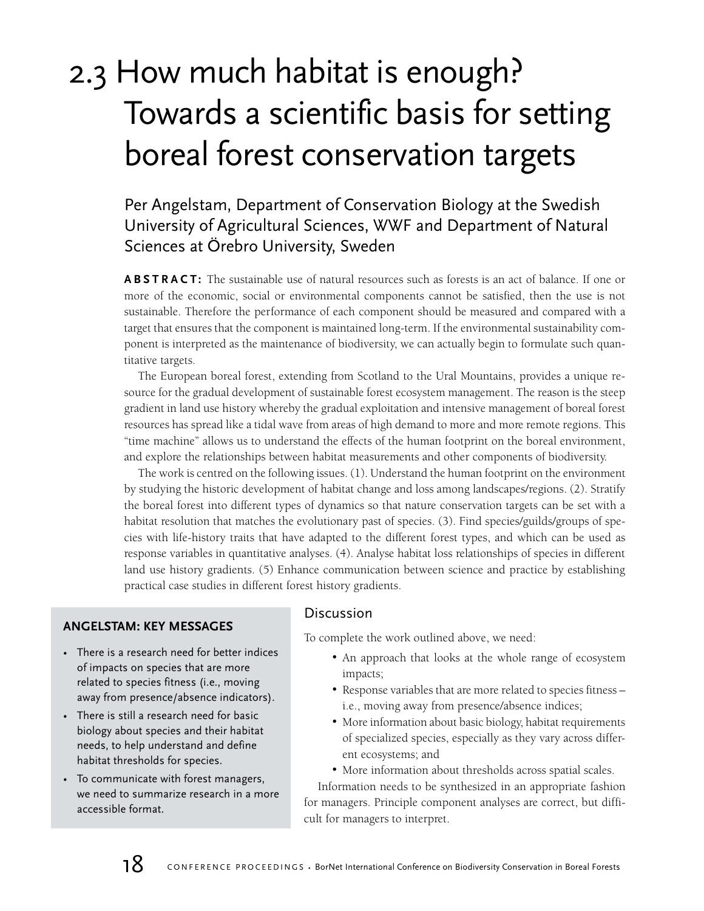# 2.3 How much habitat is enough? Towards a scientific basis for setting boreal forest conservation targets

Per Angelstam, Department of Conservation Biology at the Swedish University of Agricultural Sciences, WWF and Department of Natural Sciences at Örebro University, Sweden

**ABSTRACT:** The sustainable use of natural resources such as forests is an act of balance. If one or more of the economic, social or environmental components cannot be satisfied, then the use is not sustainable. Therefore the performance of each component should be measured and compared with a target that ensures that the component is maintained long-term. If the environmental sustainability component is interpreted as the maintenance of biodiversity, we can actually begin to formulate such quantitative targets.

The European boreal forest, extending from Scotland to the Ural Mountains, provides a unique resource for the gradual development of sustainable forest ecosystem management. The reason is the steep gradient in land use history whereby the gradual exploitation and intensive management of boreal forest resources has spread like a tidal wave from areas of high demand to more and more remote regions. This "time machine" allows us to understand the effects of the human footprint on the boreal environment, and explore the relationships between habitat measurements and other components of biodiversity.

The work is centred on the following issues. (1). Understand the human footprint on the environment by studying the historic development of habitat change and loss among landscapes/regions. (2). Stratify the boreal forest into different types of dynamics so that nature conservation targets can be set with a habitat resolution that matches the evolutionary past of species. (3). Find species/guilds/groups of species with life-history traits that have adapted to the different forest types, and which can be used as response variables in quantitative analyses. (4). Analyse habitat loss relationships of species in different land use history gradients. (5) Enhance communication between science and practice by establishing practical case studies in different forest history gradients.

### ANGELSTAM: KEY MESSAGES

- There is a research need for better indices of impacts on species that are more related to species fitness (i.e., moving away from presence/absence indicators).
- There is still a research need for basic biology about species and their habitat needs, to help understand and define habitat thresholds for species.
- To communicate with forest managers, we need to summarize research in a more accessible format.

## Discussion

To complete the work outlined above, we need:

- An approach that looks at the whole range of ecosystem impacts;
- Response variables that are more related to species fitness – i.e., moving away from presence/absence indices;
- More information about basic biology, habitat requirements of specialized species, especially as they vary across different ecosystems; and
- More information about thresholds across spatial scales.

Information needs to be synthesized in an appropriate fashion for managers. Principle component analyses are correct, but difficult for managers to interpret.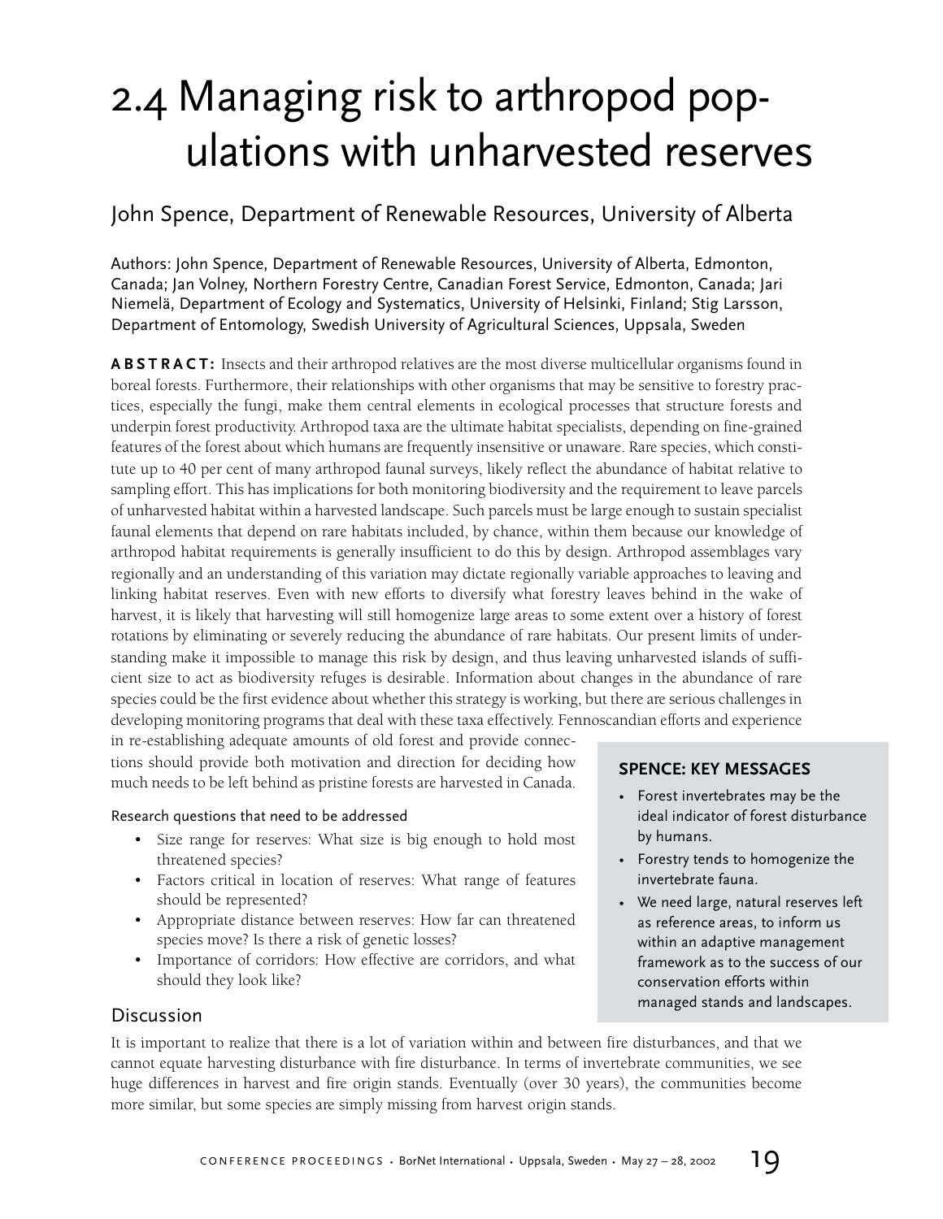# 2.4 Managing risk to arthropod populations with unharvested reserves

## John Spence, Department of Renewable Resources, University of Alberta

Authors: John Spence, Department of Renewable Resources, University of Alberta, Edmonton, Canada; Jan Volney, Northern Forestry Centre, Canadian Forest Service, Edmonton, Canada; Jari Niemelä, Department of Ecology and Systematics, University of Helsinki, Finland; Stig Larsson, Department of Entomology, Swedish University of Agricultural Sciences, Uppsala, Sweden

**ABSTRACT:** Insects and their arthropod relatives are the most diverse multicellular organisms found in boreal forests. Furthermore, their relationships with other organisms that may be sensitive to forestry practices, especially the fungi, make them central elements in ecological processes that structure forests and underpin forest productivity. Arthropod taxa are the ultimate habitat specialists, depending on fine-grained features of the forest about which humans are frequently insensitive or unaware. Rare species, which constitute up to 40 per cent of many arthropod faunal surveys, likely reflect the abundance of habitat relative to sampling effort. This has implications for both monitoring biodiversity and the requirement to leave parcels of unharvested habitat within a harvested landscape. Such parcels must be large enough to sustain specialist faunal elements that depend on rare habitats included, by chance, within them because our knowledge of arthropod habitat requirements is generally insufficient to do this by design. Arthropod assemblages vary regionally and an understanding of this variation may dictate regionally variable approaches to leaving and linking habitat reserves. Even with new efforts to diversify what forestry leaves behind in the wake of harvest, it is likely that harvesting will still homogenize large areas to some extent over a history of forest rotations by eliminating or severely reducing the abundance of rare habitats. Our present limits of understanding make it impossible to manage this risk by design, and thus leaving unharvested islands of sufficient size to act as biodiversity refuges is desirable. Information about changes in the abundance of rare species could be the first evidence about whether this strategy is working, but there are serious challenges in developing monitoring programs that deal with these taxa effectively. Fennoscandian efforts and experience in re-establishing adequate amounts of old forest and provide connections should provide both motivation and direction for deciding how much needs to be left behind as pristine forests are harvested in Canada.

Research questions that need to be addressed

- Size range for reserves: What size is big enough to hold most threatened species?
- Factors critical in location of reserves: What range of features should be represented?
- Appropriate distance between reserves: How far can threatened species move? Is there a risk of genetic losses?
- Importance of corridors: How effective are corridors, and what should they look like?

**SPENCE: KEY MESSAGES**

- Forest invertebrates may be the ideal indicator of forest disturbance by humans.
- Forestry tends to homogenize the invertebrate fauna.
- We need large, natural reserves left as reference areas, to inform us within an adaptive management framework as to the success of our conservation efforts within managed stands and landscapes.

### Discussion

It is important to realize that there is a lot of variation within and between fire disturbances, and that we cannot equate harvesting disturbance with fire disturbance. In terms of invertebrate communities, we see huge differences in harvest and fire origin stands. Eventually (over 30 years), the communities become more similar, but some species are simply missing from harvest origin stands.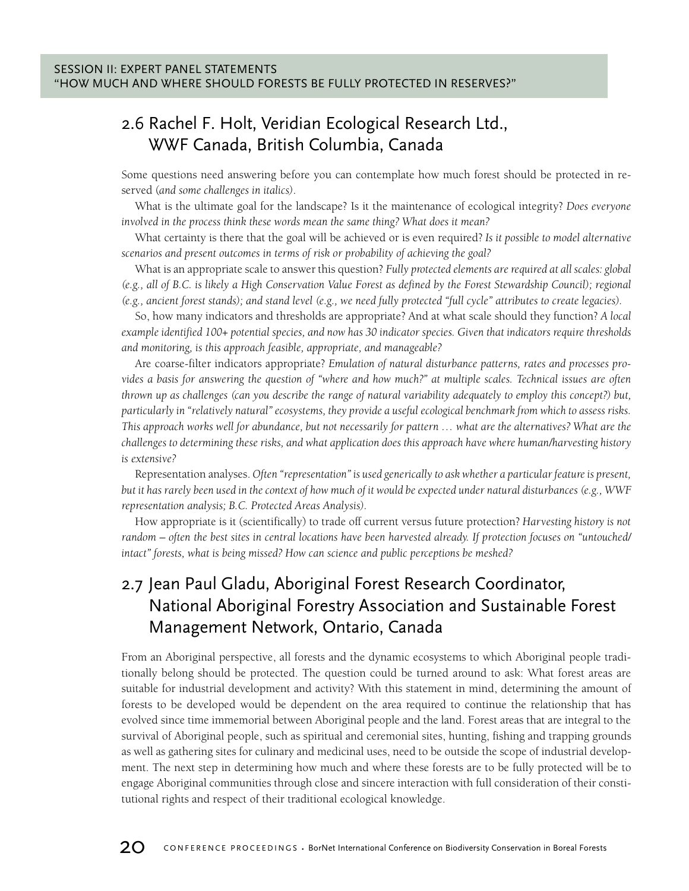## 2.6 Rachel F. Holt, Veridian Ecological Research Ltd., WWF Canada, British Columbia, Canada

Some questions need answering before you can contemplate how much forest should be protected in reserved (*and some challenges in italics*).

What is the ultimate goal for the landscape? Is it the maintenance of ecological integrity? *Does everyone involved in the process think these words mean the same thing? What does it mean?*

What certainty is there that the goal will be achieved or is even required? *Is it possible to model alternative scenarios and present outcomes in terms of risk or probability of achieving the goal?*

What is an appropriate scale to answer this question? *Fully protected elements are required at all scales: global (e.g., all of B.C. is likely a High Conservation Value Forest as defined by the Forest Stewardship Council); regional (e.g., ancient forest stands); and stand level (e.g., we need fully protected "full cycle" attributes to create legacies).*

So, how many indicators and thresholds are appropriate? And at what scale should they function? *A local example identified 100+ potential species, and now has 30 indicator species. Given that indicators require thresholds and monitoring, is this approach feasible, appropriate, and manageable?*

Are coarse-filter indicators appropriate? *Emulation of natural disturbance patterns, rates and processes provides a basis for answering the question of "where and how much?" at multiple scales. Technical issues are often thrown up as challenges (can you describe the range of natural variability adequately to employ this concept?) but, particularly in "relatively natural" ecosystems, they provide a useful ecological benchmark from which to assess risks. This approach works well for abundance, but not necessarily for pattern … what are the alternatives? What are the challenges to determining these risks, and what application does this approach have where human/harvesting history is extensive?*

Representation analyses. *Often "representation" is used generically to ask whether a particular feature is present, but it has rarely been used in the context of how much of it would be expected under natural disturbances (e.g., WWF representation analysis; B.C. Protected Areas Analysis).*

How appropriate is it (scientifically) to trade off current versus future protection? *Harvesting history is not random – often the best sites in central locations have been harvested already. If protection focuses on "untouched/intact" forests, what is being missed? How can science and public perceptions be meshed?*

## 2.7 Jean Paul Gladu, Aboriginal Forest Research Coordinator, National Aboriginal Forestry Association and Sustainable Forest Management Network, Ontario, Canada

From an Aboriginal perspective, all forests and the dynamic ecosystems to which Aboriginal people traditionally belong should be protected. The question could be turned around to ask: What forest areas are suitable for industrial development and activity? With this statement in mind, determining the amount of forests to be developed would be dependent on the area required to continue the relationship that has evolved since time immemorial between Aboriginal people and the land. Forest areas that are integral to the survival of Aboriginal people, such as spiritual and ceremonial sites, hunting, fishing and trapping grounds as well as gathering sites for culinary and medicinal uses, need to be outside the scope of industrial development. The next step in determining how much and where these forests are to be fully protected will be to engage Aboriginal communities through close and sincere interaction with full consideration of their constitutional rights and respect of their traditional ecological knowledge.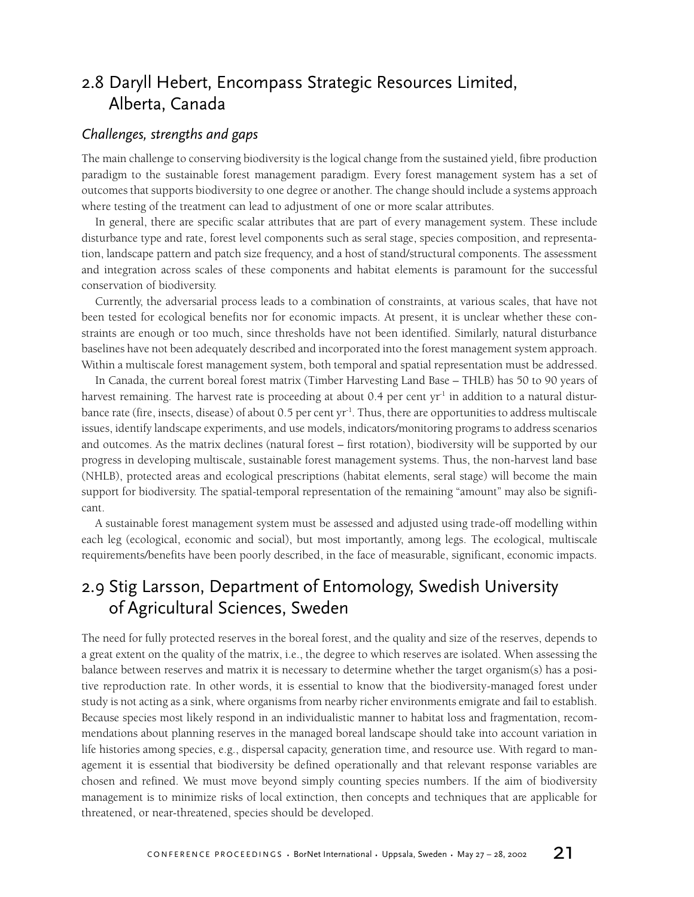## 2.8 Daryll Hebert, Encompass Strategic Resources Limited, Alberta, Canada

### *Challenges, strengths and gaps*

The main challenge to conserving biodiversity is the logical change from the sustained yield, fibre production paradigm to the sustainable forest management paradigm. Every forest management system has a set of outcomes that supports biodiversity to one degree or another. The change should include a systems approach where testing of the treatment can lead to adjustment of one or more scalar attributes.

In general, there are specific scalar attributes that are part of every management system. These include disturbance type and rate, forest level components such as seral stage, species composition, and representation, landscape pattern and patch size frequency, and a host of stand/structural components. The assessment and integration across scales of these components and habitat elements is paramount for the successful conservation of biodiversity.

Currently, the adversarial process leads to a combination of constraints, at various scales, that have not been tested for ecological benefits nor for economic impacts. At present, it is unclear whether these constraints are enough or too much, since thresholds have not been identified. Similarly, natural disturbance baselines have not been adequately described and incorporated into the forest management system approach. Within a multiscale forest management system, both temporal and spatial representation must be addressed.

In Canada, the current boreal forest matrix (Timber Harvesting Land Base – THLB) has 50 to 90 years of harvest remaining. The harvest rate is proceeding at about 0.4 per cent $yr^{-1}$ in addition to a natural disturbance rate (fire, insects, disease) of about 0.5 per cent $yr^{-1}$. Thus, there are opportunities to address multiscale issues, identify landscape experiments, and use models, indicators/monitoring programs to address scenarios and outcomes. As the matrix declines (natural forest – first rotation), biodiversity will be supported by our progress in developing multiscale, sustainable forest management systems. Thus, the non-harvest land base (NHLB), protected areas and ecological prescriptions (habitat elements, seral stage) will become the main support for biodiversity. The spatial-temporal representation of the remaining "amount" may also be significant.

A sustainable forest management system must be assessed and adjusted using trade-off modelling within each leg (ecological, economic and social), but most importantly, among legs. The ecological, multiscale requirements/benefits have been poorly described, in the face of measurable, significant, economic impacts.

## 2.9 Stig Larsson, Department of Entomology, Swedish University of Agricultural Sciences, Sweden

The need for fully protected reserves in the boreal forest, and the quality and size of the reserves, depends to a great extent on the quality of the matrix, i.e., the degree to which reserves are isolated. When assessing the balance between reserves and matrix it is necessary to determine whether the target organism(s) has a positive reproduction rate. In other words, it is essential to know that the biodiversity-managed forest under study is not acting as a sink, where organisms from nearby richer environments emigrate and fail to establish. Because species most likely respond in an individualistic manner to habitat loss and fragmentation, recommendations about planning reserves in the managed boreal landscape should take into account variation in life histories among species, e.g., dispersal capacity, generation time, and resource use. With regard to management it is essential that biodiversity be defined operationally and that relevant response variables are chosen and refined. We must move beyond simply counting species numbers. If the aim of biodiversity management is to minimize risks of local extinction, then concepts and techniques that are applicable for threatened, or near-threatened, species should be developed.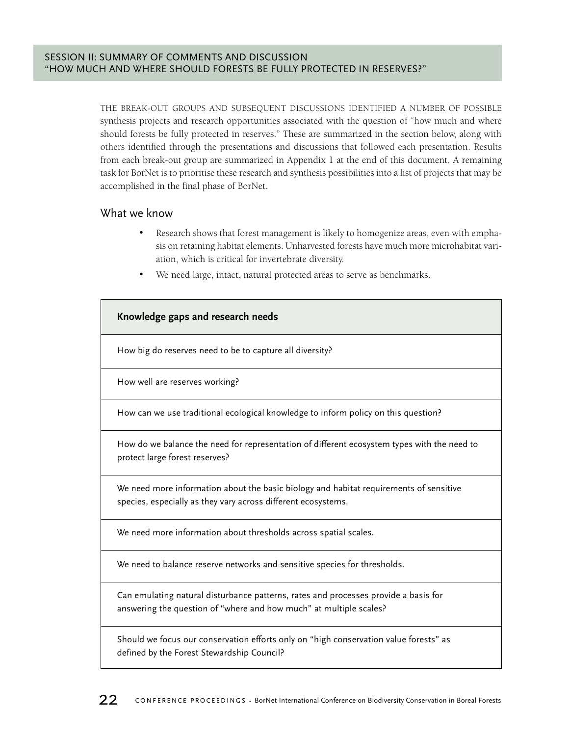## SESSION II: SUMMARY OF COMMENTS AND DISCUSSION "HOW MUCH AND WHERE SHOULD FORESTS BE FULLY PROTECTED IN RESERVES?"

THE BREAK-OUT GROUPS AND SUBSEQUENT DISCUSSIONS IDENTIFIED A NUMBER OF POSSIBLE synthesis projects and research opportunities associated with the question of "how much and where should forests be fully protected in reserves." These are summarized in the section below, along with others identified through the presentations and discussions that followed each presentation. Results from each break-out group are summarized in Appendix 1 at the end of this document. A remaining task for BorNet is to prioritise these research and synthesis possibilities into a list of projects that may be accomplished in the final phase of BorNet.

### What we know

- Research shows that forest management is likely to homogenize areas, even with emphasis on retaining habitat elements. Unharvested forests have much more microhabitat variation, which is critical for invertebrate diversity.
- We need large, intact, natural protected areas to serve as benchmarks.

| **Knowledge gaps and research needs** |
| --- |
| How big do reserves need to be to capture all diversity? |
| How well are reserves working? |
| How can we use traditional ecological knowledge to inform policy on this question? |
| How do we balance the need for representation of different ecosystem types with the need to protect large forest reserves? |
| We need more information about the basic biology and habitat requirements of sensitive species, especially as they vary across different ecosystems. |
| We need more information about thresholds across spatial scales. |
| We need to balance reserve networks and sensitive species for thresholds. |
| Can emulating natural disturbance patterns, rates and processes provide a basis for answering the question of "where and how much" at multiple scales? |
| Should we focus our conservation efforts only on "high conservation value forests" as defined by the Forest Stewardship Council? |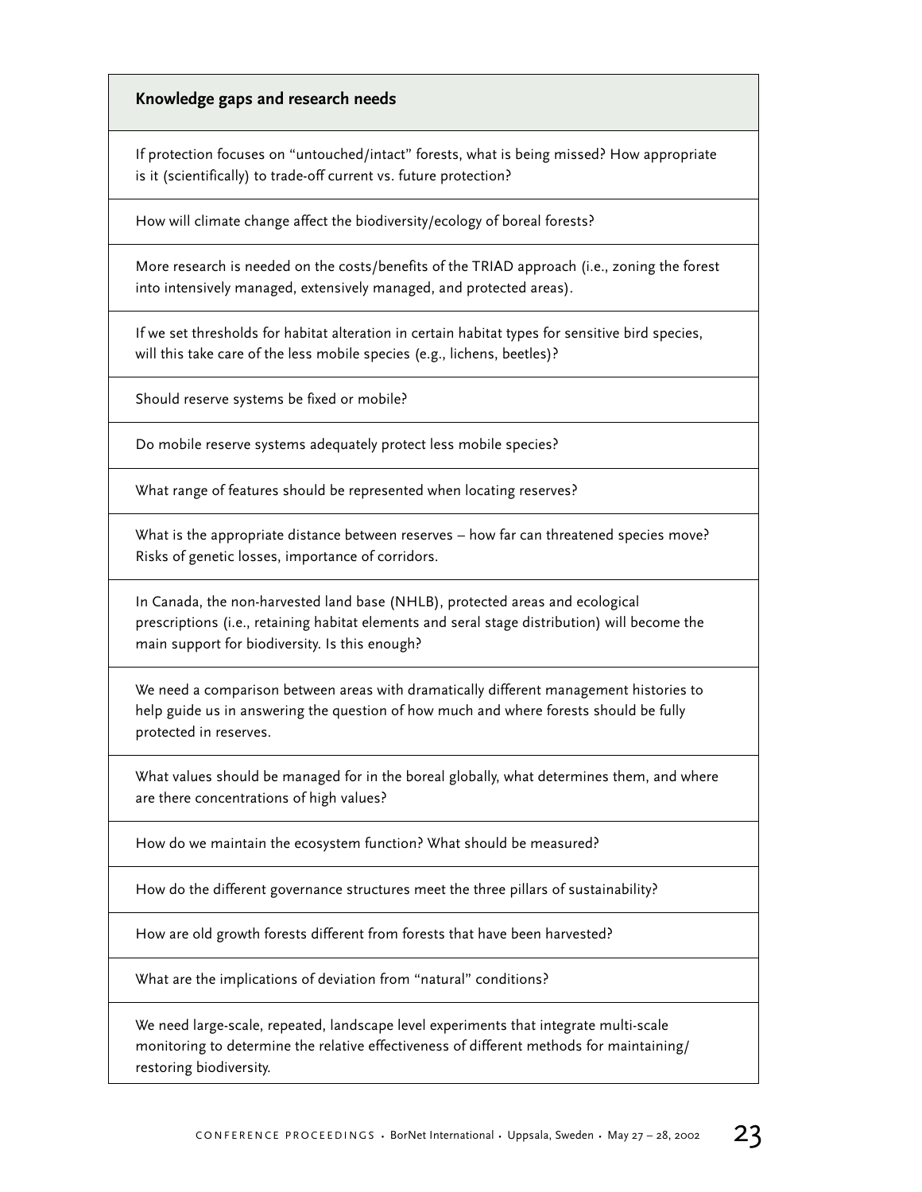| Knowledge gaps and research needs |
|---|
| If protection focuses on "untouched/intact" forests, what is being missed? How appropriate is it (scientifically) to trade-off current vs. future protection? |
| How will climate change affect the biodiversity/ecology of boreal forests? |
| More research is needed on the costs/benefits of the TRIAD approach (i.e., zoning the forest into intensively managed, extensively managed, and protected areas). |
| If we set thresholds for habitat alteration in certain habitat types for sensitive bird species, will this take care of the less mobile species (e.g., lichens, beetles)? |
| Should reserve systems be fixed or mobile? |
| Do mobile reserve systems adequately protect less mobile species? |
| What range of features should be represented when locating reserves? |
| What is the appropriate distance between reserves – how far can threatened species move? Risks of genetic losses, importance of corridors. |
| In Canada, the non-harvested land base (NHLB), protected areas and ecological prescriptions (i.e., retaining habitat elements and seral stage distribution) will become the main support for biodiversity. Is this enough? |
| We need a comparison between areas with dramatically different management histories to help guide us in answering the question of how much and where forests should be fully protected in reserves. |
| What values should be managed for in the boreal globally, what determines them, and where are there concentrations of high values? |
| How do we maintain the ecosystem function? What should be measured? |
| How do the different governance structures meet the three pillars of sustainability? |
| How are old growth forests different from forests that have been harvested? |
| What are the implications of deviation from "natural" conditions? |
| We need large-scale, repeated, landscape level experiments that integrate multi-scale monitoring to determine the relative effectiveness of different methods for maintaining/restoring biodiversity. |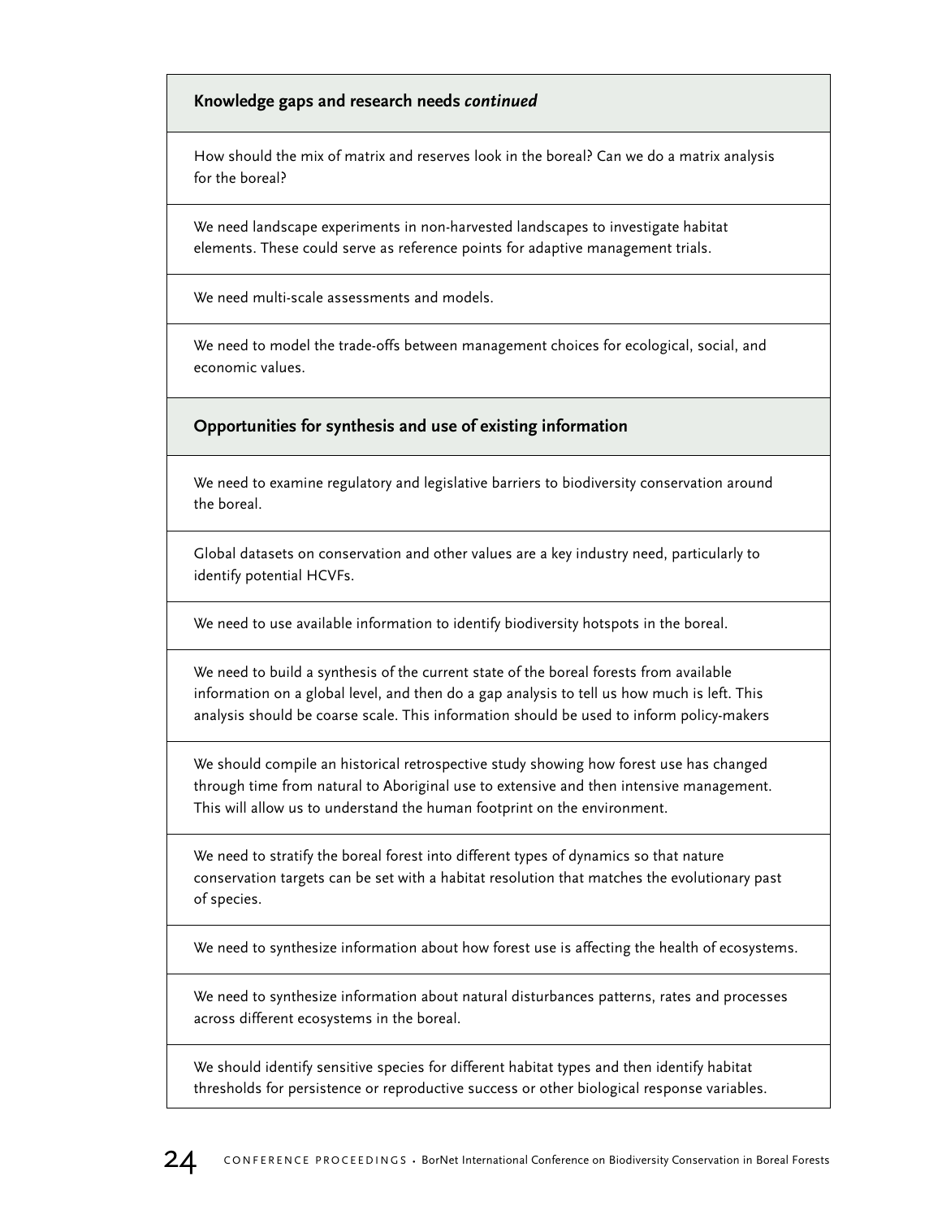| **Knowledge gaps and research needs *continued*** |
|---|
| How should the mix of matrix and reserves look in the boreal? Can we do a matrix analysis for the boreal? |
| We need landscape experiments in non-harvested landscapes to investigate habitat elements. These could serve as reference points for adaptive management trials. |
| We need multi-scale assessments and models. |
| We need to model the trade-offs between management choices for ecological, social, and economic values. |

| **Opportunities for synthesis and use of existing information** |
|---|
| We need to examine regulatory and legislative barriers to biodiversity conservation around the boreal. |
| Global datasets on conservation and other values are a key industry need, particularly to identify potential HCVFs. |
| We need to use available information to identify biodiversity hotspots in the boreal. |
| We need to build a synthesis of the current state of the boreal forests from available information on a global level, and then do a gap analysis to tell us how much is left. This analysis should be coarse scale. This information should be used to inform policy-makers |
| We should compile an historical retrospective study showing how forest use has changed through time from natural to Aboriginal use to extensive and then intensive management. This will allow us to understand the human footprint on the environment. |
| We need to stratify the boreal forest into different types of dynamics so that nature conservation targets can be set with a habitat resolution that matches the evolutionary past of species. |
| We need to synthesize information about how forest use is affecting the health of ecosystems. |
| We need to synthesize information about natural disturbances patterns, rates and processes across different ecosystems in the boreal. |
| We should identify sensitive species for different habitat types and then identify habitat thresholds for persistence or reproductive success or other biological response variables. |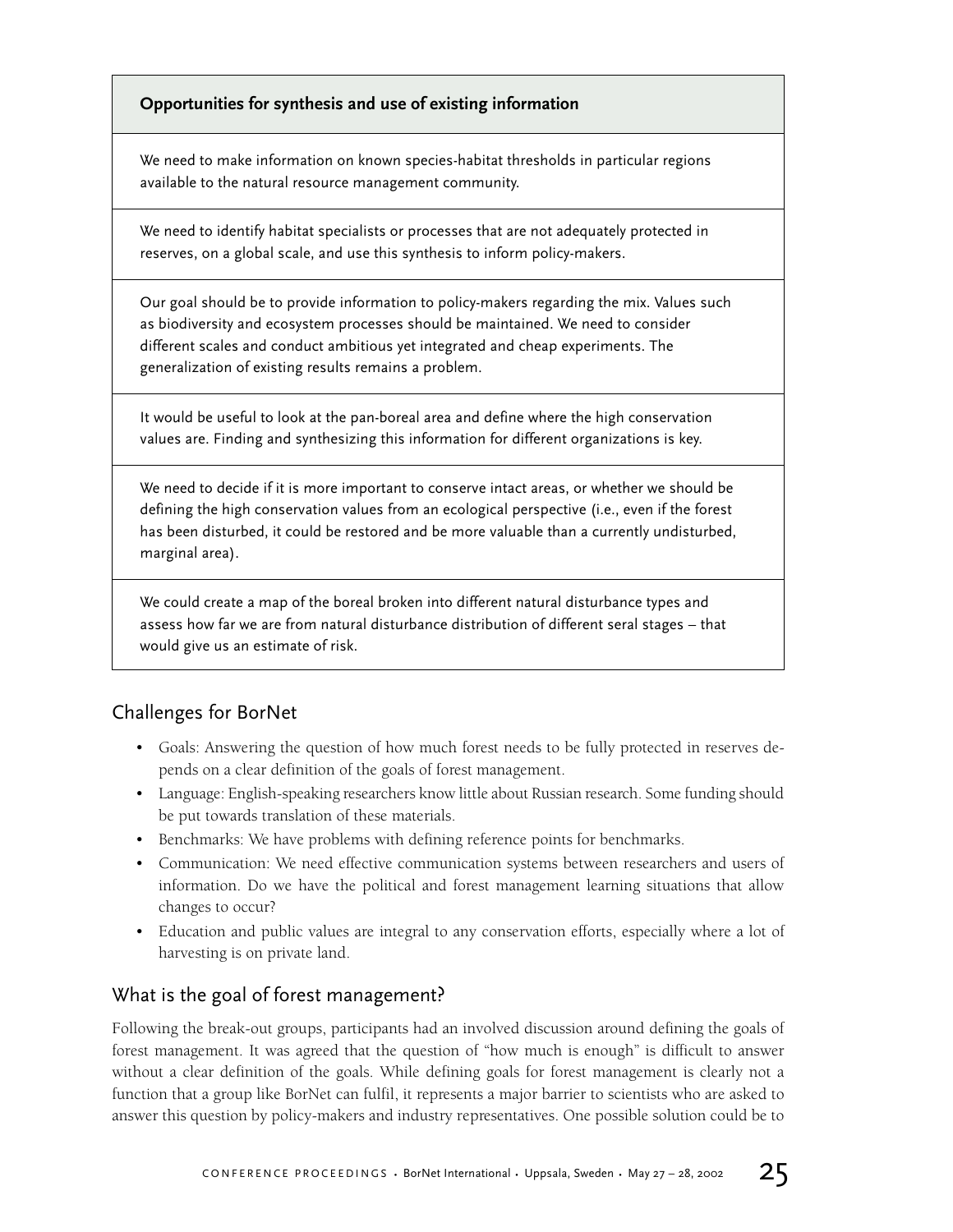| Opportunities for synthesis and use of existing information |
| --- |
| We need to make information on known species-habitat thresholds in particular regions available to the natural resource management community. |
| We need to identify habitat specialists or processes that are not adequately protected in reserves, on a global scale, and use this synthesis to inform policy-makers. |
| Our goal should be to provide information to policy-makers regarding the mix. Values such as biodiversity and ecosystem processes should be maintained. We need to consider different scales and conduct ambitious yet integrated and cheap experiments. The generalization of existing results remains a problem. |
| It would be useful to look at the pan-boreal area and define where the high conservation values are. Finding and synthesizing this information for different organizations is key. |
| We need to decide if it is more important to conserve intact areas, or whether we should be defining the high conservation values from an ecological perspective (i.e., even if the forest has been disturbed, it could be restored and be more valuable than a currently undisturbed, marginal area). |
| We could create a map of the boreal broken into different natural disturbance types and assess how far we are from natural disturbance distribution of different seral stages – that would give us an estimate of risk. |

## Challenges for BorNet

- Goals: Answering the question of how much forest needs to be fully protected in reserves depends on a clear definition of the goals of forest management.
- Language: English-speaking researchers know little about Russian research. Some funding should be put towards translation of these materials.
- Benchmarks: We have problems with defining reference points for benchmarks.
- Communication: We need effective communication systems between researchers and users of information. Do we have the political and forest management learning situations that allow changes to occur?
- Education and public values are integral to any conservation efforts, especially where a lot of harvesting is on private land.

## What is the goal of forest management?

Following the break-out groups, participants had an involved discussion around defining the goals of forest management. It was agreed that the question of "how much is enough" is difficult to answer without a clear definition of the goals. While defining goals for forest management is clearly not a function that a group like BorNet can fulfil, it represents a major barrier to scientists who are asked to answer this question by policy-makers and industry representatives. One possible solution could be to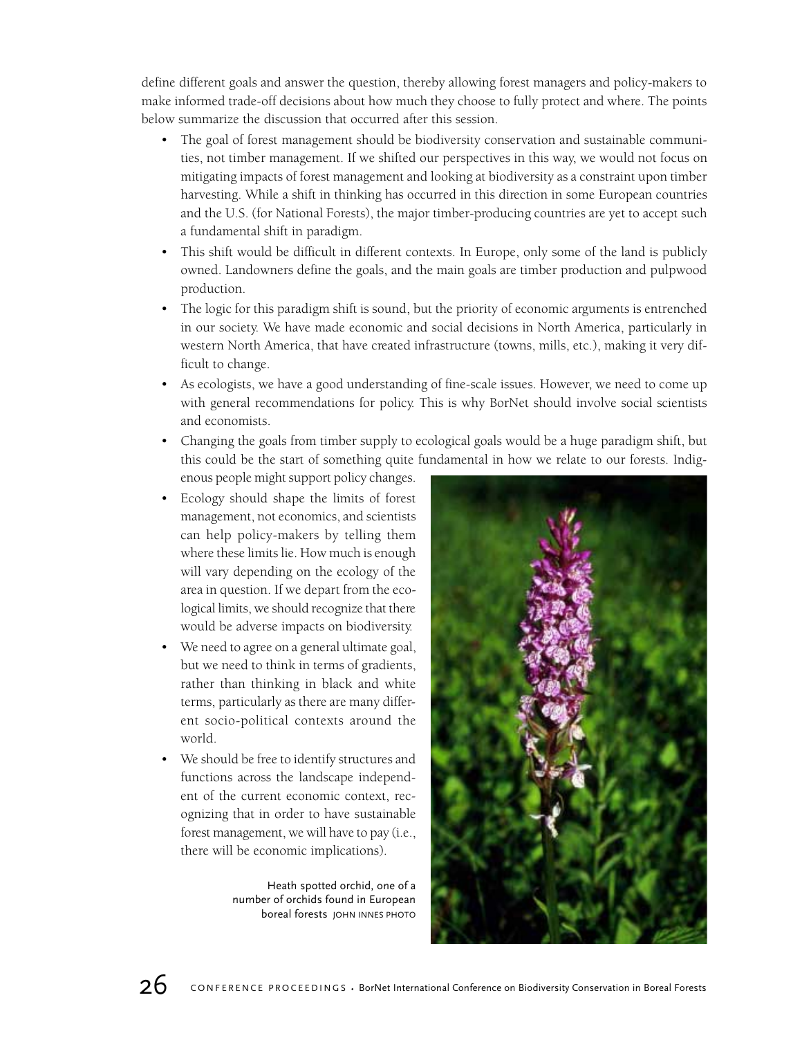define different goals and answer the question, thereby allowing forest managers and policy-makers to make informed trade-off decisions about how much they choose to fully protect and where. The points below summarize the discussion that occurred after this session.

- The goal of forest management should be biodiversity conservation and sustainable communities, not timber management. If we shifted our perspectives in this way, we would not focus on mitigating impacts of forest management and looking at biodiversity as a constraint upon timber harvesting. While a shift in thinking has occurred in this direction in some European countries and the U.S. (for National Forests), the major timber-producing countries are yet to accept such a fundamental shift in paradigm.
- This shift would be difficult in different contexts. In Europe, only some of the land is publicly owned. Landowners define the goals, and the main goals are timber production and pulpwood production.
- The logic for this paradigm shift is sound, but the priority of economic arguments is entrenched in our society. We have made economic and social decisions in North America, particularly in western North America, that have created infrastructure (towns, mills, etc.), making it very difficult to change.
- As ecologists, we have a good understanding of fine-scale issues. However, we need to come up with general recommendations for policy. This is why BorNet should involve social scientists and economists.
- Changing the goals from timber supply to ecological goals would be a huge paradigm shift, but this could be the start of something quite fundamental in how we relate to our forests. Indigenous people might support policy changes.
- Ecology should shape the limits of forest management, not economics, and scientists can help policy-makers by telling them where these limits lie. How much is enough will vary depending on the ecology of the area in question. If we depart from the ecological limits, we should recognize that there would be adverse impacts on biodiversity.
- We need to agree on a general ultimate goal, but we need to think in terms of gradients, rather than thinking in black and white terms, particularly as there are many different socio-political contexts around the world.
- We should be free to identify structures and functions across the landscape independent of the current economic context, recognizing that in order to have sustainable forest management, we will have to pay (i.e., there will be economic implications).

Heath spotted orchid, one of a number of orchids found in European boreal forests JOHN INNES PHOTO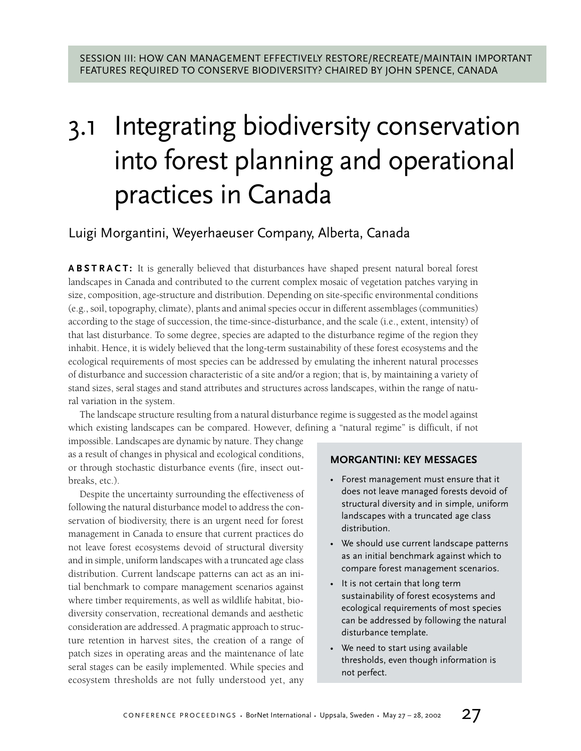SESSION III: HOW CAN MANAGEMENT EFFECTIVELY RESTORE/RECREATE/MAINTAIN IMPORTANT FEATURES REQUIRED TO CONSERVE BIODIVERSITY? CHAIRED BY JOHN SPENCE, CANADA

# 3.1 Integrating biodiversity conservation into forest planning and operational practices in Canada

Luigi Morgantini, Weyerhaeuser Company, Alberta, Canada

**ABSTRACT:** It is generally believed that disturbances have shaped present natural boreal forest landscapes in Canada and contributed to the current complex mosaic of vegetation patches varying in size, composition, age-structure and distribution. Depending on site-specific environmental conditions (e.g., soil, topography, climate), plants and animal species occur in different assemblages (communities) according to the stage of succession, the time-since-disturbance, and the scale (i.e., extent, intensity) of that last disturbance. To some degree, species are adapted to the disturbance regime of the region they inhabit. Hence, it is widely believed that the long-term sustainability of these forest ecosystems and the ecological requirements of most species can be addressed by emulating the inherent natural processes of disturbance and succession characteristic of a site and/or a region; that is, by maintaining a variety of stand sizes, seral stages and stand attributes and structures across landscapes, within the range of natural variation in the system.

The landscape structure resulting from a natural disturbance regime is suggested as the model against which existing landscapes can be compared. However, defining a "natural regime" is difficult, if not impossible. Landscapes are dynamic by nature. They change as a result of changes in physical and ecological conditions, or through stochastic disturbance events (fire, insect outbreaks, etc.).

Despite the uncertainty surrounding the effectiveness of following the natural disturbance model to address the conservation of biodiversity, there is an urgent need for forest management in Canada to ensure that current practices do not leave forest ecosystems devoid of structural diversity and in simple, uniform landscapes with a truncated age class distribution. Current landscape patterns can act as an initial benchmark to compare management scenarios against where timber requirements, as well as wildlife habitat, biodiversity conservation, recreational demands and aesthetic consideration are addressed. A pragmatic approach to structure retention in harvest sites, the creation of a range of patch sizes in operating areas and the maintenance of late seral stages can be easily implemented. While species and ecosystem thresholds are not fully understood yet, any

### MORGANTINI: KEY MESSAGES

- Forest management must ensure that it does not leave managed forests devoid of structural diversity and in simple, uniform landscapes with a truncated age class distribution.
- We should use current landscape patterns as an initial benchmark against which to compare forest management scenarios.
- It is not certain that long term sustainability of forest ecosystems and ecological requirements of most species can be addressed by following the natural disturbance template.
- We need to start using available thresholds, even though information is not perfect.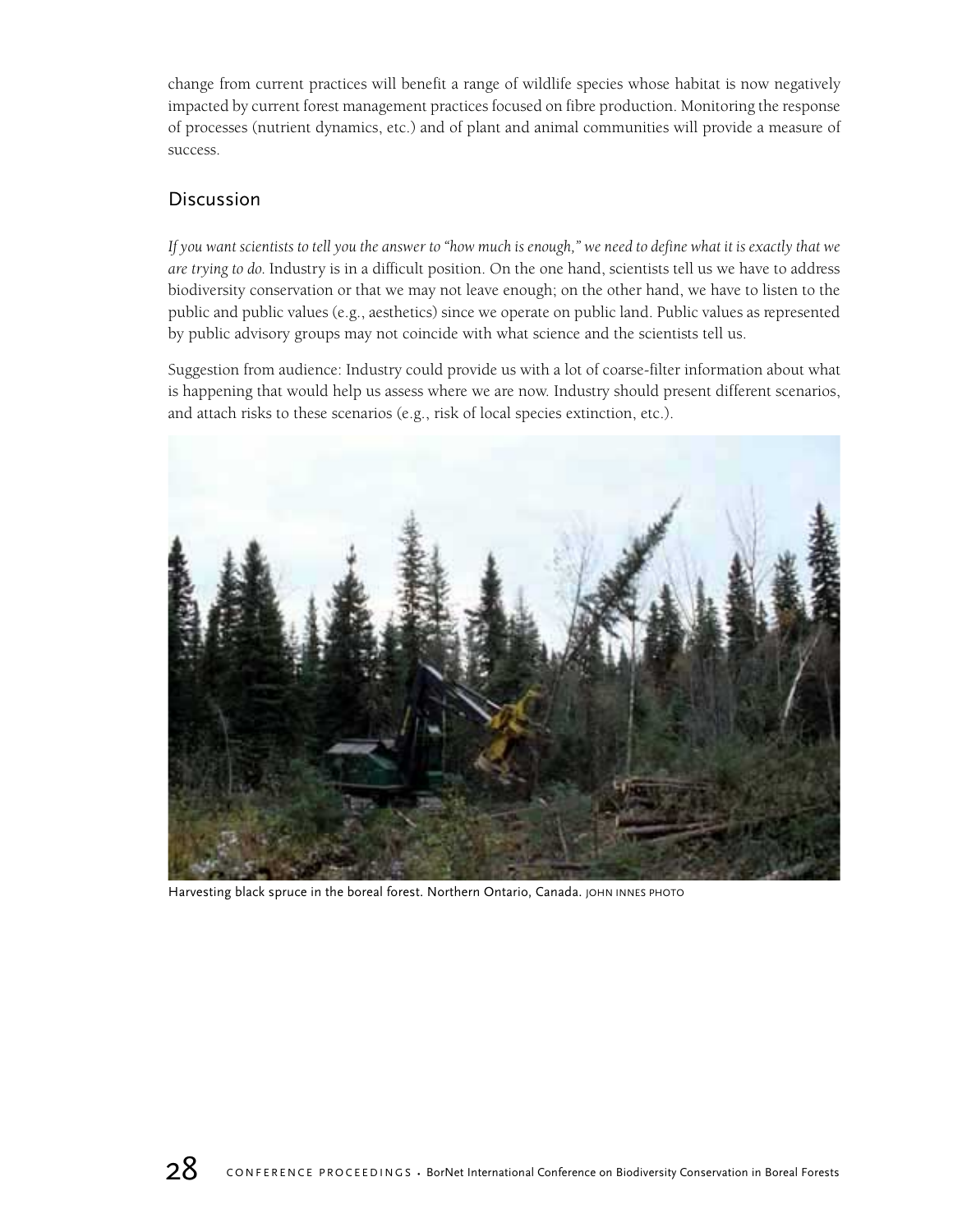change from current practices will benefit a range of wildlife species whose habitat is now negatively impacted by current forest management practices focused on fibre production. Monitoring the response of processes (nutrient dynamics, etc.) and of plant and animal communities will provide a measure of success.

## Discussion

*If you want scientists to tell you the answer to "how much is enough," we need to define what it is exactly that we are trying to do.* Industry is in a difficult position. On the one hand, scientists tell us we have to address biodiversity conservation or that we may not leave enough; on the other hand, we have to listen to the public and public values (e.g., aesthetics) since we operate on public land. Public values as represented by public advisory groups may not coincide with what science and the scientists tell us.

Suggestion from audience: Industry could provide us with a lot of coarse-filter information about what is happening that would help us assess where we are now. Industry should present different scenarios, and attach risks to these scenarios (e.g., risk of local species extinction, etc.).

Harvesting black spruce in the boreal forest. Northern Ontario, Canada. JOHN INNES PHOTO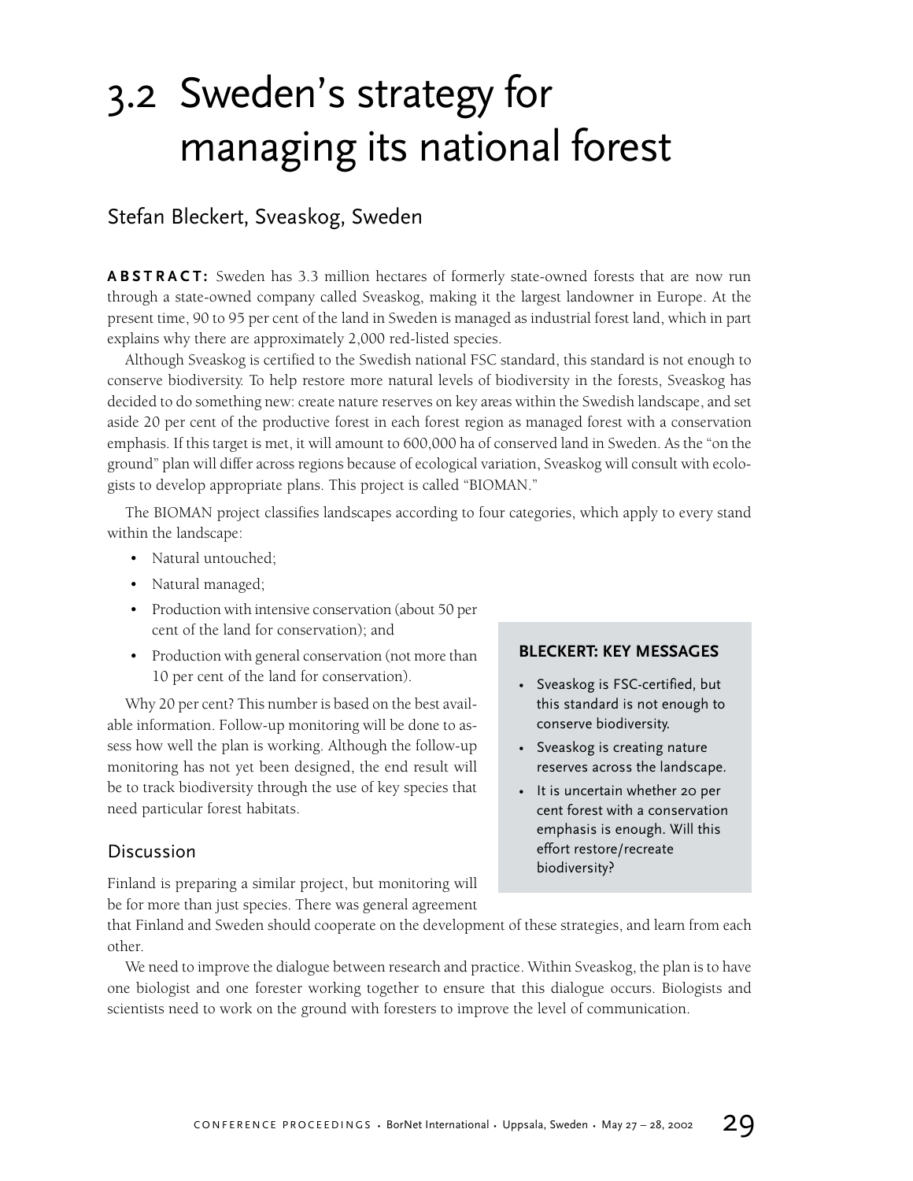# 3.2 Sweden's strategy for managing its national forest

## Stefan Bleckert, Sveaskog, Sweden

**ABSTRACT:** Sweden has 3.3 million hectares of formerly state-owned forests that are now run through a state-owned company called Sveaskog, making it the largest landowner in Europe. At the present time, 90 to 95 per cent of the land in Sweden is managed as industrial forest land, which in part explains why there are approximately 2,000 red-listed species.

Although Sveaskog is certified to the Swedish national FSC standard, this standard is not enough to conserve biodiversity. To help restore more natural levels of biodiversity in the forests, Sveaskog has decided to do something new: create nature reserves on key areas within the Swedish landscape, and set aside 20 per cent of the productive forest in each forest region as managed forest with a conservation emphasis. If this target is met, it will amount to 600,000 ha of conserved land in Sweden. As the "on the ground" plan will differ across regions because of ecological variation, Sveaskog will consult with ecologists to develop appropriate plans. This project is called "BIOMAN."

The BIOMAN project classifies landscapes according to four categories, which apply to every stand within the landscape:

- Natural untouched;
- Natural managed;
- Production with intensive conservation (about 50 per cent of the land for conservation); and
- Production with general conservation (not more than 10 per cent of the land for conservation).

Why 20 per cent? This number is based on the best available information. Follow-up monitoring will be done to assess how well the plan is working. Although the follow-up monitoring has not yet been designed, the end result will be to track biodiversity through the use of key species that need particular forest habitats.

### Discussion

Finland is preparing a similar project, but monitoring will be for more than just species. There was general agreement that Finland and Sweden should cooperate on the development of these strategies, and learn from each other.

We need to improve the dialogue between research and practice. Within Sveaskog, the plan is to have one biologist and one forester working together to ensure that this dialogue occurs. Biologists and scientists need to work on the ground with foresters to improve the level of communication.

**BLECKERT: KEY MESSAGES**

- Sveaskog is FSC-certified, but this standard is not enough to conserve biodiversity.
- Sveaskog is creating nature reserves across the landscape.
- It is uncertain whether 20 per cent forest with a conservation emphasis is enough. Will this effort restore/recreate biodiversity?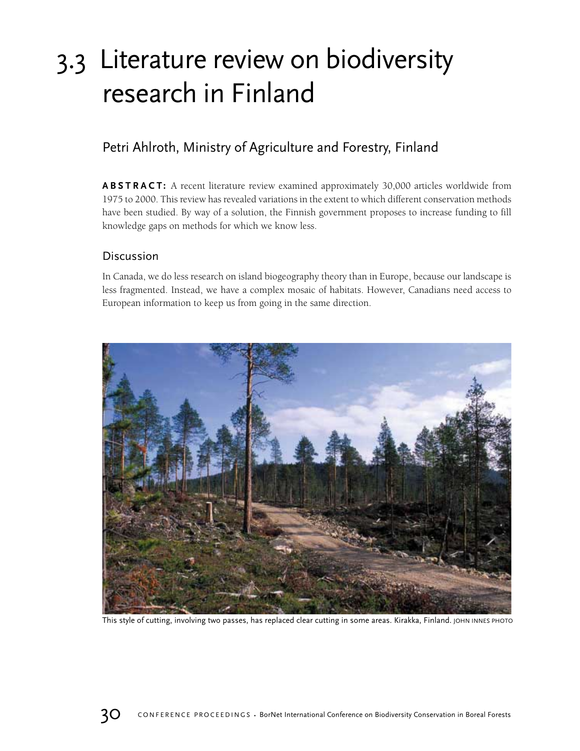# 3.3 Literature review on biodiversity research in Finland

## Petri Ahlroth, Ministry of Agriculture and Forestry, Finland

**ABSTRACT:** A recent literature review examined approximately 30,000 articles worldwide from 1975 to 2000. This review has revealed variations in the extent to which different conservation methods have been studied. By way of a solution, the Finnish government proposes to increase funding to fill knowledge gaps on methods for which we know less.

### Discussion

In Canada, we do less research on island biogeography theory than in Europe, because our landscape is less fragmented. Instead, we have a complex mosaic of habitats. However, Canadians need access to European information to keep us from going in the same direction.

This style of cutting, involving two passes, has replaced clear cutting in some areas. Kirakka, Finland. JOHN INNES PHOTO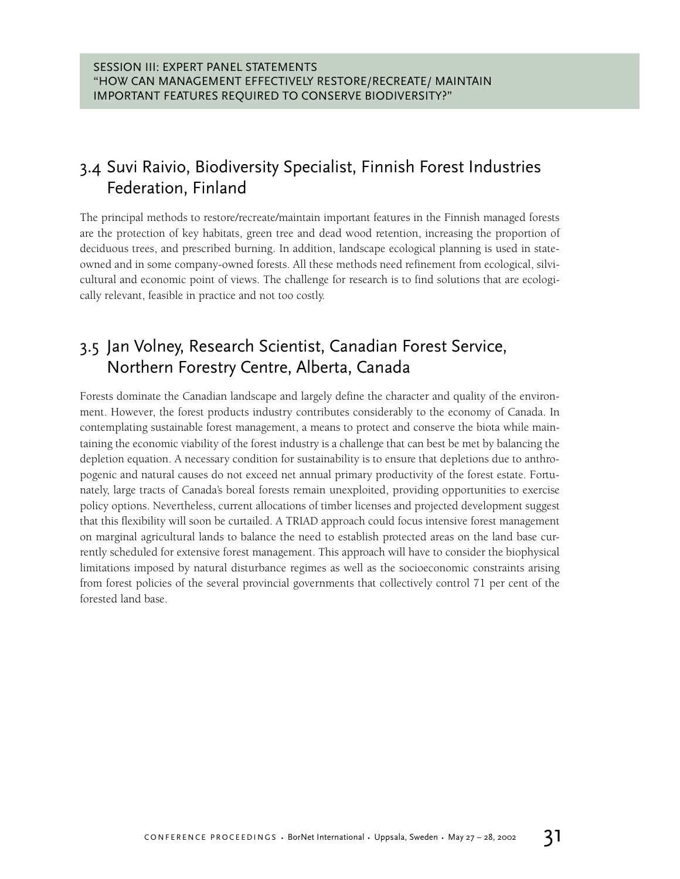SESSION III: EXPERT PANEL STATEMENTS
"HOW CAN MANAGEMENT EFFECTIVELY RESTORE/RECREATE/ MAINTAIN IMPORTANT FEATURES REQUIRED TO CONSERVE BIODIVERSITY?"

## 3.4 Suvi Raivio, Biodiversity Specialist, Finnish Forest Industries Federation, Finland

The principal methods to restore/recreate/maintain important features in the Finnish managed forests are the protection of key habitats, green tree and dead wood retention, increasing the proportion of deciduous trees, and prescribed burning. In addition, landscape ecological planning is used in state-owned and in some company-owned forests. All these methods need refinement from ecological, silvicultural and economic point of views. The challenge for research is to find solutions that are ecologically relevant, feasible in practice and not too costly.

## 3.5 Jan Volney, Research Scientist, Canadian Forest Service, Northern Forestry Centre, Alberta, Canada

Forests dominate the Canadian landscape and largely define the character and quality of the environment. However, the forest products industry contributes considerably to the economy of Canada. In contemplating sustainable forest management, a means to protect and conserve the biota while maintaining the economic viability of the forest industry is a challenge that can best be met by balancing the depletion equation. A necessary condition for sustainability is to ensure that depletions due to anthropogenic and natural causes do not exceed net annual primary productivity of the forest estate. Fortunately, large tracts of Canada's boreal forests remain unexploited, providing opportunities to exercise policy options. Nevertheless, current allocations of timber licenses and projected development suggest that this flexibility will soon be curtailed. A TRIAD approach could focus intensive forest management on marginal agricultural lands to balance the need to establish protected areas on the land base currently scheduled for extensive forest management. This approach will have to consider the biophysical limitations imposed by natural disturbance regimes as well as the socioeconomic constraints arising from forest policies of the several provincial governments that collectively control 71 per cent of the forested land base.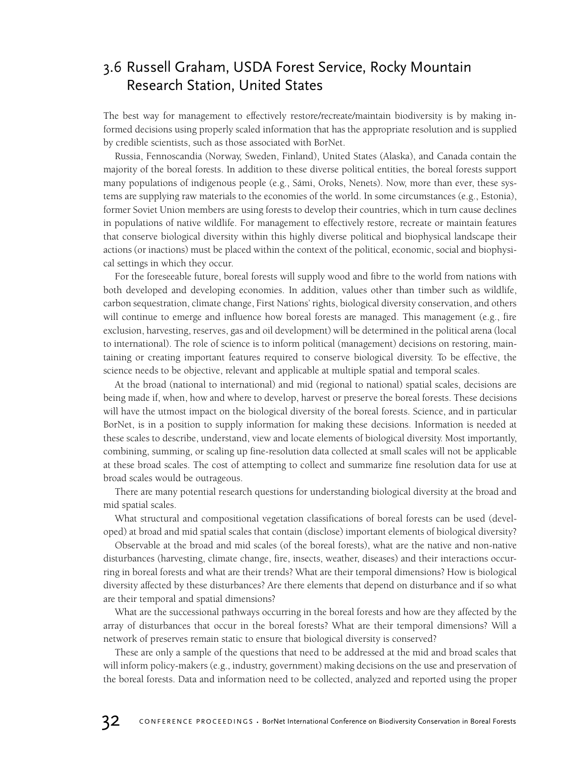## 3.6 Russell Graham, USDA Forest Service, Rocky Mountain Research Station, United States

The best way for management to effectively restore/recreate/maintain biodiversity is by making informed decisions using properly scaled information that has the appropriate resolution and is supplied by credible scientists, such as those associated with BorNet.

Russia, Fennoscandia (Norway, Sweden, Finland), United States (Alaska), and Canada contain the majority of the boreal forests. In addition to these diverse political entities, the boreal forests support many populations of indigenous people (e.g., Sámi, Oroks, Nenets). Now, more than ever, these systems are supplying raw materials to the economies of the world. In some circumstances (e.g., Estonia), former Soviet Union members are using forests to develop their countries, which in turn cause declines in populations of native wildlife. For management to effectively restore, recreate or maintain features that conserve biological diversity within this highly diverse political and biophysical landscape their actions (or inactions) must be placed within the context of the political, economic, social and biophysical settings in which they occur.

For the foreseeable future, boreal forests will supply wood and fibre to the world from nations with both developed and developing economies. In addition, values other than timber such as wildlife, carbon sequestration, climate change, First Nations' rights, biological diversity conservation, and others will continue to emerge and influence how boreal forests are managed. This management (e.g., fire exclusion, harvesting, reserves, gas and oil development) will be determined in the political arena (local to international). The role of science is to inform political (management) decisions on restoring, maintaining or creating important features required to conserve biological diversity. To be effective, the science needs to be objective, relevant and applicable at multiple spatial and temporal scales.

At the broad (national to international) and mid (regional to national) spatial scales, decisions are being made if, when, how and where to develop, harvest or preserve the boreal forests. These decisions will have the utmost impact on the biological diversity of the boreal forests. Science, and in particular BorNet, is in a position to supply information for making these decisions. Information is needed at these scales to describe, understand, view and locate elements of biological diversity. Most importantly, combining, summing, or scaling up fine-resolution data collected at small scales will not be applicable at these broad scales. The cost of attempting to collect and summarize fine resolution data for use at broad scales would be outrageous.

There are many potential research questions for understanding biological diversity at the broad and mid spatial scales.

What structural and compositional vegetation classifications of boreal forests can be used (developed) at broad and mid spatial scales that contain (disclose) important elements of biological diversity?

Observable at the broad and mid scales (of the boreal forests), what are the native and non-native disturbances (harvesting, climate change, fire, insects, weather, diseases) and their interactions occurring in boreal forests and what are their trends? What are their temporal dimensions? How is biological diversity affected by these disturbances? Are there elements that depend on disturbance and if so what are their temporal and spatial dimensions?

What are the successional pathways occurring in the boreal forests and how are they affected by the array of disturbances that occur in the boreal forests? What are their temporal dimensions? Will a network of preserves remain static to ensure that biological diversity is conserved?

These are only a sample of the questions that need to be addressed at the mid and broad scales that will inform policy-makers (e.g., industry, government) making decisions on the use and preservation of the boreal forests. Data and information need to be collected, analyzed and reported using the proper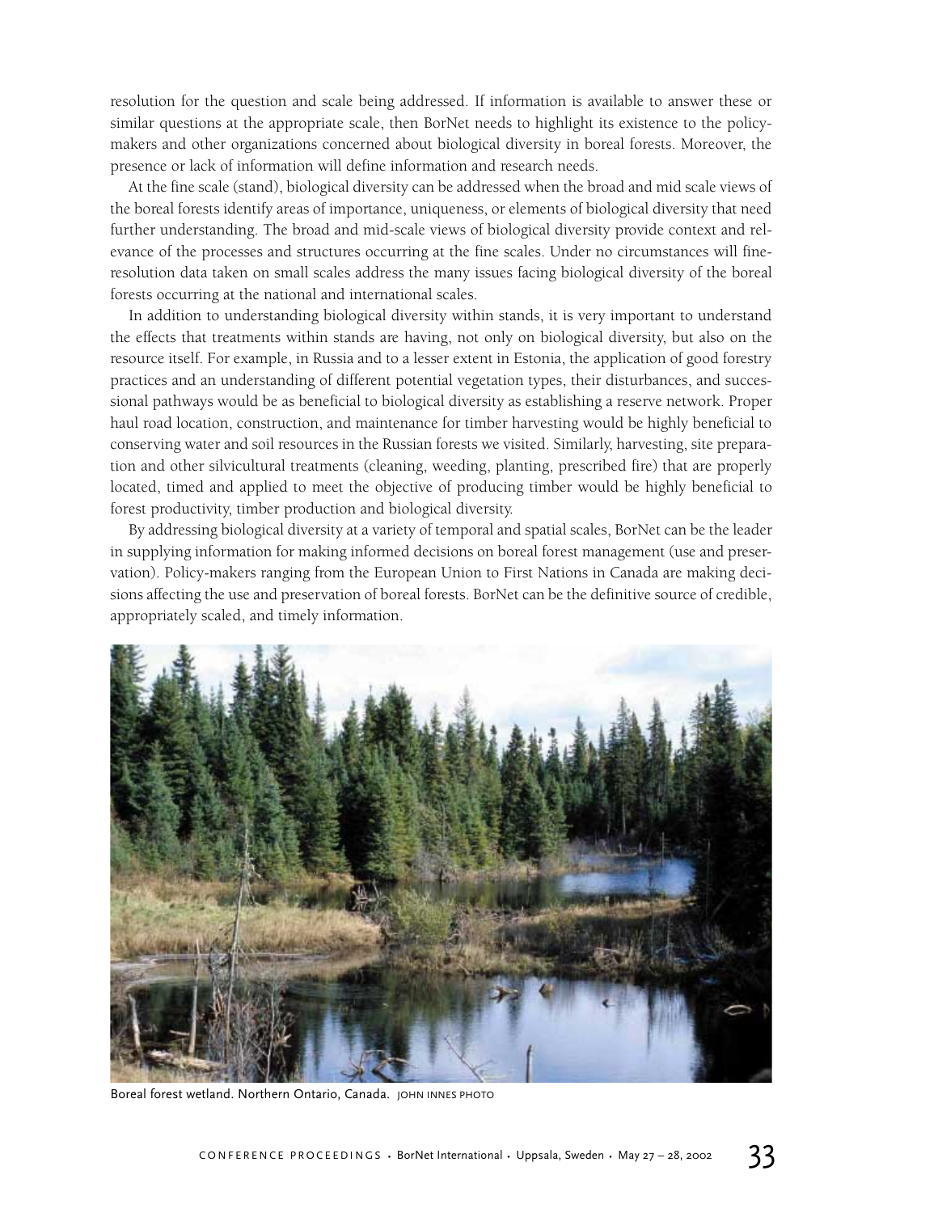resolution for the question and scale being addressed. If information is available to answer these or similar questions at the appropriate scale, then BorNet needs to highlight its existence to the policy-makers and other organizations concerned about biological diversity in boreal forests. Moreover, the presence or lack of information will define information and research needs.

At the fine scale (stand), biological diversity can be addressed when the broad and mid scale views of the boreal forests identify areas of importance, uniqueness, or elements of biological diversity that need further understanding. The broad and mid-scale views of biological diversity provide context and relevance of the processes and structures occurring at the fine scales. Under no circumstances will fine-resolution data taken on small scales address the many issues facing biological diversity of the boreal forests occurring at the national and international scales.

In addition to understanding biological diversity within stands, it is very important to understand the effects that treatments within stands are having, not only on biological diversity, but also on the resource itself. For example, in Russia and to a lesser extent in Estonia, the application of good forestry practices and an understanding of different potential vegetation types, their disturbances, and successional pathways would be as beneficial to biological diversity as establishing a reserve network. Proper haul road location, construction, and maintenance for timber harvesting would be highly beneficial to conserving water and soil resources in the Russian forests we visited. Similarly, harvesting, site preparation and other silvicultural treatments (cleaning, weeding, planting, prescribed fire) that are properly located, timed and applied to meet the objective of producing timber would be highly beneficial to forest productivity, timber production and biological diversity.

By addressing biological diversity at a variety of temporal and spatial scales, BorNet can be the leader in supplying information for making informed decisions on boreal forest management (use and preservation). Policy-makers ranging from the European Union to First Nations in Canada are making decisions affecting the use and preservation of boreal forests. BorNet can be the definitive source of credible, appropriately scaled, and timely information.

Boreal forest wetland. Northern Ontario, Canada. JOHN INNES PHOTO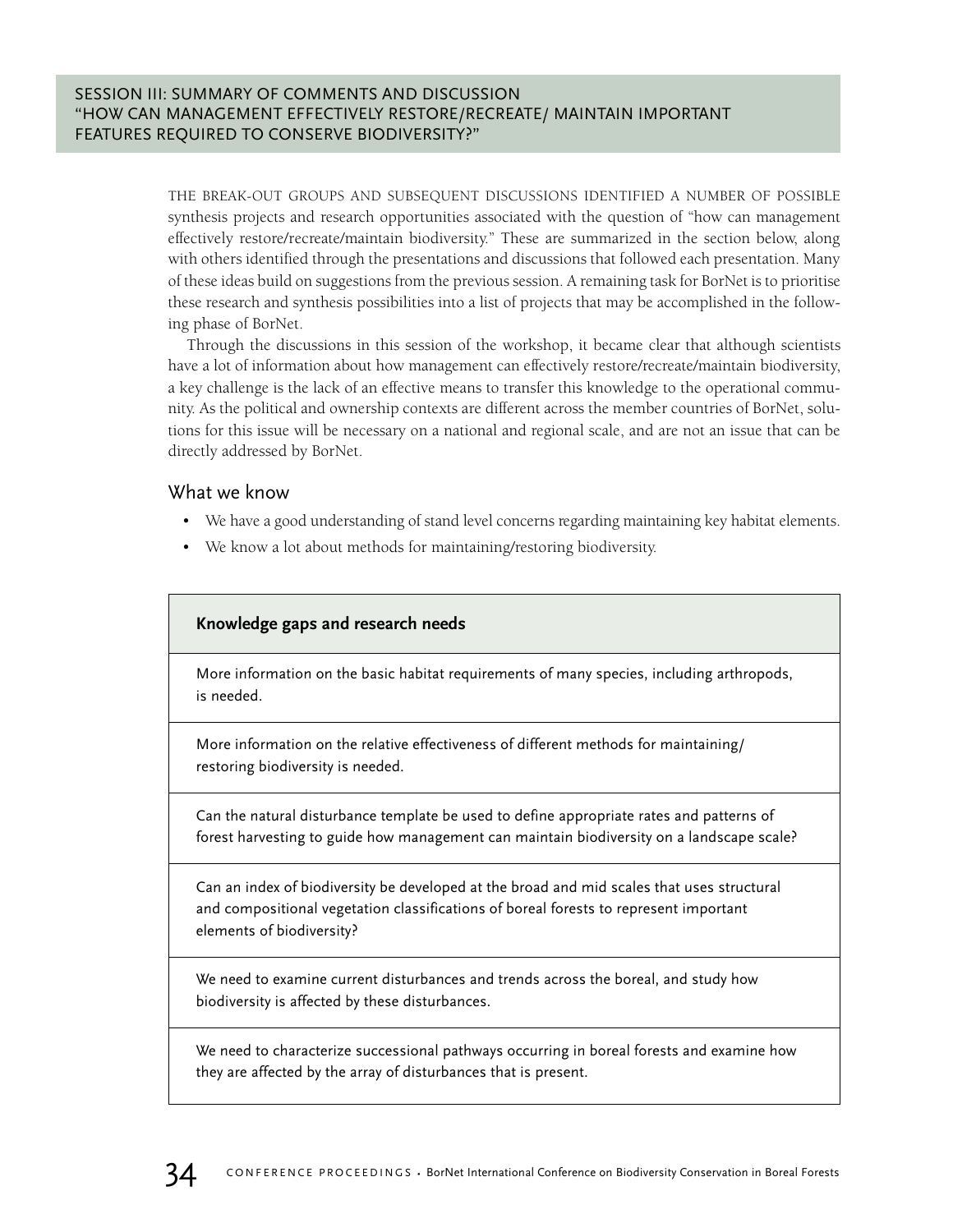## SESSION III: SUMMARY OF COMMENTS AND DISCUSSION "HOW CAN MANAGEMENT EFFECTIVELY RESTORE/RECREATE/ MAINTAIN IMPORTANT FEATURES REQUIRED TO CONSERVE BIODIVERSITY?"

THE BREAK-OUT GROUPS AND SUBSEQUENT DISCUSSIONS IDENTIFIED A NUMBER OF POSSIBLE synthesis projects and research opportunities associated with the question of "how can management effectively restore/recreate/maintain biodiversity." These are summarized in the section below, along with others identified through the presentations and discussions that followed each presentation. Many of these ideas build on suggestions from the previous session. A remaining task for BorNet is to prioritise these research and synthesis possibilities into a list of projects that may be accomplished in the following phase of BorNet.

Through the discussions in this session of the workshop, it became clear that although scientists have a lot of information about how management can effectively restore/recreate/maintain biodiversity, a key challenge is the lack of an effective means to transfer this knowledge to the operational community. As the political and ownership contexts are different across the member countries of BorNet, solutions for this issue will be necessary on a national and regional scale, and are not an issue that can be directly addressed by BorNet.

### What we know

- We have a good understanding of stand level concerns regarding maintaining key habitat elements.
- We know a lot about methods for maintaining/restoring biodiversity.

| **Knowledge gaps and research needs** |
|---|
| More information on the basic habitat requirements of many species, including arthropods, is needed. |
| More information on the relative effectiveness of different methods for maintaining/ restoring biodiversity is needed. |
| Can the natural disturbance template be used to define appropriate rates and patterns of forest harvesting to guide how management can maintain biodiversity on a landscape scale? |
| Can an index of biodiversity be developed at the broad and mid scales that uses structural and compositional vegetation classifications of boreal forests to represent important elements of biodiversity? |
| We need to examine current disturbances and trends across the boreal, and study how biodiversity is affected by these disturbances. |
| We need to characterize successional pathways occurring in boreal forests and examine how they are affected by the array of disturbances that is present. |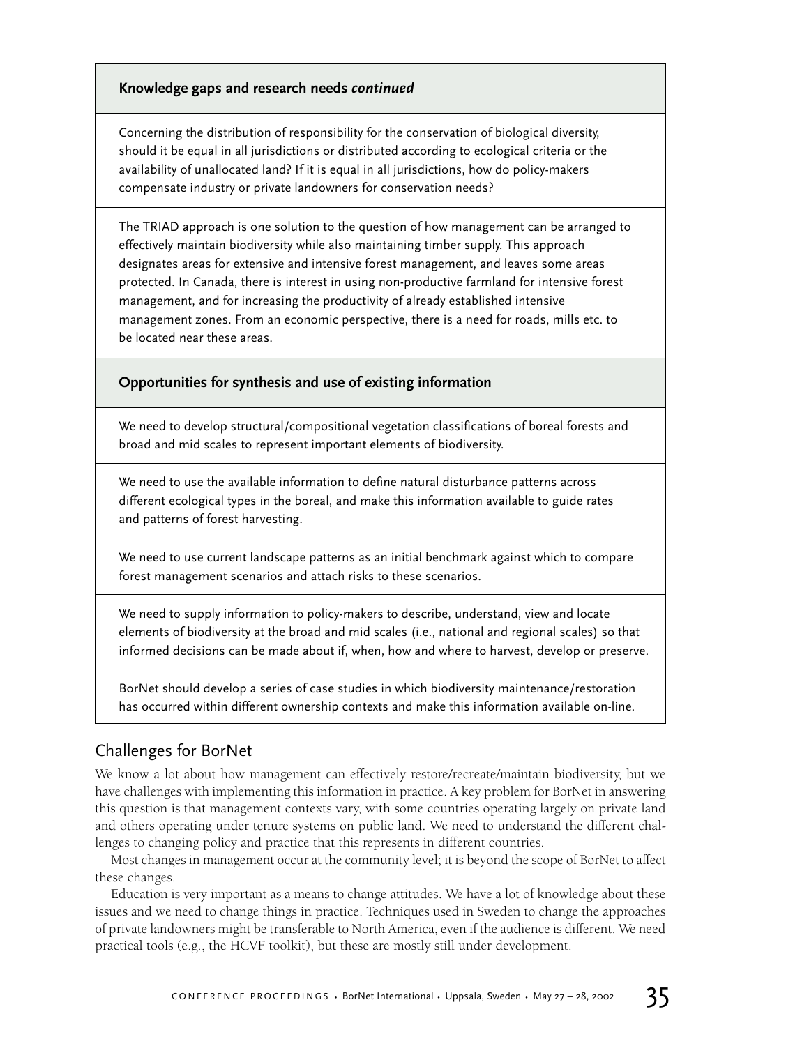**Knowledge gaps and research needs *continued***

Concerning the distribution of responsibility for the conservation of biological diversity, should it be equal in all jurisdictions or distributed according to ecological criteria or the availability of unallocated land? If it is equal in all jurisdictions, how do policy-makers compensate industry or private landowners for conservation needs?

The TRIAD approach is one solution to the question of how management can be arranged to effectively maintain biodiversity while also maintaining timber supply. This approach designates areas for extensive and intensive forest management, and leaves some areas protected. In Canada, there is interest in using non-productive farmland for intensive forest management, and for increasing the productivity of already established intensive management zones. From an economic perspective, there is a need for roads, mills etc. to be located near these areas.

**Opportunities for synthesis and use of existing information**

We need to develop structural/compositional vegetation classifications of boreal forests and broad and mid scales to represent important elements of biodiversity.

We need to use the available information to define natural disturbance patterns across different ecological types in the boreal, and make this information available to guide rates and patterns of forest harvesting.

We need to use current landscape patterns as an initial benchmark against which to compare forest management scenarios and attach risks to these scenarios.

We need to supply information to policy-makers to describe, understand, view and locate elements of biodiversity at the broad and mid scales (i.e., national and regional scales) so that informed decisions can be made about if, when, how and where to harvest, develop or preserve.

BorNet should develop a series of case studies in which biodiversity maintenance/restoration has occurred within different ownership contexts and make this information available on-line.

## Challenges for BorNet

We know a lot about how management can effectively restore/recreate/maintain biodiversity, but we have challenges with implementing this information in practice. A key problem for BorNet in answering this question is that management contexts vary, with some countries operating largely on private land and others operating under tenure systems on public land. We need to understand the different challenges to changing policy and practice that this represents in different countries.

Most changes in management occur at the community level; it is beyond the scope of BorNet to affect these changes.

Education is very important as a means to change attitudes. We have a lot of knowledge about these issues and we need to change things in practice. Techniques used in Sweden to change the approaches of private landowners might be transferable to North America, even if the audience is different. We need practical tools (e.g., the HCVF toolkit), but these are mostly still under development.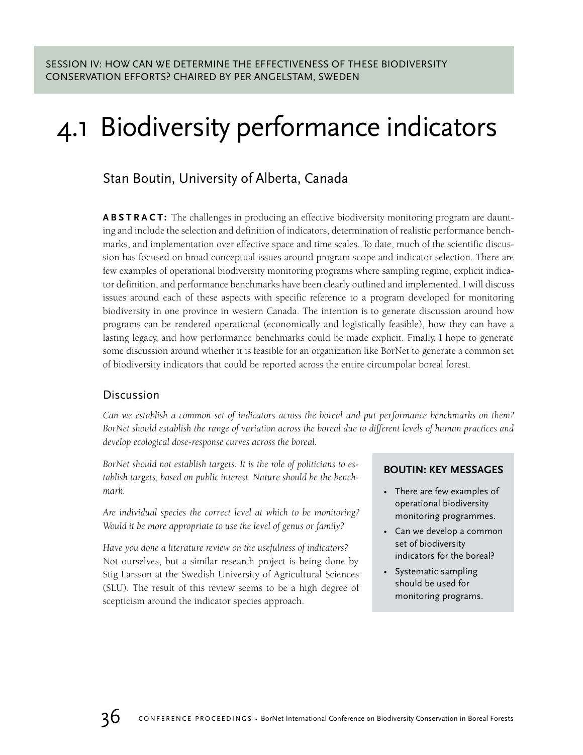SESSION IV: HOW CAN WE DETERMINE THE EFFECTIVENESS OF THESE BIODIVERSITY CONSERVATION EFFORTS? CHAIRED BY PER ANGELSTAM, SWEDEN

# 4.1 Biodiversity performance indicators

## Stan Boutin, University of Alberta, Canada

**ABSTRACT:** The challenges in producing an effective biodiversity monitoring program are daunting and include the selection and definition of indicators, determination of realistic performance benchmarks, and implementation over effective space and time scales. To date, much of the scientific discussion has focused on broad conceptual issues around program scope and indicator selection. There are few examples of operational biodiversity monitoring programs where sampling regime, explicit indicator definition, and performance benchmarks have been clearly outlined and implemented. I will discuss issues around each of these aspects with specific reference to a program developed for monitoring biodiversity in one province in western Canada. The intention is to generate discussion around how programs can be rendered operational (economically and logistically feasible), how they can have a lasting legacy, and how performance benchmarks could be made explicit. Finally, I hope to generate some discussion around whether it is feasible for an organization like BorNet to generate a common set of biodiversity indicators that could be reported across the entire circumpolar boreal forest.

### Discussion

*Can we establish a common set of indicators across the boreal and put performance benchmarks on them? BorNet should establish the range of variation across the boreal due to different levels of human practices and develop ecological dose-response curves across the boreal.*

*BorNet should not establish targets. It is the role of politicians to establish targets, based on public interest. Nature should be the benchmark.*

*Are individual species the correct level at which to be monitoring? Would it be more appropriate to use the level of genus or family?*

*Have you done a literature review on the usefulness of indicators?*
Not ourselves, but a similar research project is being done by Stig Larsson at the Swedish University of Agricultural Sciences (SLU). The result of this review seems to be a high degree of scepticism around the indicator species approach.

**BOUTIN: KEY MESSAGES**

- There are few examples of operational biodiversity monitoring programmes.
- Can we develop a common set of biodiversity indicators for the boreal?
- Systematic sampling should be used for monitoring programs.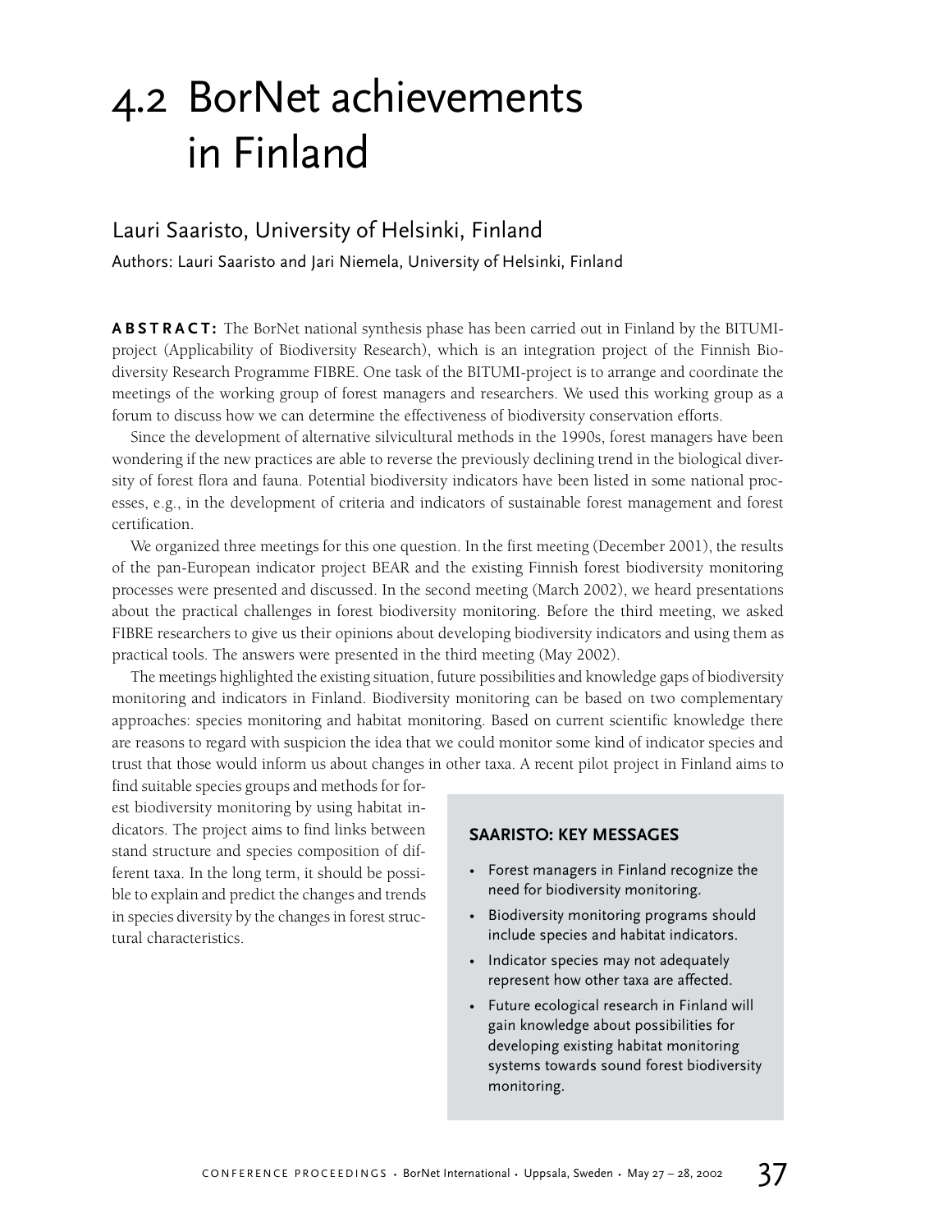# 4.2 BorNet achievements in Finland

## Lauri Saaristo, University of Helsinki, Finland

Authors: Lauri Saaristo and Jari Niemela, University of Helsinki, Finland

**ABSTRACT:** The BorNet national synthesis phase has been carried out in Finland by the BITUMI-project (Applicability of Biodiversity Research), which is an integration project of the Finnish Biodiversity Research Programme FIBRE. One task of the BITUMI-project is to arrange and coordinate the meetings of the working group of forest managers and researchers. We used this working group as a forum to discuss how we can determine the effectiveness of biodiversity conservation efforts.

Since the development of alternative silvicultural methods in the 1990s, forest managers have been wondering if the new practices are able to reverse the previously declining trend in the biological diversity of forest flora and fauna. Potential biodiversity indicators have been listed in some national processes, e.g., in the development of criteria and indicators of sustainable forest management and forest certification.

We organized three meetings for this one question. In the first meeting (December 2001), the results of the pan-European indicator project BEAR and the existing Finnish forest biodiversity monitoring processes were presented and discussed. In the second meeting (March 2002), we heard presentations about the practical challenges in forest biodiversity monitoring. Before the third meeting, we asked FIBRE researchers to give us their opinions about developing biodiversity indicators and using them as practical tools. The answers were presented in the third meeting (May 2002).

The meetings highlighted the existing situation, future possibilities and knowledge gaps of biodiversity monitoring and indicators in Finland. Biodiversity monitoring can be based on two complementary approaches: species monitoring and habitat monitoring. Based on current scientific knowledge there are reasons to regard with suspicion the idea that we could monitor some kind of indicator species and trust that those would inform us about changes in other taxa. A recent pilot project in Finland aims to find suitable species groups and methods for forest biodiversity monitoring by using habitat indicators. The project aims to find links between stand structure and species composition of different taxa. In the long term, it should be possible to explain and predict the changes and trends in species diversity by the changes in forest structural characteristics.

### SAARISTO: KEY MESSAGES

- Forest managers in Finland recognize the need for biodiversity monitoring.
- Biodiversity monitoring programs should include species and habitat indicators.
- Indicator species may not adequately represent how other taxa are affected.
- Future ecological research in Finland will gain knowledge about possibilities for developing existing habitat monitoring systems towards sound forest biodiversity monitoring.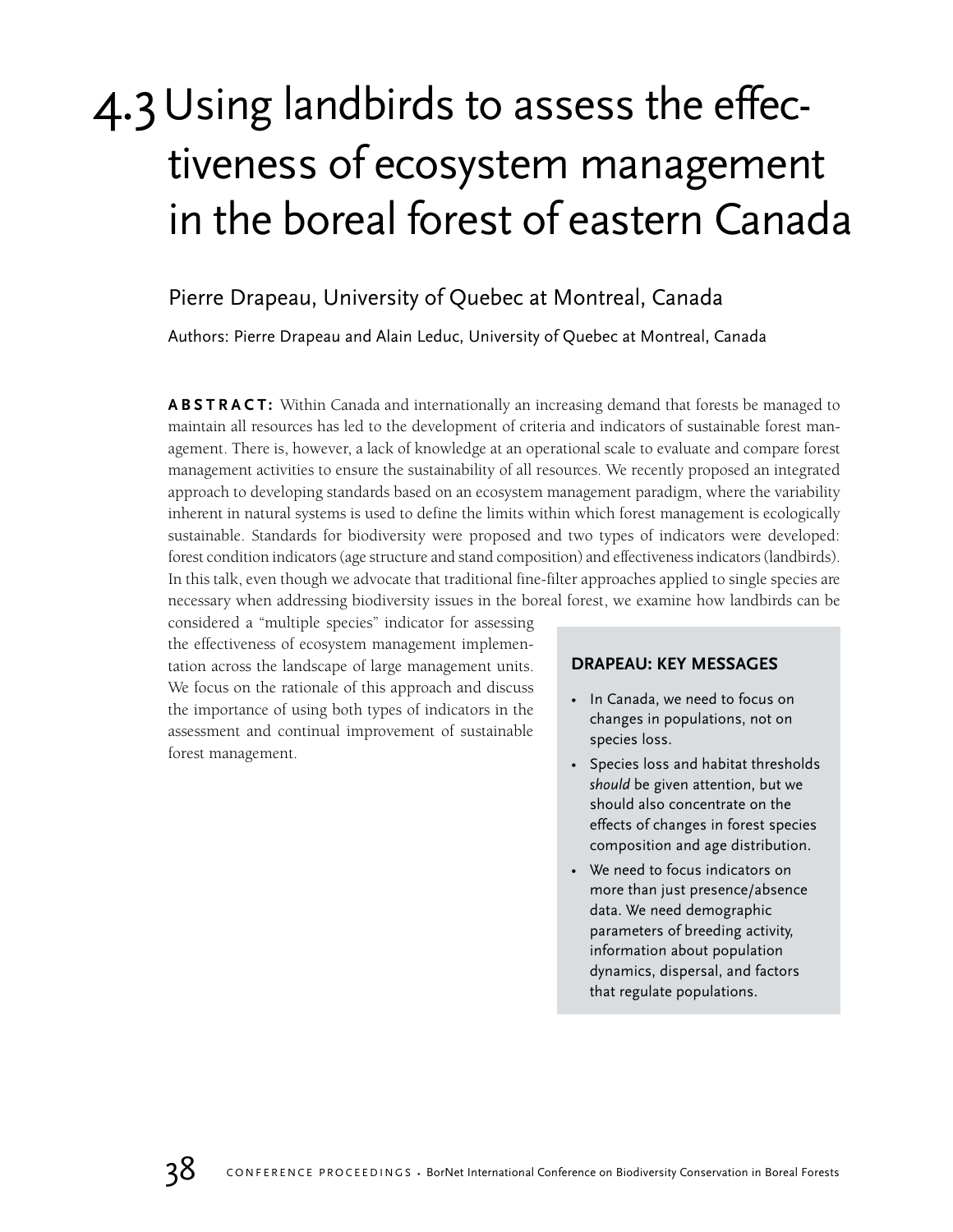# 4.3 Using landbirds to assess the effectiveness of ecosystem management in the boreal forest of eastern Canada

Pierre Drapeau, University of Quebec at Montreal, Canada

Authors: Pierre Drapeau and Alain Leduc, University of Quebec at Montreal, Canada

**ABSTRACT:** Within Canada and internationally an increasing demand that forests be managed to maintain all resources has led to the development of criteria and indicators of sustainable forest management. There is, however, a lack of knowledge at an operational scale to evaluate and compare forest management activities to ensure the sustainability of all resources. We recently proposed an integrated approach to developing standards based on an ecosystem management paradigm, where the variability inherent in natural systems is used to define the limits within which forest management is ecologically sustainable. Standards for biodiversity were proposed and two types of indicators were developed: forest condition indicators (age structure and stand composition) and effectiveness indicators (landbirds). In this talk, even though we advocate that traditional fine-filter approaches applied to single species are necessary when addressing biodiversity issues in the boreal forest, we examine how landbirds can be considered a "multiple species" indicator for assessing the effectiveness of ecosystem management implementation across the landscape of large management units. We focus on the rationale of this approach and discuss the importance of using both types of indicators in the assessment and continual improvement of sustainable forest management.

**DRAPEAU: KEY MESSAGES**

- In Canada, we need to focus on changes in populations, not on species loss.
- Species loss and habitat thresholds *should* be given attention, but we should also concentrate on the effects of changes in forest species composition and age distribution.
- We need to focus indicators on more than just presence/absence data. We need demographic parameters of breeding activity, information about population dynamics, dispersal, and factors that regulate populations.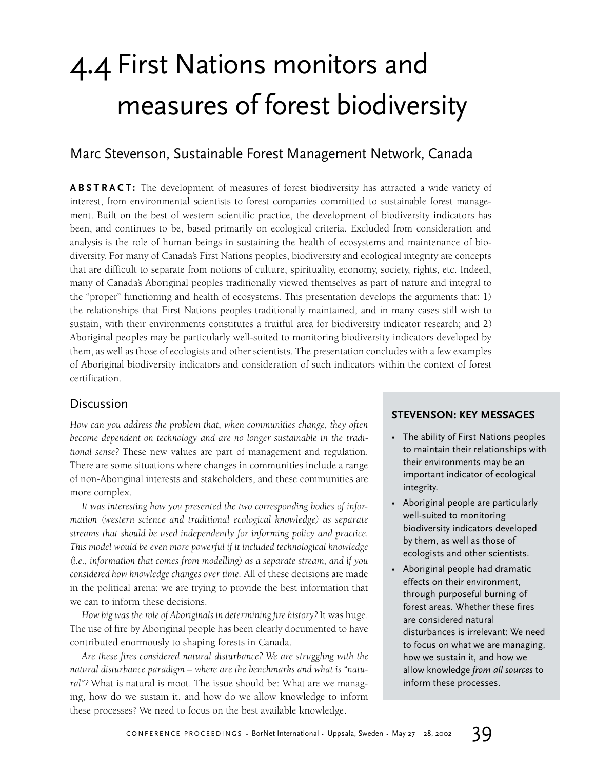# 4.4 First Nations monitors and measures of forest biodiversity

## Marc Stevenson, Sustainable Forest Management Network, Canada

**ABSTRACT:** The development of measures of forest biodiversity has attracted a wide variety of interest, from environmental scientists to forest companies committed to sustainable forest management. Built on the best of western scientific practice, the development of biodiversity indicators has been, and continues to be, based primarily on ecological criteria. Excluded from consideration and analysis is the role of human beings in sustaining the health of ecosystems and maintenance of biodiversity. For many of Canada's First Nations peoples, biodiversity and ecological integrity are concepts that are difficult to separate from notions of culture, spirituality, economy, society, rights, etc. Indeed, many of Canada's Aboriginal peoples traditionally viewed themselves as part of nature and integral to the "proper" functioning and health of ecosystems. This presentation develops the arguments that: 1) the relationships that First Nations peoples traditionally maintained, and in many cases still wish to sustain, with their environments constitutes a fruitful area for biodiversity indicator research; and 2) Aboriginal peoples may be particularly well-suited to monitoring biodiversity indicators developed by them, as well as those of ecologists and other scientists. The presentation concludes with a few examples of Aboriginal biodiversity indicators and consideration of such indicators within the context of forest certification.

### Discussion

*How can you address the problem that, when communities change, they often become dependent on technology and are no longer sustainable in the traditional sense?* These new values are part of management and regulation. There are some situations where changes in communities include a range of non-Aboriginal interests and stakeholders, and these communities are more complex.

*It was interesting how you presented the two corresponding bodies of information (western science and traditional ecological knowledge) as separate streams that should be used independently for informing policy and practice. This model would be even more powerful if it included technological knowledge (i.e., information that comes from modelling) as a separate stream, and if you considered how knowledge changes over time.* All of these decisions are made in the political arena; we are trying to provide the best information that we can to inform these decisions.

*How big was the role of Aboriginals in determining fire history?* It was huge. The use of fire by Aboriginal people has been clearly documented to have contributed enormously to shaping forests in Canada.

*Are these fires considered natural disturbance? We are struggling with the natural disturbance paradigm – where are the benchmarks and what is "natural"?* What is natural is moot. The issue should be: What are we managing, how do we sustain it, and how do we allow knowledge to inform these processes? We need to focus on the best available knowledge.

#### STEVENSON: KEY MESSAGES

- The ability of First Nations peoples to maintain their relationships with their environments may be an important indicator of ecological integrity.
- Aboriginal people are particularly well-suited to monitoring biodiversity indicators developed by them, as well as those of ecologists and other scientists.
- Aboriginal people had dramatic effects on their environment, through purposeful burning of forest areas. Whether these fires are considered natural disturbances is irrelevant: We need to focus on what we are managing, how we sustain it, and how we allow knowledge *from all sources* to inform these processes.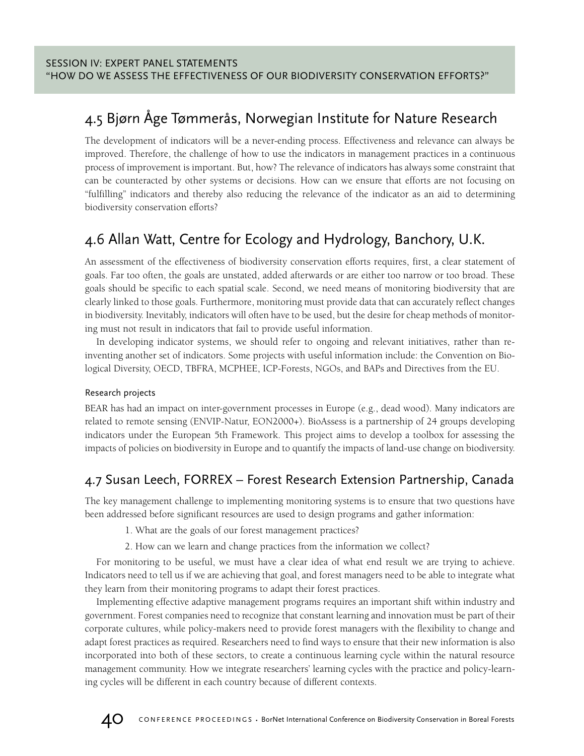## 4.5 Bjørn Åge Tømmerås, Norwegian Institute for Nature Research

The development of indicators will be a never-ending process. Effectiveness and relevance can always be improved. Therefore, the challenge of how to use the indicators in management practices in a continuous process of improvement is important. But, how? The relevance of indicators has always some constraint that can be counteracted by other systems or decisions. How can we ensure that efforts are not focusing on "fulfilling" indicators and thereby also reducing the relevance of the indicator as an aid to determining biodiversity conservation efforts?

## 4.6 Allan Watt, Centre for Ecology and Hydrology, Banchory, U.K.

An assessment of the effectiveness of biodiversity conservation efforts requires, first, a clear statement of goals. Far too often, the goals are unstated, added afterwards or are either too narrow or too broad. These goals should be specific to each spatial scale. Second, we need means of monitoring biodiversity that are clearly linked to those goals. Furthermore, monitoring must provide data that can accurately reflect changes in biodiversity. Inevitably, indicators will often have to be used, but the desire for cheap methods of monitoring must not result in indicators that fail to provide useful information.

In developing indicator systems, we should refer to ongoing and relevant initiatives, rather than re-inventing another set of indicators. Some projects with useful information include: the Convention on Biological Diversity, OECD, TBFRA, MCPHEE, ICP-Forests, NGOs, and BAPs and Directives from the EU.

#### Research projects

BEAR has had an impact on inter-government processes in Europe (e.g., dead wood). Many indicators are related to remote sensing (ENVIP-Natur, EON2000+). BioAssess is a partnership of 24 groups developing indicators under the European 5th Framework. This project aims to develop a toolbox for assessing the impacts of policies on biodiversity in Europe and to quantify the impacts of land-use change on biodiversity.

## 4.7 Susan Leech, FORREX – Forest Research Extension Partnership, Canada

The key management challenge to implementing monitoring systems is to ensure that two questions have been addressed before significant resources are used to design programs and gather information:

1. What are the goals of our forest management practices?
2. How can we learn and change practices from the information we collect?

For monitoring to be useful, we must have a clear idea of what end result we are trying to achieve. Indicators need to tell us if we are achieving that goal, and forest managers need to be able to integrate what they learn from their monitoring programs to adapt their forest practices.

Implementing effective adaptive management programs requires an important shift within industry and government. Forest companies need to recognize that constant learning and innovation must be part of their corporate cultures, while policy-makers need to provide forest managers with the flexibility to change and adapt forest practices as required. Researchers need to find ways to ensure that their new information is also incorporated into both of these sectors, to create a continuous learning cycle within the natural resource management community. How we integrate researchers' learning cycles with the practice and policy-learning cycles will be different in each country because of different contexts.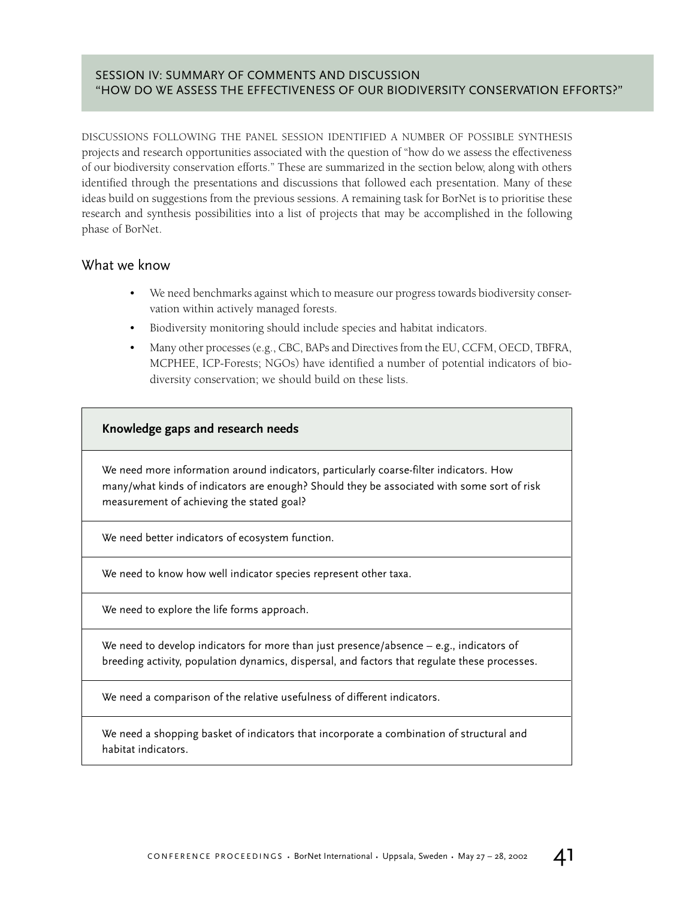## SESSION IV: SUMMARY OF COMMENTS AND DISCUSSION "HOW DO WE ASSESS THE EFFECTIVENESS OF OUR BIODIVERSITY CONSERVATION EFFORTS?"

DISCUSSIONS FOLLOWING THE PANEL SESSION IDENTIFIED A NUMBER OF POSSIBLE SYNTHESIS projects and research opportunities associated with the question of "how do we assess the effectiveness of our biodiversity conservation efforts." These are summarized in the section below, along with others identified through the presentations and discussions that followed each presentation. Many of these ideas build on suggestions from the previous sessions. A remaining task for BorNet is to prioritise these research and synthesis possibilities into a list of projects that may be accomplished in the following phase of BorNet.

### What we know

- We need benchmarks against which to measure our progress towards biodiversity conservation within actively managed forests.
- Biodiversity monitoring should include species and habitat indicators.
- Many other processes (e.g., CBC, BAPs and Directives from the EU, CCFM, OECD, TBFRA, MCPHEE, ICP-Forests; NGOs) have identified a number of potential indicators of biodiversity conservation; we should build on these lists.

| **Knowledge gaps and research needs** |
| --- |
| We need more information around indicators, particularly coarse-filter indicators. How many/what kinds of indicators are enough? Should they be associated with some sort of risk measurement of achieving the stated goal? |
| We need better indicators of ecosystem function. |
| We need to know how well indicator species represent other taxa. |
| We need to explore the life forms approach. |
| We need to develop indicators for more than just presence/absence – e.g., indicators of breeding activity, population dynamics, dispersal, and factors that regulate these processes. |
| We need a comparison of the relative usefulness of different indicators. |
| We need a shopping basket of indicators that incorporate a combination of structural and habitat indicators. |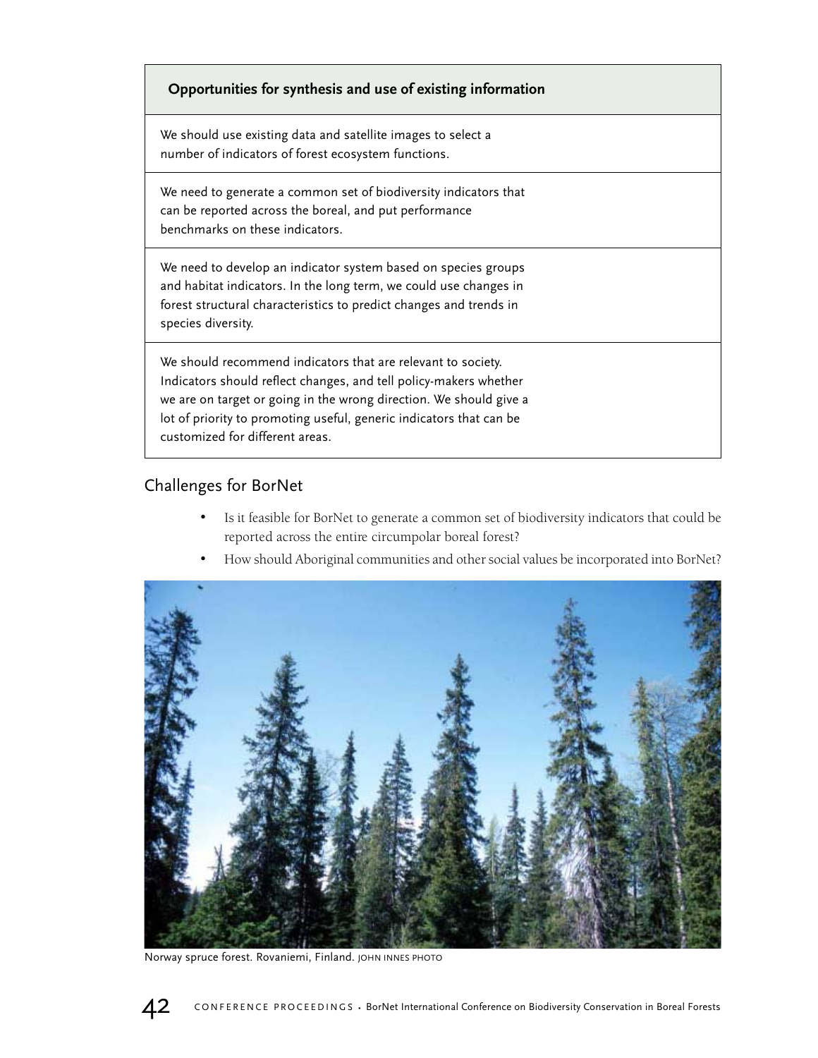| Opportunities for synthesis and use of existing information |
|---|
| We should use existing data and satellite images to select a number of indicators of forest ecosystem functions. |
| We need to generate a common set of biodiversity indicators that can be reported across the boreal, and put performance benchmarks on these indicators. |
| We need to develop an indicator system based on species groups and habitat indicators. In the long term, we could use changes in forest structural characteristics to predict changes and trends in species diversity. |
| We should recommend indicators that are relevant to society. Indicators should reflect changes, and tell policy-makers whether we are on target or going in the wrong direction. We should give a lot of priority to promoting useful, generic indicators that can be customized for different areas. |

## Challenges for BorNet

- Is it feasible for BorNet to generate a common set of biodiversity indicators that could be reported across the entire circumpolar boreal forest?
- How should Aboriginal communities and other social values be incorporated into BorNet?

Norway spruce forest. Rovaniemi, Finland. JOHN INNES PHOTO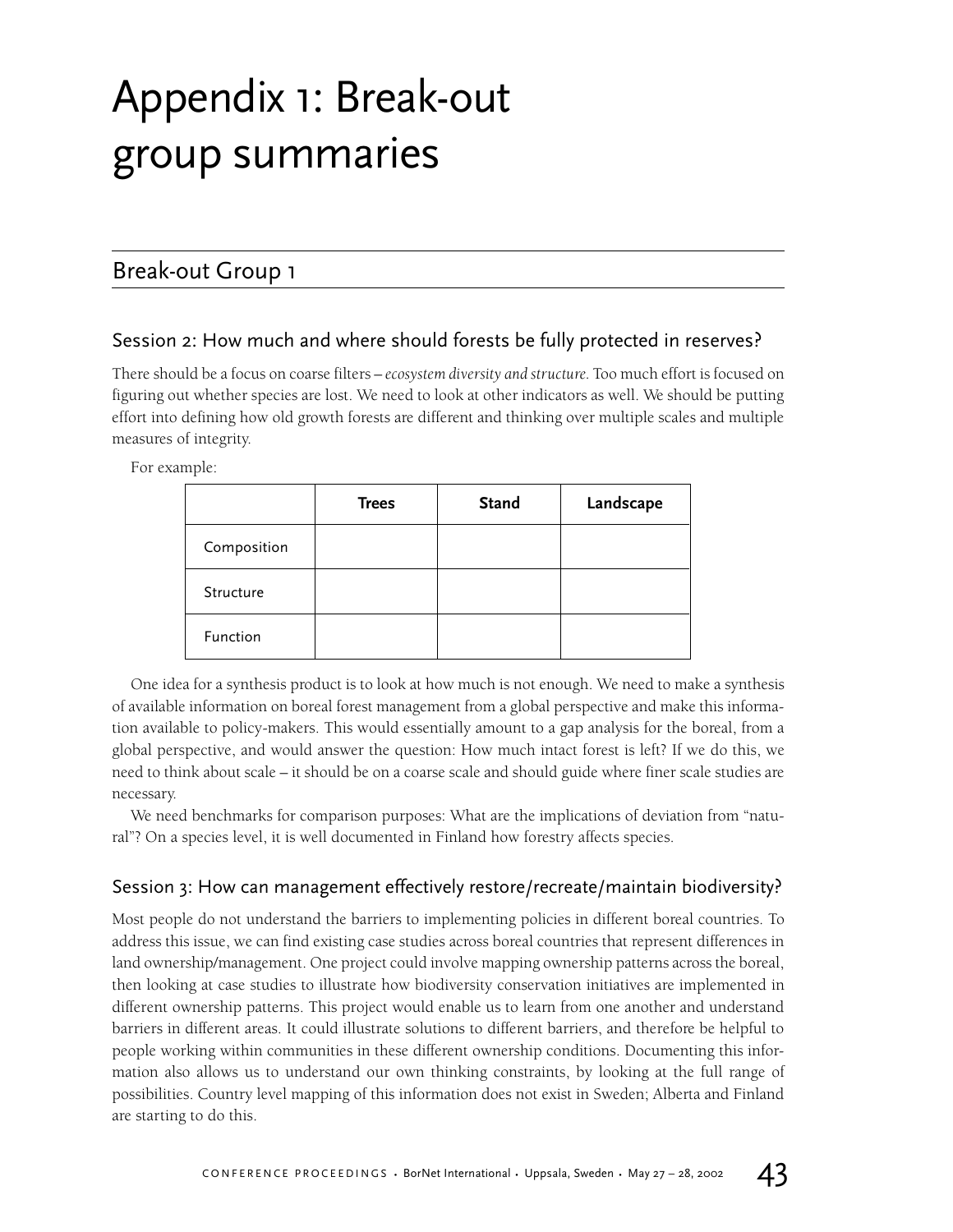# Appendix 1: Break-out group summaries

## Break-out Group 1

### Session 2: How much and where should forests be fully protected in reserves?

There should be a focus on coarse filters – *ecosystem diversity and structure*. Too much effort is focused on figuring out whether species are lost. We need to look at other indicators as well. We should be putting effort into defining how old growth forests are different and thinking over multiple scales and multiple measures of integrity.

For example:

| | **Trees** | **Stand** | **Landscape** |
|---|---|---|---|
| Composition | | | |
| Structure | | | |
| Function | | | |

One idea for a synthesis product is to look at how much is not enough. We need to make a synthesis of available information on boreal forest management from a global perspective and make this information available to policy-makers. This would essentially amount to a gap analysis for the boreal, from a global perspective, and would answer the question: How much intact forest is left? If we do this, we need to think about scale – it should be on a coarse scale and should guide where finer scale studies are necessary.

We need benchmarks for comparison purposes: What are the implications of deviation from "natural"? On a species level, it is well documented in Finland how forestry affects species.

### Session 3: How can management effectively restore/recreate/maintain biodiversity?

Most people do not understand the barriers to implementing policies in different boreal countries. To address this issue, we can find existing case studies across boreal countries that represent differences in land ownership/management. One project could involve mapping ownership patterns across the boreal, then looking at case studies to illustrate how biodiversity conservation initiatives are implemented in different ownership patterns. This project would enable us to learn from one another and understand barriers in different areas. It could illustrate solutions to different barriers, and therefore be helpful to people working within communities in these different ownership conditions. Documenting this information also allows us to understand our own thinking constraints, by looking at the full range of possibilities. Country level mapping of this information does not exist in Sweden; Alberta and Finland are starting to do this.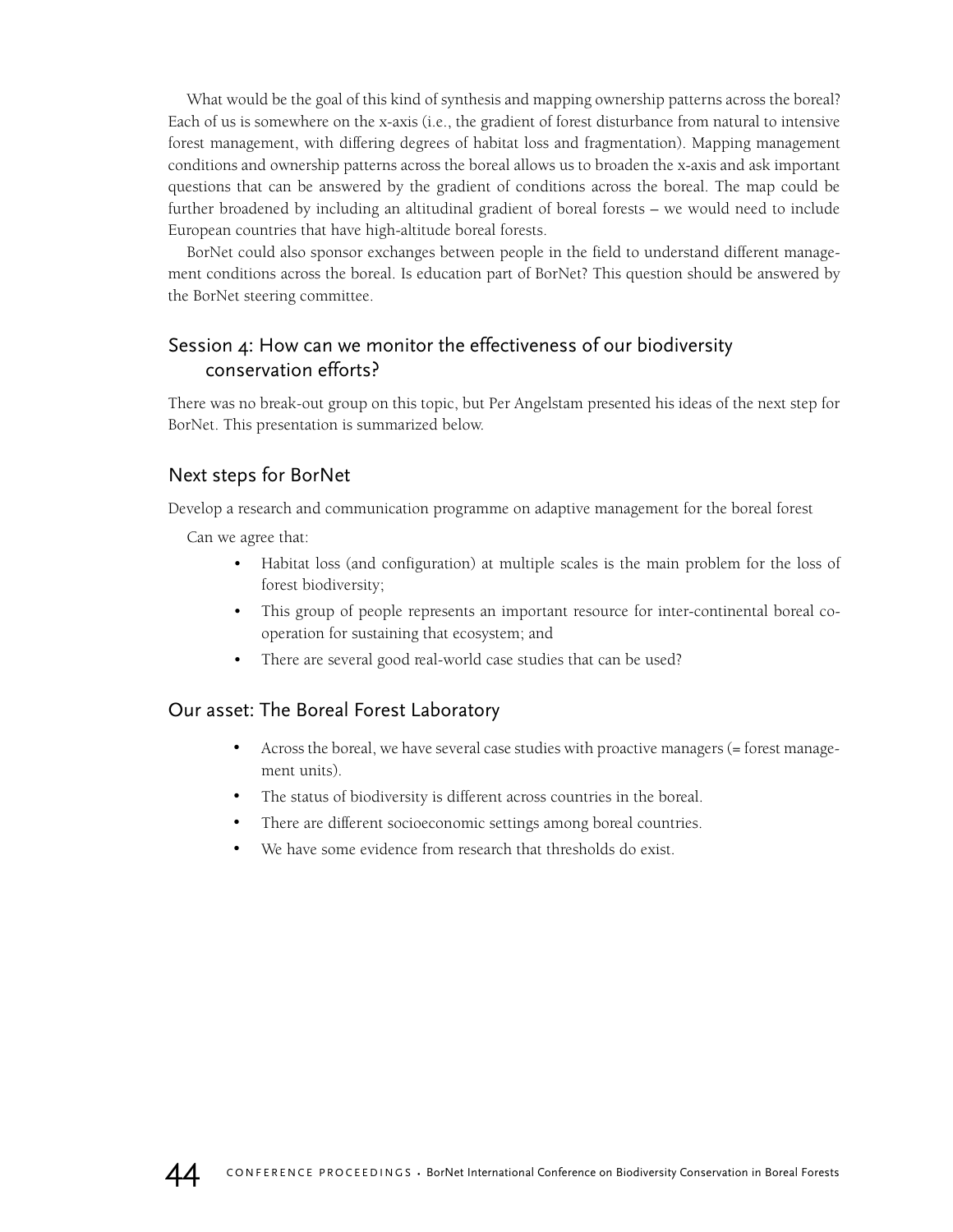What would be the goal of this kind of synthesis and mapping ownership patterns across the boreal? Each of us is somewhere on the x-axis (i.e., the gradient of forest disturbance from natural to intensive forest management, with differing degrees of habitat loss and fragmentation). Mapping management conditions and ownership patterns across the boreal allows us to broaden the x-axis and ask important questions that can be answered by the gradient of conditions across the boreal. The map could be further broadened by including an altitudinal gradient of boreal forests – we would need to include European countries that have high-altitude boreal forests.

BorNet could also sponsor exchanges between people in the field to understand different management conditions across the boreal. Is education part of BorNet? This question should be answered by the BorNet steering committee.

## Session 4: How can we monitor the effectiveness of our biodiversity conservation efforts?

There was no break-out group on this topic, but Per Angelstam presented his ideas of the next step for BorNet. This presentation is summarized below.

### Next steps for BorNet

Develop a research and communication programme on adaptive management for the boreal forest

Can we agree that:

- Habitat loss (and configuration) at multiple scales is the main problem for the loss of forest biodiversity;
- This group of people represents an important resource for inter-continental boreal co-operation for sustaining that ecosystem; and
- There are several good real-world case studies that can be used?

### Our asset: The Boreal Forest Laboratory

- Across the boreal, we have several case studies with proactive managers (= forest management units).
- The status of biodiversity is different across countries in the boreal.
- There are different socioeconomic settings among boreal countries.
- We have some evidence from research that thresholds do exist.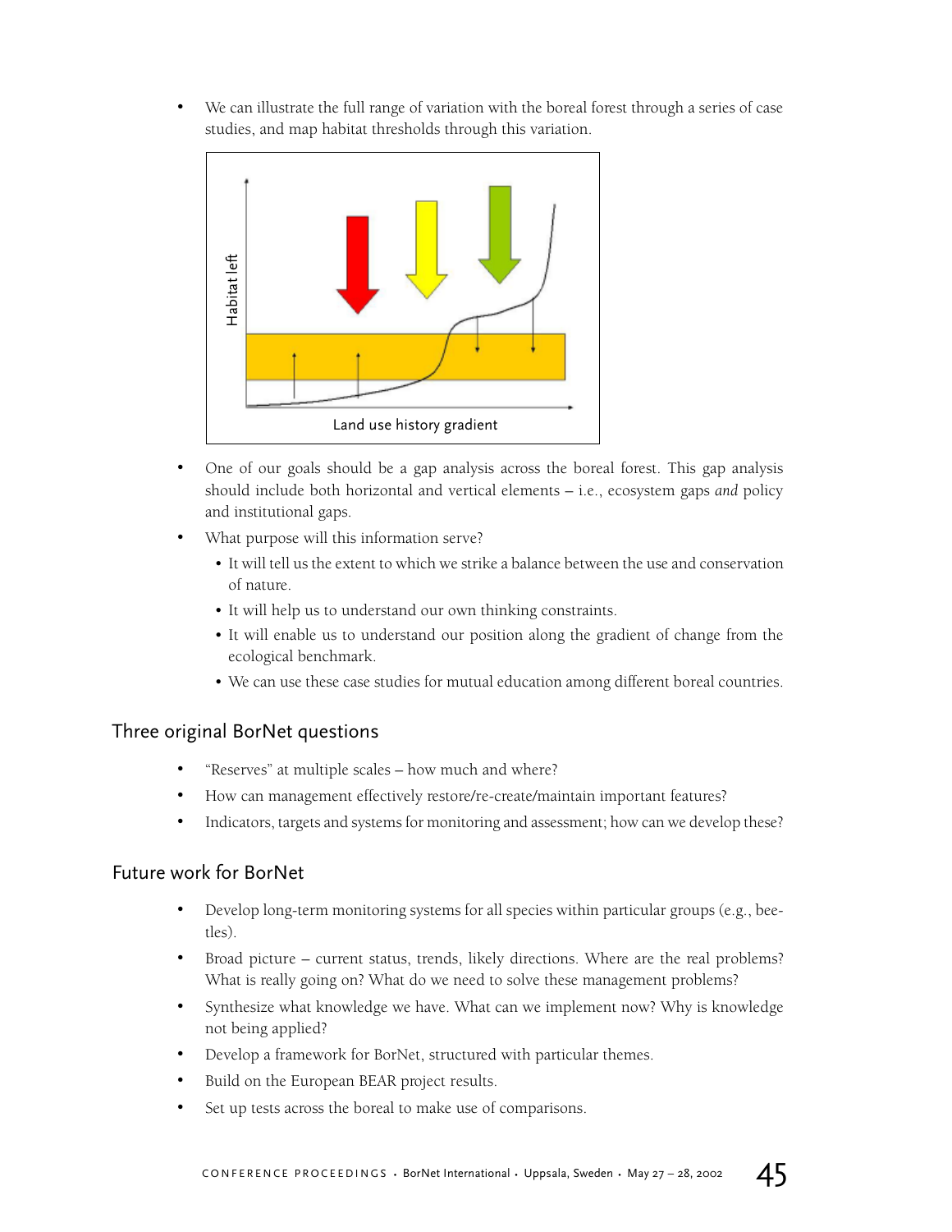- We can illustrate the full range of variation with the boreal forest through a series of case studies, and map habitat thresholds through this variation.

- One of our goals should be a gap analysis across the boreal forest. This gap analysis should include both horizontal and vertical elements – i.e., ecosystem gaps *and* policy and institutional gaps.
- What purpose will this information serve?
  - It will tell us the extent to which we strike a balance between the use and conservation of nature.
  - It will help us to understand our own thinking constraints.
  - It will enable us to understand our position along the gradient of change from the ecological benchmark.
  - We can use these case studies for mutual education among different boreal countries.

## Three original BorNet questions

- "Reserves" at multiple scales – how much and where?
- How can management effectively restore/re-create/maintain important features?
- Indicators, targets and systems for monitoring and assessment; how can we develop these?

## Future work for BorNet

- Develop long-term monitoring systems for all species within particular groups (e.g., beetles).
- Broad picture – current status, trends, likely directions. Where are the real problems? What is really going on? What do we need to solve these management problems?
- Synthesize what knowledge we have. What can we implement now? Why is knowledge not being applied?
- Develop a framework for BorNet, structured with particular themes.
- Build on the European BEAR project results.
- Set up tests across the boreal to make use of comparisons.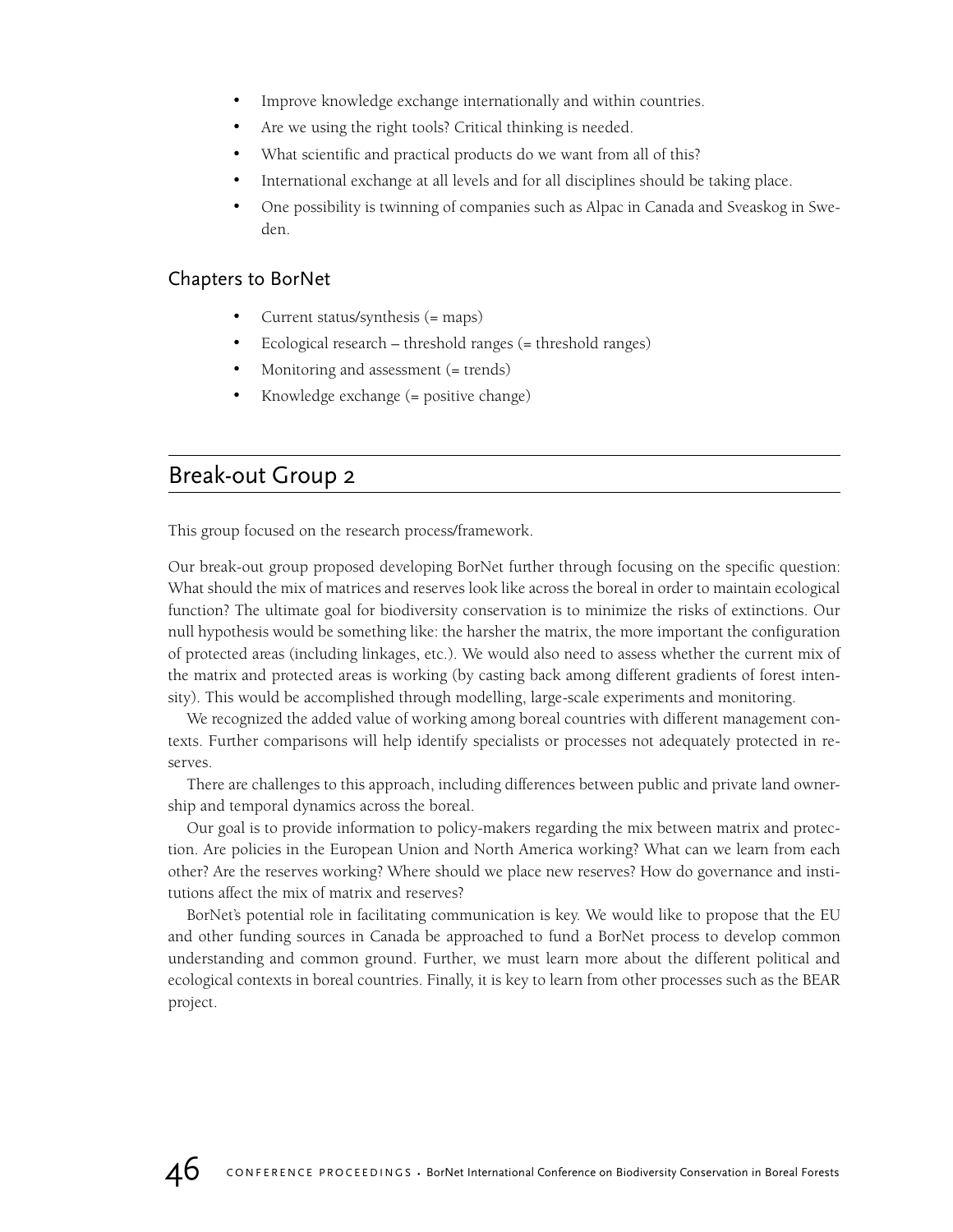- Improve knowledge exchange internationally and within countries.
- Are we using the right tools? Critical thinking is needed.
- What scientific and practical products do we want from all of this?
- International exchange at all levels and for all disciplines should be taking place.
- One possibility is twinning of companies such as Alpac in Canada and Sveaskog in Sweden.

### Chapters to BorNet

- Current status/synthesis (= maps)
- Ecological research – threshold ranges (= threshold ranges)
- Monitoring and assessment (= trends)
- Knowledge exchange (= positive change)

## Break-out Group 2

This group focused on the research process/framework.

Our break-out group proposed developing BorNet further through focusing on the specific question: What should the mix of matrices and reserves look like across the boreal in order to maintain ecological function? The ultimate goal for biodiversity conservation is to minimize the risks of extinctions. Our null hypothesis would be something like: the harsher the matrix, the more important the configuration of protected areas (including linkages, etc.). We would also need to assess whether the current mix of the matrix and protected areas is working (by casting back among different gradients of forest intensity). This would be accomplished through modelling, large-scale experiments and monitoring.

We recognized the added value of working among boreal countries with different management contexts. Further comparisons will help identify specialists or processes not adequately protected in reserves.

There are challenges to this approach, including differences between public and private land ownership and temporal dynamics across the boreal.

Our goal is to provide information to policy-makers regarding the mix between matrix and protection. Are policies in the European Union and North America working? What can we learn from each other? Are the reserves working? Where should we place new reserves? How do governance and institutions affect the mix of matrix and reserves?

BorNet's potential role in facilitating communication is key. We would like to propose that the EU and other funding sources in Canada be approached to fund a BorNet process to develop common understanding and common ground. Further, we must learn more about the different political and ecological contexts in boreal countries. Finally, it is key to learn from other processes such as the BEAR project.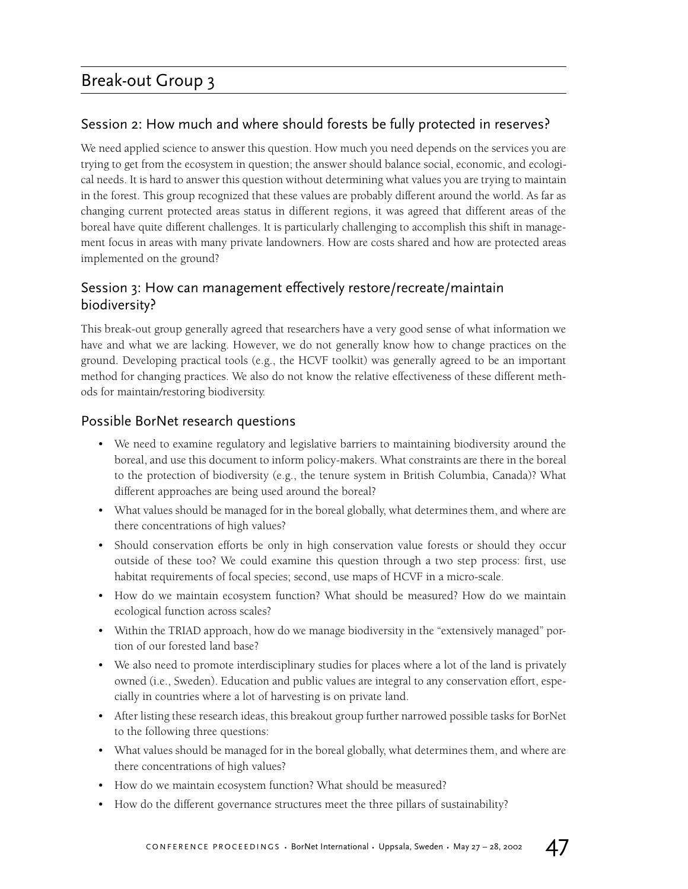## Break-out Group 3

### Session 2: How much and where should forests be fully protected in reserves?

We need applied science to answer this question. How much you need depends on the services you are trying to get from the ecosystem in question; the answer should balance social, economic, and ecological needs. It is hard to answer this question without determining what values you are trying to maintain in the forest. This group recognized that these values are probably different around the world. As far as changing current protected areas status in different regions, it was agreed that different areas of the boreal have quite different challenges. It is particularly challenging to accomplish this shift in management focus in areas with many private landowners. How are costs shared and how are protected areas implemented on the ground?

### Session 3: How can management effectively restore/recreate/maintain biodiversity?

This break-out group generally agreed that researchers have a very good sense of what information we have and what we are lacking. However, we do not generally know how to change practices on the ground. Developing practical tools (e.g., the HCVF toolkit) was generally agreed to be an important method for changing practices. We also do not know the relative effectiveness of these different methods for maintain/restoring biodiversity.

### Possible BorNet research questions

- We need to examine regulatory and legislative barriers to maintaining biodiversity around the boreal, and use this document to inform policy-makers. What constraints are there in the boreal to the protection of biodiversity (e.g., the tenure system in British Columbia, Canada)? What different approaches are being used around the boreal?
- What values should be managed for in the boreal globally, what determines them, and where are there concentrations of high values?
- Should conservation efforts be only in high conservation value forests or should they occur outside of these too? We could examine this question through a two step process: first, use habitat requirements of focal species; second, use maps of HCVF in a micro-scale.
- How do we maintain ecosystem function? What should be measured? How do we maintain ecological function across scales?
- Within the TRIAD approach, how do we manage biodiversity in the "extensively managed" portion of our forested land base?
- We also need to promote interdisciplinary studies for places where a lot of the land is privately owned (i.e., Sweden). Education and public values are integral to any conservation effort, especially in countries where a lot of harvesting is on private land.
- After listing these research ideas, this breakout group further narrowed possible tasks for BorNet to the following three questions:
- What values should be managed for in the boreal globally, what determines them, and where are there concentrations of high values?
- How do we maintain ecosystem function? What should be measured?
- How do the different governance structures meet the three pillars of sustainability?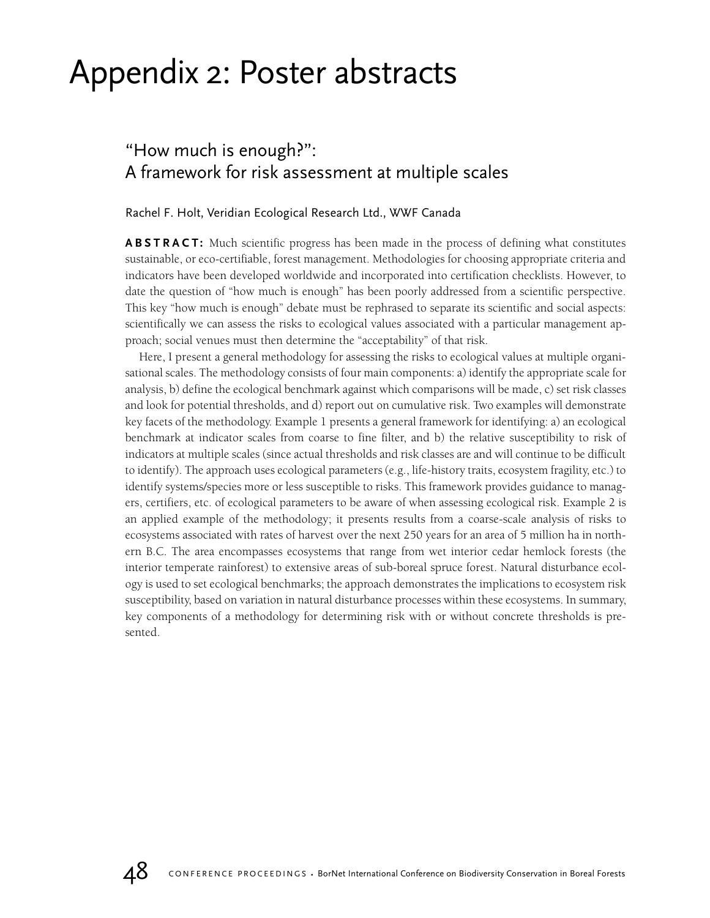# Appendix 2: Poster abstracts

## "How much is enough?": A framework for risk assessment at multiple scales

Rachel F. Holt, Veridian Ecological Research Ltd., WWF Canada

**ABSTRACT:** Much scientific progress has been made in the process of defining what constitutes sustainable, or eco-certifiable, forest management. Methodologies for choosing appropriate criteria and indicators have been developed worldwide and incorporated into certification checklists. However, to date the question of "how much is enough" has been poorly addressed from a scientific perspective. This key "how much is enough" debate must be rephrased to separate its scientific and social aspects: scientifically we can assess the risks to ecological values associated with a particular management approach; social venues must then determine the "acceptability" of that risk.

Here, I present a general methodology for assessing the risks to ecological values at multiple organisational scales. The methodology consists of four main components: a) identify the appropriate scale for analysis, b) define the ecological benchmark against which comparisons will be made, c) set risk classes and look for potential thresholds, and d) report out on cumulative risk. Two examples will demonstrate key facets of the methodology. Example 1 presents a general framework for identifying: a) an ecological benchmark at indicator scales from coarse to fine filter, and b) the relative susceptibility to risk of indicators at multiple scales (since actual thresholds and risk classes are and will continue to be difficult to identify). The approach uses ecological parameters (e.g., life-history traits, ecosystem fragility, etc.) to identify systems/species more or less susceptible to risks. This framework provides guidance to managers, certifiers, etc. of ecological parameters to be aware of when assessing ecological risk. Example 2 is an applied example of the methodology; it presents results from a coarse-scale analysis of risks to ecosystems associated with rates of harvest over the next 250 years for an area of 5 million ha in northern B.C. The area encompasses ecosystems that range from wet interior cedar hemlock forests (the interior temperate rainforest) to extensive areas of sub-boreal spruce forest. Natural disturbance ecology is used to set ecological benchmarks; the approach demonstrates the implications to ecosystem risk susceptibility, based on variation in natural disturbance processes within these ecosystems. In summary, key components of a methodology for determining risk with or without concrete thresholds is presented.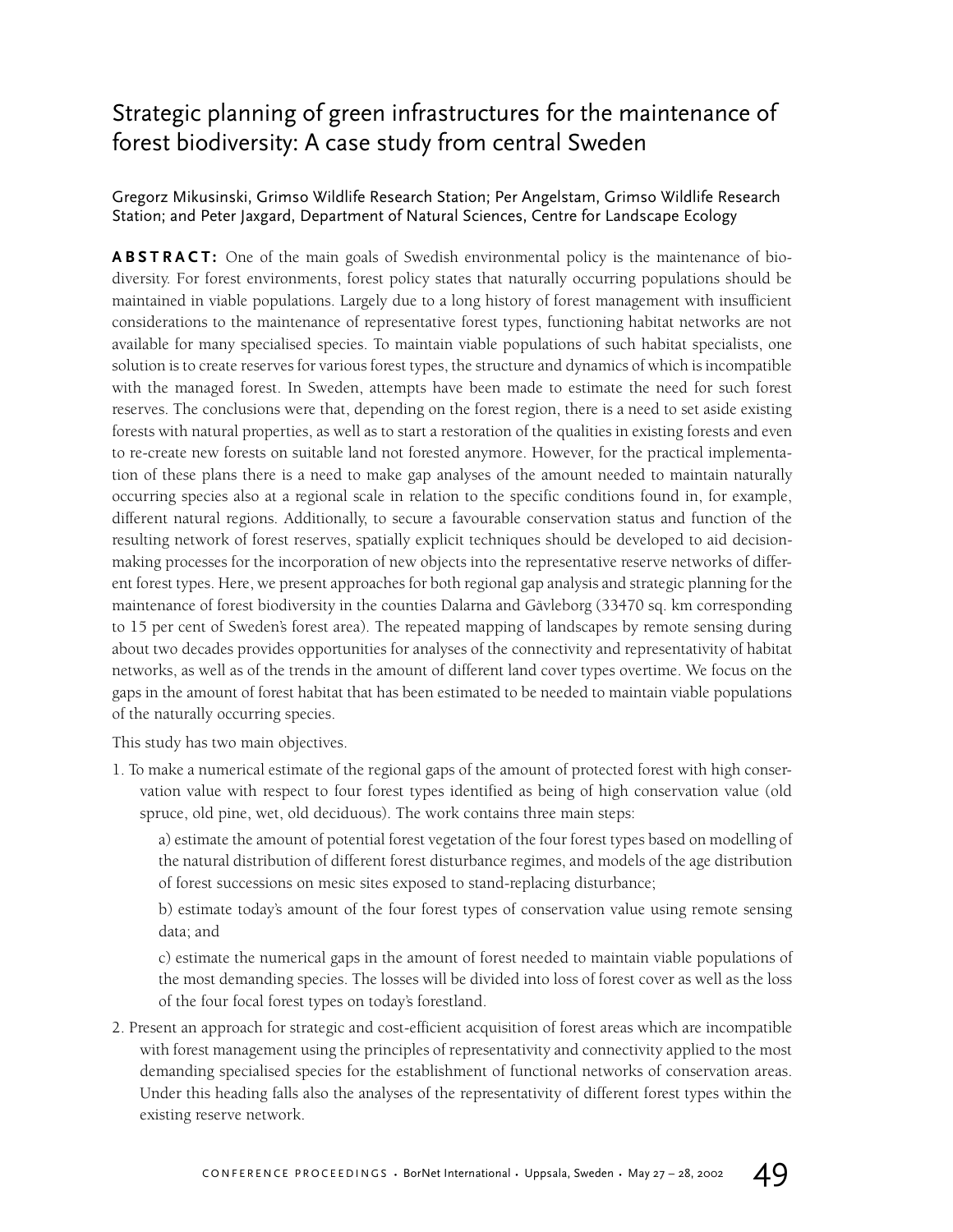# Strategic planning of green infrastructures for the maintenance of forest biodiversity: A case study from central Sweden

Gregorz Mikusinski, Grimso Wildlife Research Station; Per Angelstam, Grimso Wildlife Research Station; and Peter Jaxgard, Department of Natural Sciences, Centre for Landscape Ecology

**ABSTRACT:** One of the main goals of Swedish environmental policy is the maintenance of biodiversity. For forest environments, forest policy states that naturally occurring populations should be maintained in viable populations. Largely due to a long history of forest management with insufficient considerations to the maintenance of representative forest types, functioning habitat networks are not available for many specialised species. To maintain viable populations of such habitat specialists, one solution is to create reserves for various forest types, the structure and dynamics of which is incompatible with the managed forest. In Sweden, attempts have been made to estimate the need for such forest reserves. The conclusions were that, depending on the forest region, there is a need to set aside existing forests with natural properties, as well as to start a restoration of the qualities in existing forests and even to re-create new forests on suitable land not forested anymore. However, for the practical implementation of these plans there is a need to make gap analyses of the amount needed to maintain naturally occurring species also at a regional scale in relation to the specific conditions found in, for example, different natural regions. Additionally, to secure a favourable conservation status and function of the resulting network of forest reserves, spatially explicit techniques should be developed to aid decision-making processes for the incorporation of new objects into the representative reserve networks of different forest types. Here, we present approaches for both regional gap analysis and strategic planning for the maintenance of forest biodiversity in the counties Dalarna and Gävleborg (33470 sq. km corresponding to 15 per cent of Sweden's forest area). The repeated mapping of landscapes by remote sensing during about two decades provides opportunities for analyses of the connectivity and representativity of habitat networks, as well as of the trends in the amount of different land cover types overtime. We focus on the gaps in the amount of forest habitat that has been estimated to be needed to maintain viable populations of the naturally occurring species.

This study has two main objectives.

1. To make a numerical estimate of the regional gaps of the amount of protected forest with high conservation value with respect to four forest types identified as being of high conservation value (old spruce, old pine, wet, old deciduous). The work contains three main steps:

   a) estimate the amount of potential forest vegetation of the four forest types based on modelling of the natural distribution of different forest disturbance regimes, and models of the age distribution of forest successions on mesic sites exposed to stand-replacing disturbance;

   b) estimate today's amount of the four forest types of conservation value using remote sensing data; and

   c) estimate the numerical gaps in the amount of forest needed to maintain viable populations of the most demanding species. The losses will be divided into loss of forest cover as well as the loss of the four focal forest types on today's forestland.

2. Present an approach for strategic and cost-efficient acquisition of forest areas which are incompatible with forest management using the principles of representativity and connectivity applied to the most demanding specialised species for the establishment of functional networks of conservation areas. Under this heading falls also the analyses of the representativity of different forest types within the existing reserve network.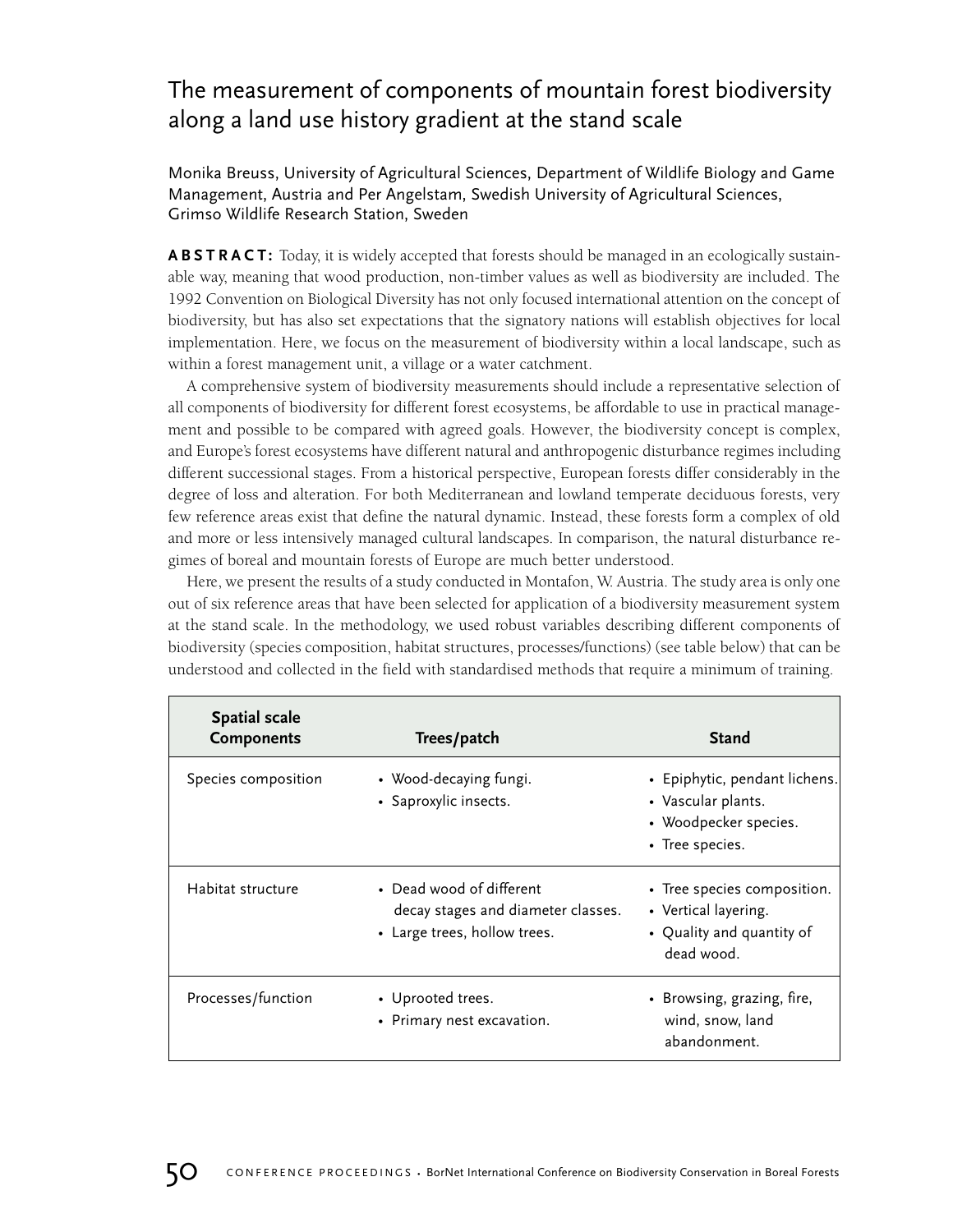# The measurement of components of mountain forest biodiversity along a land use history gradient at the stand scale

Monika Breuss, University of Agricultural Sciences, Department of Wildlife Biology and Game Management, Austria and Per Angelstam, Swedish University of Agricultural Sciences, Grimso Wildlife Research Station, Sweden

**ABSTRACT:** Today, it is widely accepted that forests should be managed in an ecologically sustainable way, meaning that wood production, non-timber values as well as biodiversity are included. The 1992 Convention on Biological Diversity has not only focused international attention on the concept of biodiversity, but has also set expectations that the signatory nations will establish objectives for local implementation. Here, we focus on the measurement of biodiversity within a local landscape, such as within a forest management unit, a village or a water catchment.

A comprehensive system of biodiversity measurements should include a representative selection of all components of biodiversity for different forest ecosystems, be affordable to use in practical management and possible to be compared with agreed goals. However, the biodiversity concept is complex, and Europe's forest ecosystems have different natural and anthropogenic disturbance regimes including different successional stages. From a historical perspective, European forests differ considerably in the degree of loss and alteration. For both Mediterranean and lowland temperate deciduous forests, very few reference areas exist that define the natural dynamic. Instead, these forests form a complex of old and more or less intensively managed cultural landscapes. In comparison, the natural disturbance regimes of boreal and mountain forests of Europe are much better understood.

Here, we present the results of a study conducted in Montafon, W. Austria. The study area is only one out of six reference areas that have been selected for application of a biodiversity measurement system at the stand scale. In the methodology, we used robust variables describing different components of biodiversity (species composition, habitat structures, processes/functions) (see table below) that can be understood and collected in the field with standardised methods that require a minimum of training.

| Spatial scale<br>Components | Trees/patch | Stand |
|---|---|---|
| Species composition | • Wood-decaying fungi.<br>• Saproxylic insects. | • Epiphytic, pendant lichens.<br>• Vascular plants.<br>• Woodpecker species.<br>• Tree species. |
| Habitat structure | • Dead wood of different decay stages and diameter classes.<br>• Large trees, hollow trees. | • Tree species composition.<br>• Vertical layering.<br>• Quality and quantity of dead wood. |
| Processes/function | • Uprooted trees.<br>• Primary nest excavation. | • Browsing, grazing, fire, wind, snow, land abandonment. |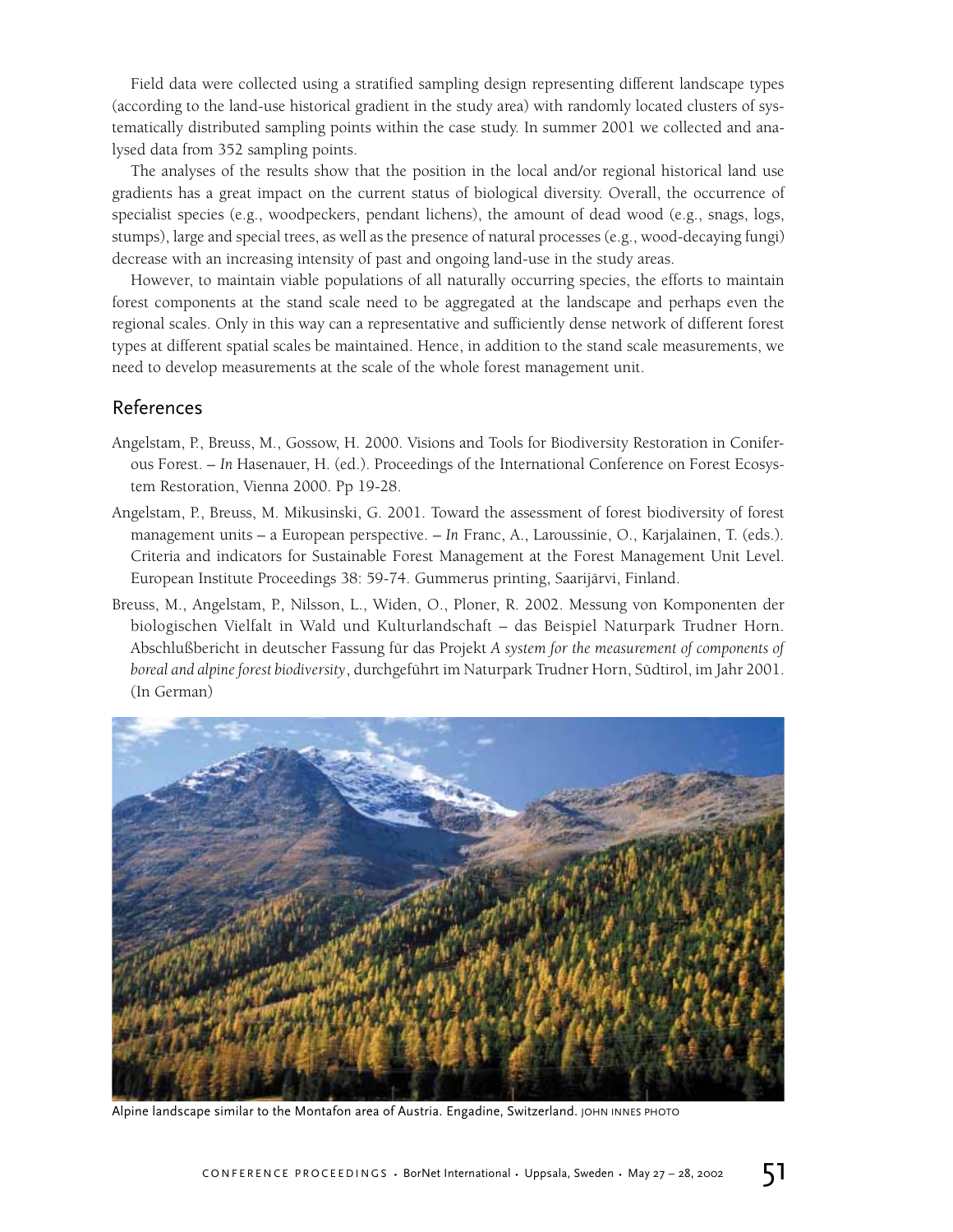Field data were collected using a stratified sampling design representing different landscape types (according to the land-use historical gradient in the study area) with randomly located clusters of systematically distributed sampling points within the case study. In summer 2001 we collected and analysed data from 352 sampling points.

The analyses of the results show that the position in the local and/or regional historical land use gradients has a great impact on the current status of biological diversity. Overall, the occurrence of specialist species (e.g., woodpeckers, pendant lichens), the amount of dead wood (e.g., snags, logs, stumps), large and special trees, as well as the presence of natural processes (e.g., wood-decaying fungi) decrease with an increasing intensity of past and ongoing land-use in the study areas.

However, to maintain viable populations of all naturally occurring species, the efforts to maintain forest components at the stand scale need to be aggregated at the landscape and perhaps even the regional scales. Only in this way can a representative and sufficiently dense network of different forest types at different spatial scales be maintained. Hence, in addition to the stand scale measurements, we need to develop measurements at the scale of the whole forest management unit.

## References

Angelstam, P., Breuss, M., Gossow, H. 2000. Visions and Tools for Biodiversity Restoration in Coniferous Forest. – *In* Hasenauer, H. (ed.). Proceedings of the International Conference on Forest Ecosystem Restoration, Vienna 2000. Pp 19-28.

Angelstam, P., Breuss, M. Mikusinski, G. 2001. Toward the assessment of forest biodiversity of forest management units – a European perspective. – *In* Franc, A., Laroussinie, O., Karjalainen, T. (eds.). Criteria and indicators for Sustainable Forest Management at the Forest Management Unit Level. European Institute Proceedings 38: 59-74. Gummerus printing, Saarijärvi, Finland.

Breuss, M., Angelstam, P., Nilsson, L., Widen, O., Ploner, R. 2002. Messung von Komponenten der biologischen Vielfalt in Wald und Kulturlandschaft – das Beispiel Naturpark Trudner Horn. Abschlußbericht in deutscher Fassung für das Projekt *A system for the measurement of components of boreal and alpine forest biodiversity*, durchgeführt im Naturpark Trudner Horn, Südtirol, im Jahr 2001. (In German)

Alpine landscape similar to the Montafon area of Austria. Engadine, Switzerland. JOHN INNES PHOTO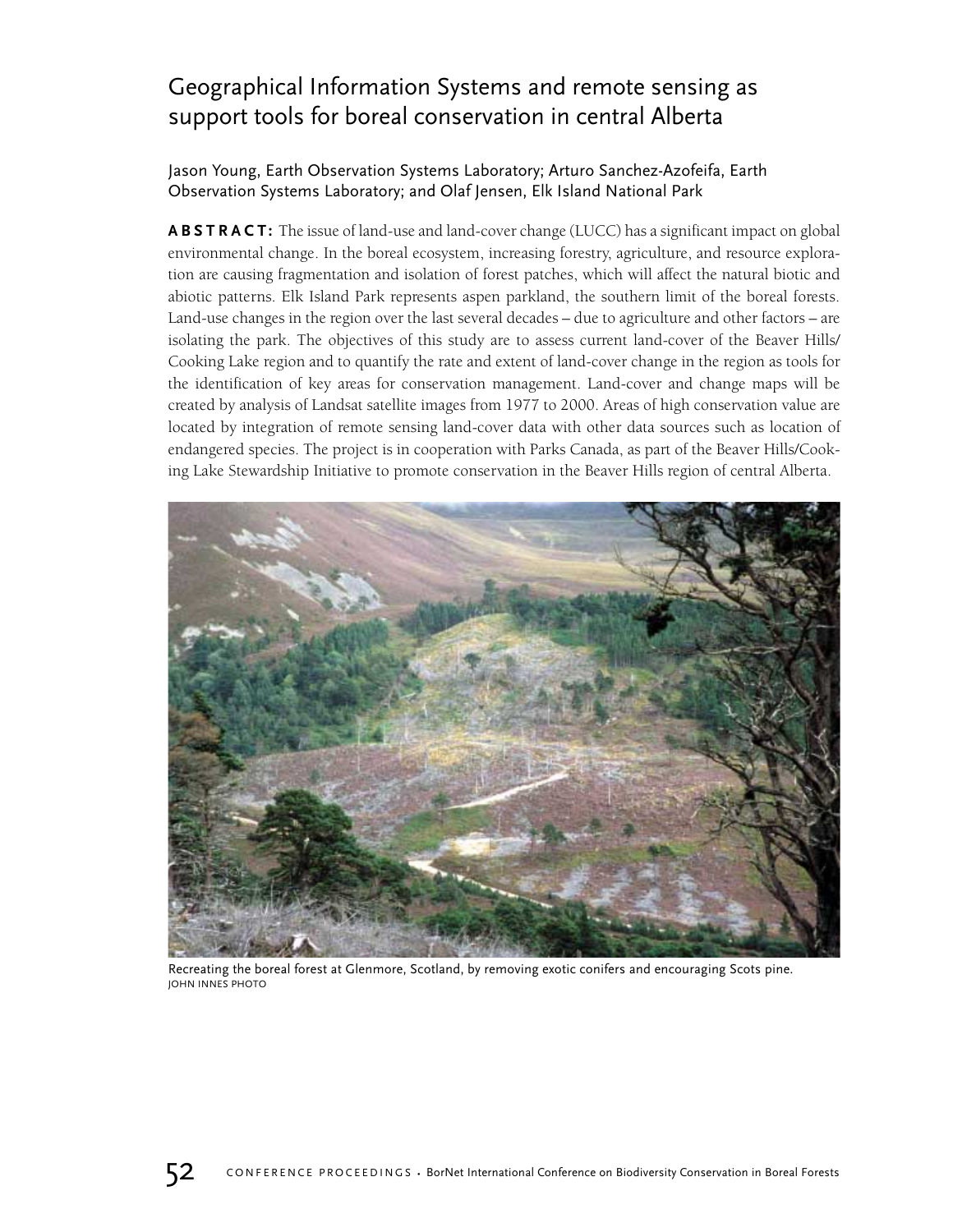# Geographical Information Systems and remote sensing as support tools for boreal conservation in central Alberta

Jason Young, Earth Observation Systems Laboratory; Arturo Sanchez-Azofeifa, Earth Observation Systems Laboratory; and Olaf Jensen, Elk Island National Park

**ABSTRACT:** The issue of land-use and land-cover change (LUCC) has a significant impact on global environmental change. In the boreal ecosystem, increasing forestry, agriculture, and resource exploration are causing fragmentation and isolation of forest patches, which will affect the natural biotic and abiotic patterns. Elk Island Park represents aspen parkland, the southern limit of the boreal forests. Land-use changes in the region over the last several decades – due to agriculture and other factors – are isolating the park. The objectives of this study are to assess current land-cover of the Beaver Hills/ Cooking Lake region and to quantify the rate and extent of land-cover change in the region as tools for the identification of key areas for conservation management. Land-cover and change maps will be created by analysis of Landsat satellite images from 1977 to 2000. Areas of high conservation value are located by integration of remote sensing land-cover data with other data sources such as location of endangered species. The project is in cooperation with Parks Canada, as part of the Beaver Hills/Cooking Lake Stewardship Initiative to promote conservation in the Beaver Hills region of central Alberta.

Recreating the boreal forest at Glenmore, Scotland, by removing exotic conifers and encouraging Scots pine.
JOHN INNES PHOTO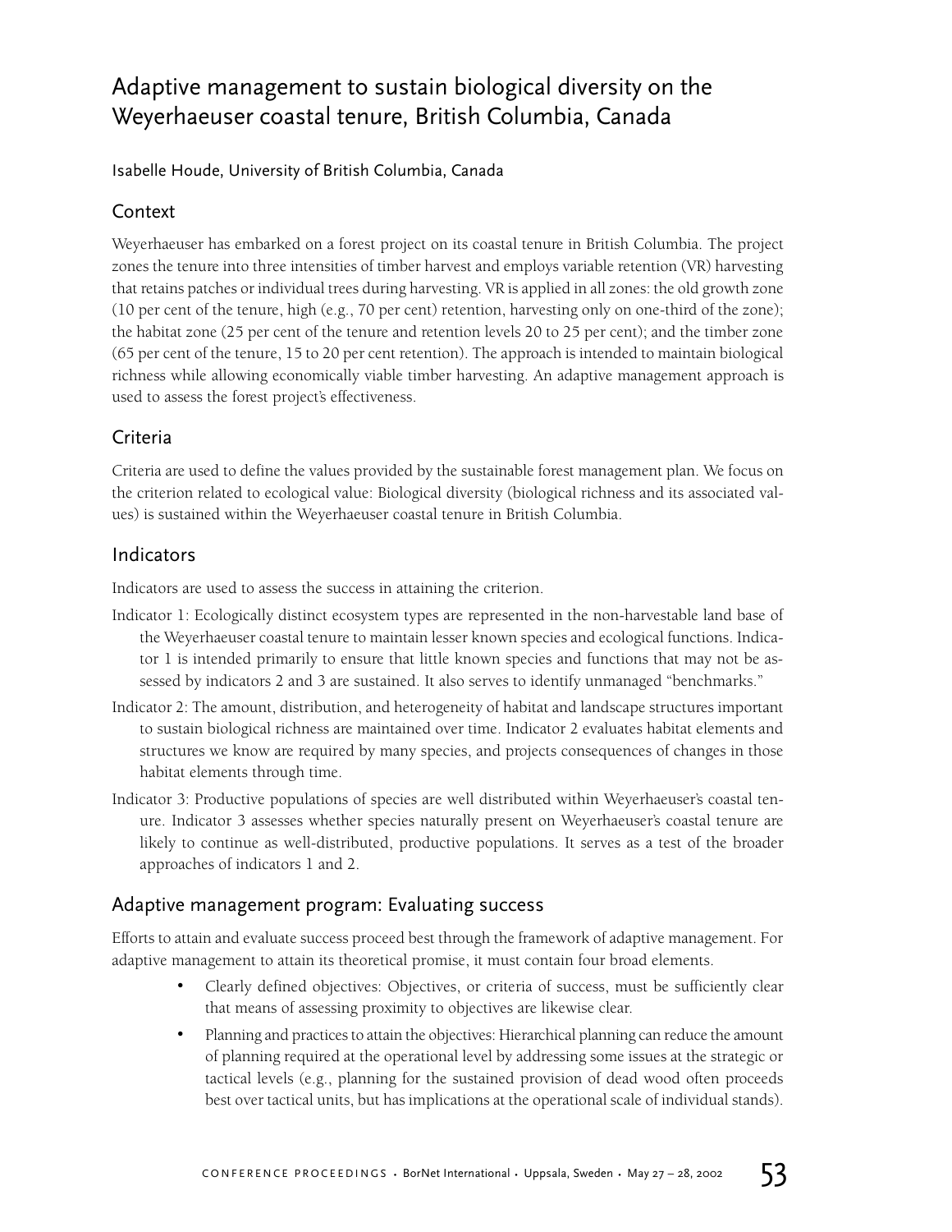# Adaptive management to sustain biological diversity on the Weyerhaeuser coastal tenure, British Columbia, Canada

Isabelle Houde, University of British Columbia, Canada

## Context

Weyerhaeuser has embarked on a forest project on its coastal tenure in British Columbia. The project zones the tenure into three intensities of timber harvest and employs variable retention (VR) harvesting that retains patches or individual trees during harvesting. VR is applied in all zones: the old growth zone (10 per cent of the tenure, high (e.g., 70 per cent) retention, harvesting only on one-third of the zone); the habitat zone (25 per cent of the tenure and retention levels 20 to 25 per cent); and the timber zone (65 per cent of the tenure, 15 to 20 per cent retention). The approach is intended to maintain biological richness while allowing economically viable timber harvesting. An adaptive management approach is used to assess the forest project's effectiveness.

## Criteria

Criteria are used to define the values provided by the sustainable forest management plan. We focus on the criterion related to ecological value: Biological diversity (biological richness and its associated values) is sustained within the Weyerhaeuser coastal tenure in British Columbia.

## Indicators

Indicators are used to assess the success in attaining the criterion.

Indicator 1: Ecologically distinct ecosystem types are represented in the non-harvestable land base of the Weyerhaeuser coastal tenure to maintain lesser known species and ecological functions. Indicator 1 is intended primarily to ensure that little known species and functions that may not be assessed by indicators 2 and 3 are sustained. It also serves to identify unmanaged "benchmarks."

Indicator 2: The amount, distribution, and heterogeneity of habitat and landscape structures important to sustain biological richness are maintained over time. Indicator 2 evaluates habitat elements and structures we know are required by many species, and projects consequences of changes in those habitat elements through time.

Indicator 3: Productive populations of species are well distributed within Weyerhaeuser's coastal tenure. Indicator 3 assesses whether species naturally present on Weyerhaeuser's coastal tenure are likely to continue as well-distributed, productive populations. It serves as a test of the broader approaches of indicators 1 and 2.

## Adaptive management program: Evaluating success

Efforts to attain and evaluate success proceed best through the framework of adaptive management. For adaptive management to attain its theoretical promise, it must contain four broad elements.

- Clearly defined objectives: Objectives, or criteria of success, must be sufficiently clear that means of assessing proximity to objectives are likewise clear.
- Planning and practices to attain the objectives: Hierarchical planning can reduce the amount of planning required at the operational level by addressing some issues at the strategic or tactical levels (e.g., planning for the sustained provision of dead wood often proceeds best over tactical units, but has implications at the operational scale of individual stands).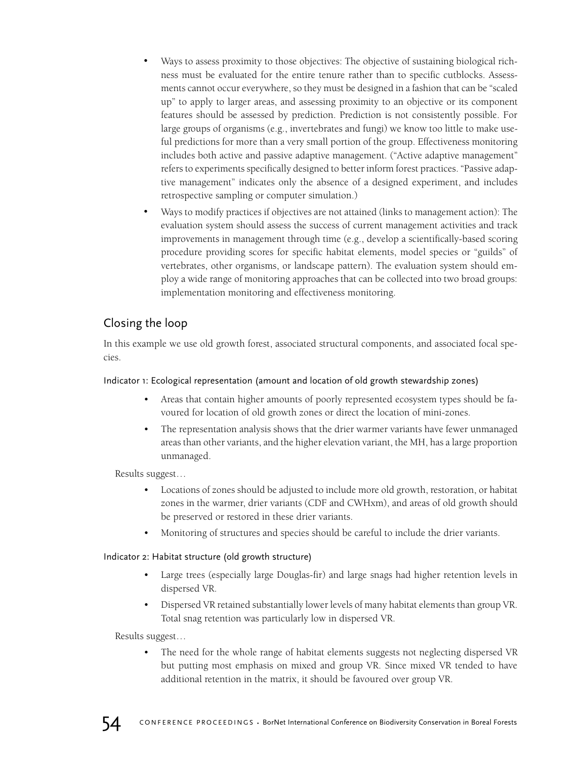- Ways to assess proximity to those objectives: The objective of sustaining biological richness must be evaluated for the entire tenure rather than to specific cutblocks. Assessments cannot occur everywhere, so they must be designed in a fashion that can be "scaled up" to apply to larger areas, and assessing proximity to an objective or its component features should be assessed by prediction. Prediction is not consistently possible. For large groups of organisms (e.g., invertebrates and fungi) we know too little to make useful predictions for more than a very small portion of the group. Effectiveness monitoring includes both active and passive adaptive management. ("Active adaptive management" refers to experiments specifically designed to better inform forest practices. "Passive adaptive management" indicates only the absence of a designed experiment, and includes retrospective sampling or computer simulation.)
- Ways to modify practices if objectives are not attained (links to management action): The evaluation system should assess the success of current management activities and track improvements in management through time (e.g., develop a scientifically-based scoring procedure providing scores for specific habitat elements, model species or "guilds" of vertebrates, other organisms, or landscape pattern). The evaluation system should employ a wide range of monitoring approaches that can be collected into two broad groups: implementation monitoring and effectiveness monitoring.

## Closing the loop

In this example we use old growth forest, associated structural components, and associated focal species.

### Indicator 1: Ecological representation (amount and location of old growth stewardship zones)

- Areas that contain higher amounts of poorly represented ecosystem types should be favoured for location of old growth zones or direct the location of mini-zones.
- The representation analysis shows that the drier warmer variants have fewer unmanaged areas than other variants, and the higher elevation variant, the MH, has a large proportion unmanaged.

Results suggest…

- Locations of zones should be adjusted to include more old growth, restoration, or habitat zones in the warmer, drier variants (CDF and CWHxm), and areas of old growth should be preserved or restored in these drier variants.
- Monitoring of structures and species should be careful to include the drier variants.

### Indicator 2: Habitat structure (old growth structure)

- Large trees (especially large Douglas-fir) and large snags had higher retention levels in dispersed VR.
- Dispersed VR retained substantially lower levels of many habitat elements than group VR. Total snag retention was particularly low in dispersed VR.

Results suggest…

- The need for the whole range of habitat elements suggests not neglecting dispersed VR but putting most emphasis on mixed and group VR. Since mixed VR tended to have additional retention in the matrix, it should be favoured over group VR.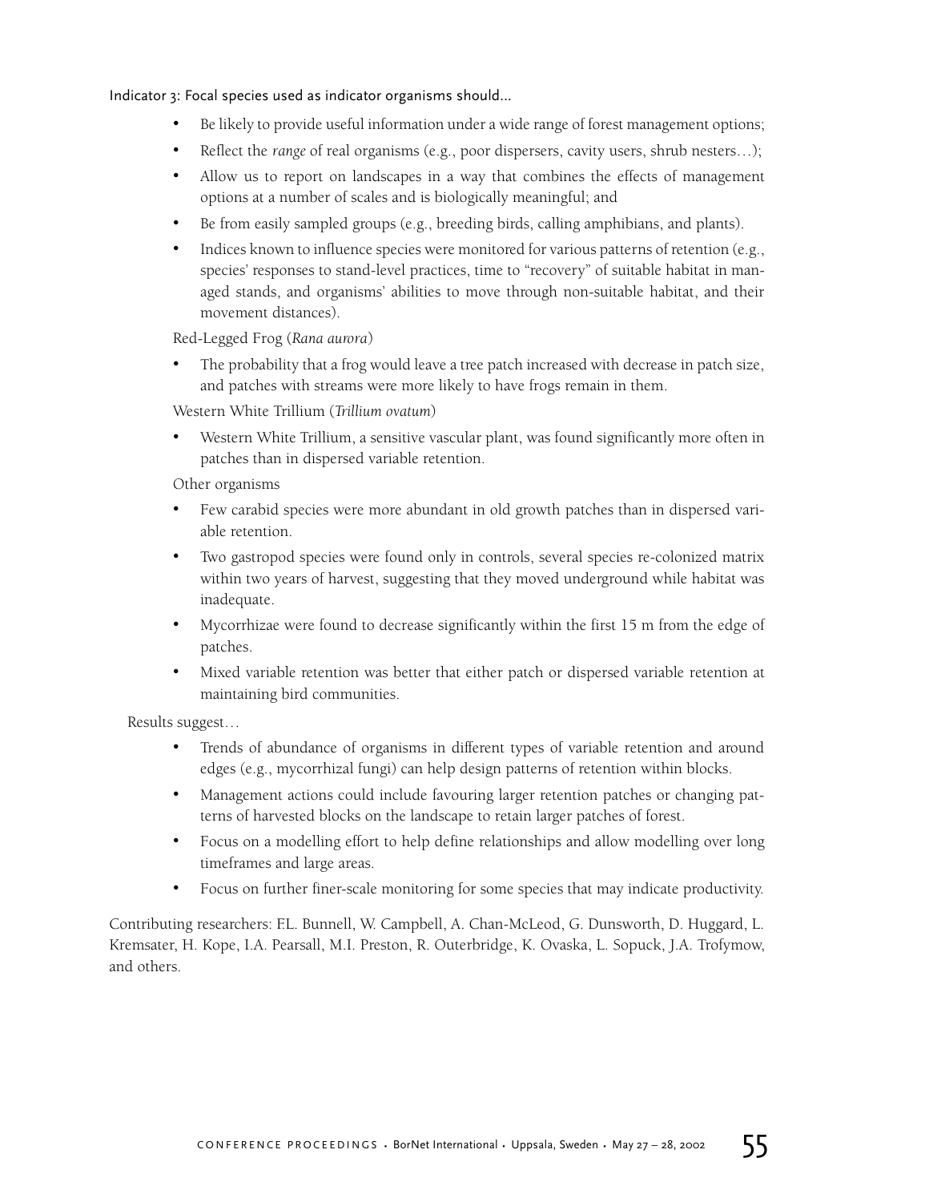Indicator 3: Focal species used as indicator organisms should...

- Be likely to provide useful information under a wide range of forest management options;
- Reflect the *range* of real organisms (e.g., poor dispersers, cavity users, shrub nesters…);
- Allow us to report on landscapes in a way that combines the effects of management options at a number of scales and is biologically meaningful; and
- Be from easily sampled groups (e.g., breeding birds, calling amphibians, and plants).
- Indices known to influence species were monitored for various patterns of retention (e.g., species' responses to stand-level practices, time to "recovery" of suitable habitat in managed stands, and organisms' abilities to move through non-suitable habitat, and their movement distances).

Red-Legged Frog (*Rana aurora*)

- The probability that a frog would leave a tree patch increased with decrease in patch size, and patches with streams were more likely to have frogs remain in them.

Western White Trillium (*Trillium ovatum*)

- Western White Trillium, a sensitive vascular plant, was found significantly more often in patches than in dispersed variable retention.

Other organisms

- Few carabid species were more abundant in old growth patches than in dispersed variable retention.
- Two gastropod species were found only in controls, several species re-colonized matrix within two years of harvest, suggesting that they moved underground while habitat was inadequate.
- Mycorrhizae were found to decrease significantly within the first 15 m from the edge of patches.
- Mixed variable retention was better that either patch or dispersed variable retention at maintaining bird communities.

Results suggest…

- Trends of abundance of organisms in different types of variable retention and around edges (e.g., mycorrhizal fungi) can help design patterns of retention within blocks.
- Management actions could include favouring larger retention patches or changing patterns of harvested blocks on the landscape to retain larger patches of forest.
- Focus on a modelling effort to help define relationships and allow modelling over long timeframes and large areas.
- Focus on further finer-scale monitoring for some species that may indicate productivity.

Contributing researchers: F.L. Bunnell, W. Campbell, A. Chan-McLeod, G. Dunsworth, D. Huggard, L. Kremsater, H. Kope, I.A. Pearsall, M.I. Preston, R. Outerbridge, K. Ovaska, L. Sopuck, J.A. Trofymow, and others.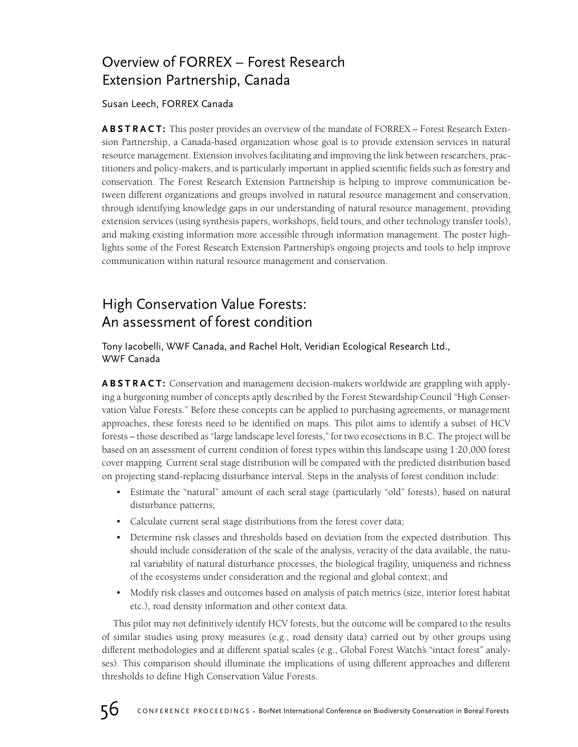## Overview of FORREX – Forest Research Extension Partnership, Canada

Susan Leech, FORREX Canada

**ABSTRACT:** This poster provides an overview of the mandate of FORREX – Forest Research Extension Partnership, a Canada-based organization whose goal is to provide extension services in natural resource management. Extension involves facilitating and improving the link between researchers, practitioners and policy-makers, and is particularly important in applied scientific fields such as forestry and conservation. The Forest Research Extension Partnership is helping to improve communication between different organizations and groups involved in natural resource management and conservation, through identifying knowledge gaps in our understanding of natural resource management, providing extension services (using synthesis papers, workshops, field tours, and other technology transfer tools), and making existing information more accessible through information management. The poster highlights some of the Forest Research Extension Partnership's ongoing projects and tools to help improve communication within natural resource management and conservation.

## High Conservation Value Forests: An assessment of forest condition

Tony Iacobelli, WWF Canada, and Rachel Holt, Veridian Ecological Research Ltd., WWF Canada

**ABSTRACT:** Conservation and management decision-makers worldwide are grappling with applying a burgeoning number of concepts aptly described by the Forest Stewardship Council "High Conservation Value Forests." Before these concepts can be applied to purchasing agreements, or management approaches, these forests need to be identified on maps. This pilot aims to identify a subset of HCV forests – those described as "large landscape level forests," for two ecosections in B.C. The project will be based on an assessment of current condition of forest types within this landscape using 1:20,000 forest cover mapping. Current seral stage distribution will be compared with the predicted distribution based on projecting stand-replacing disturbance interval. Steps in the analysis of forest condition include:

- Estimate the "natural" amount of each seral stage (particularly "old" forests), based on natural disturbance patterns;
- Calculate current seral stage distributions from the forest cover data;
- Determine risk classes and thresholds based on deviation from the expected distribution. This should include consideration of the scale of the analysis, veracity of the data available, the natural variability of natural disturbance processes, the biological fragility, uniqueness and richness of the ecosystems under consideration and the regional and global context; and
- Modify risk classes and outcomes based on analysis of patch metrics (size, interior forest habitat etc.), road density information and other context data.

This pilot may not definitively identify HCV forests, but the outcome will be compared to the results of similar studies using proxy measures (e.g., road density data) carried out by other groups using different methodologies and at different spatial scales (e.g., Global Forest Watch's "intact forest" analyses). This comparison should illuminate the implications of using different approaches and different thresholds to define High Conservation Value Forests.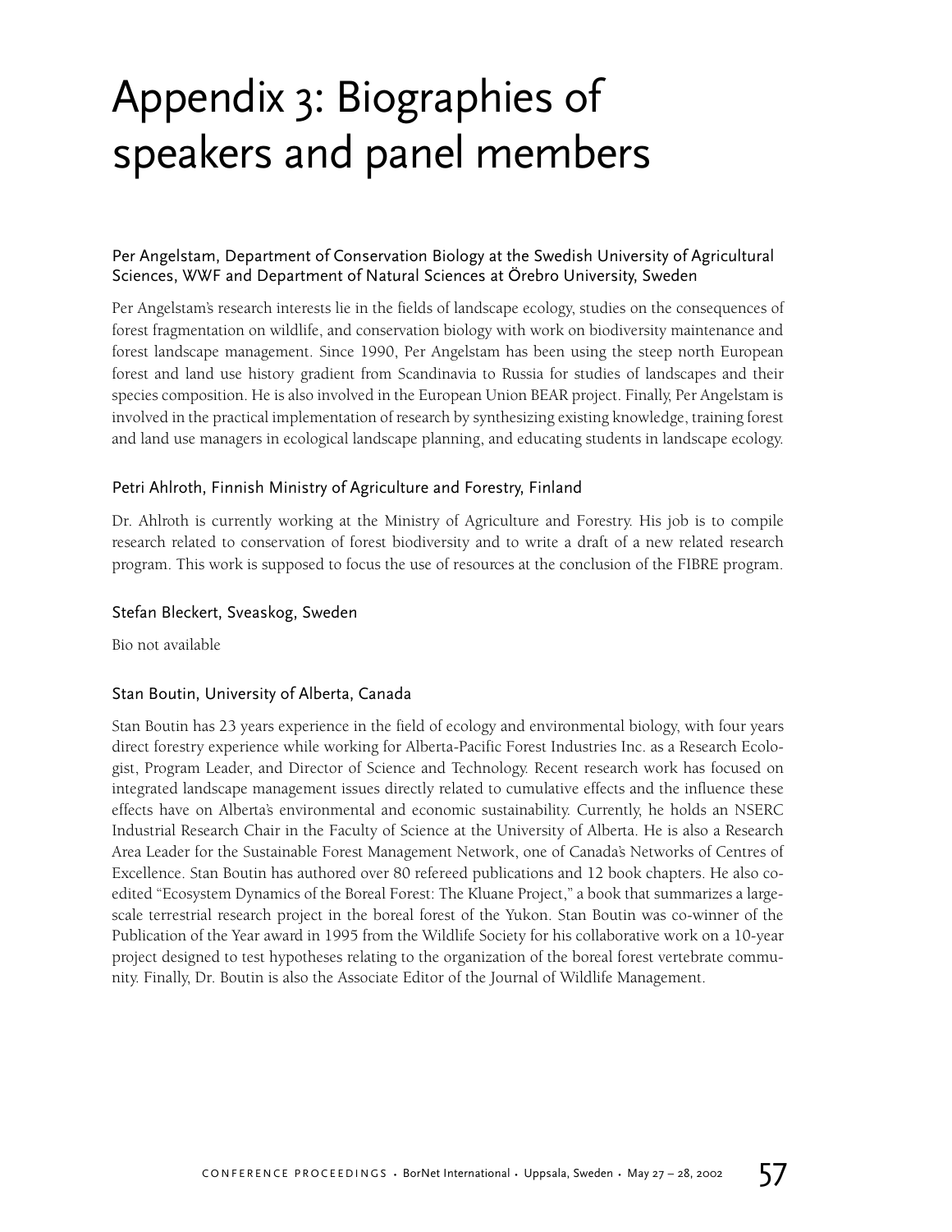# Appendix 3: Biographies of speakers and panel members

### Per Angelstam, Department of Conservation Biology at the Swedish University of Agricultural Sciences, WWF and Department of Natural Sciences at Örebro University, Sweden

Per Angelstam's research interests lie in the fields of landscape ecology, studies on the consequences of forest fragmentation on wildlife, and conservation biology with work on biodiversity maintenance and forest landscape management. Since 1990, Per Angelstam has been using the steep north European forest and land use history gradient from Scandinavia to Russia for studies of landscapes and their species composition. He is also involved in the European Union BEAR project. Finally, Per Angelstam is involved in the practical implementation of research by synthesizing existing knowledge, training forest and land use managers in ecological landscape planning, and educating students in landscape ecology.

### Petri Ahlroth, Finnish Ministry of Agriculture and Forestry, Finland

Dr. Ahlroth is currently working at the Ministry of Agriculture and Forestry. His job is to compile research related to conservation of forest biodiversity and to write a draft of a new related research program. This work is supposed to focus the use of resources at the conclusion of the FIBRE program.

### Stefan Bleckert, Sveaskog, Sweden

Bio not available

### Stan Boutin, University of Alberta, Canada

Stan Boutin has 23 years experience in the field of ecology and environmental biology, with four years direct forestry experience while working for Alberta-Pacific Forest Industries Inc. as a Research Ecologist, Program Leader, and Director of Science and Technology. Recent research work has focused on integrated landscape management issues directly related to cumulative effects and the influence these effects have on Alberta's environmental and economic sustainability. Currently, he holds an NSERC Industrial Research Chair in the Faculty of Science at the University of Alberta. He is also a Research Area Leader for the Sustainable Forest Management Network, one of Canada's Networks of Centres of Excellence. Stan Boutin has authored over 80 refereed publications and 12 book chapters. He also co-edited "Ecosystem Dynamics of the Boreal Forest: The Kluane Project," a book that summarizes a large-scale terrestrial research project in the boreal forest of the Yukon. Stan Boutin was co-winner of the Publication of the Year award in 1995 from the Wildlife Society for his collaborative work on a 10-year project designed to test hypotheses relating to the organization of the boreal forest vertebrate community. Finally, Dr. Boutin is also the Associate Editor of the Journal of Wildlife Management.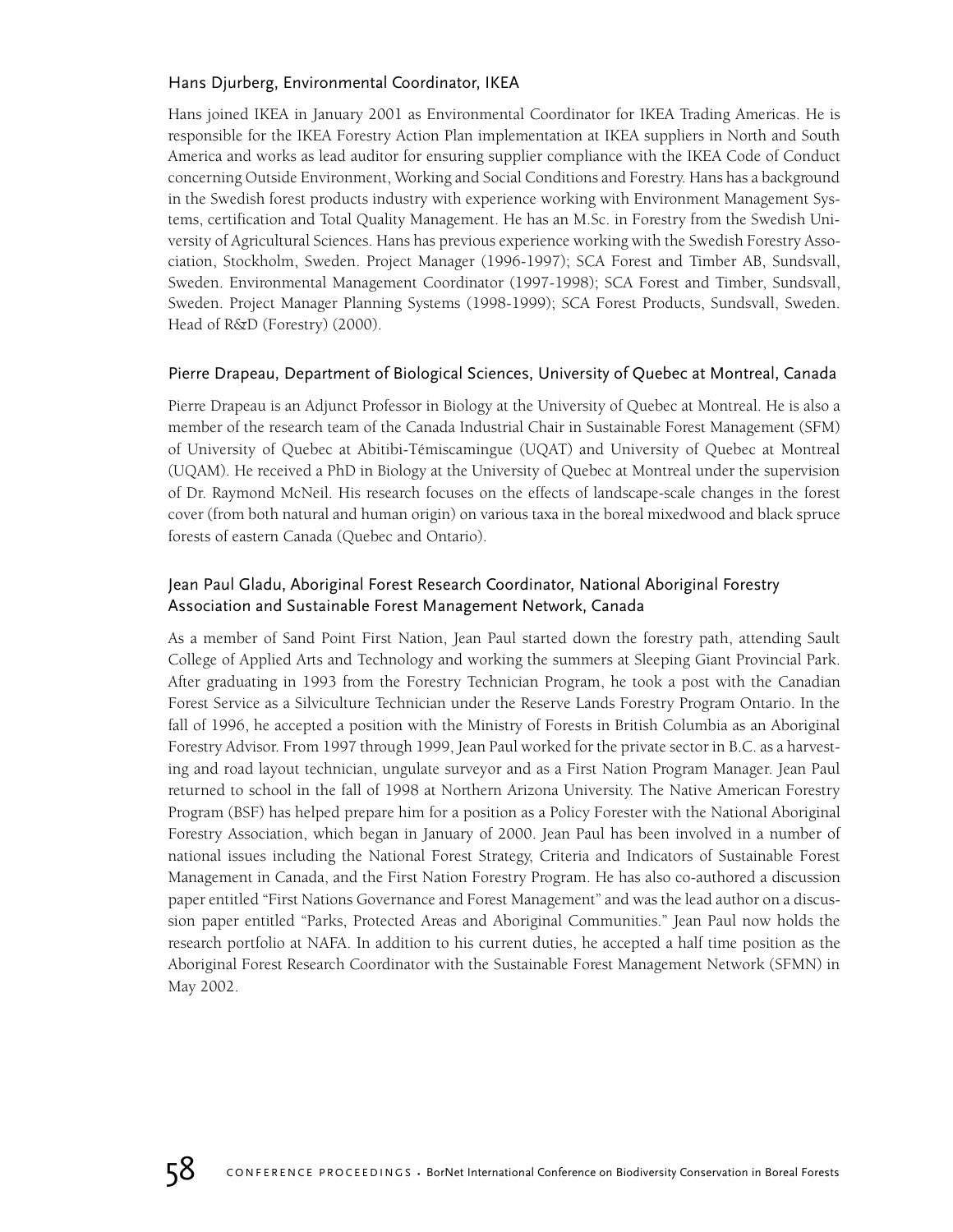### Hans Djurberg, Environmental Coordinator, IKEA

Hans joined IKEA in January 2001 as Environmental Coordinator for IKEA Trading Americas. He is responsible for the IKEA Forestry Action Plan implementation at IKEA suppliers in North and South America and works as lead auditor for ensuring supplier compliance with the IKEA Code of Conduct concerning Outside Environment, Working and Social Conditions and Forestry. Hans has a background in the Swedish forest products industry with experience working with Environment Management Systems, certification and Total Quality Management. He has an M.Sc. in Forestry from the Swedish University of Agricultural Sciences. Hans has previous experience working with the Swedish Forestry Association, Stockholm, Sweden. Project Manager (1996-1997); SCA Forest and Timber AB, Sundsvall, Sweden. Environmental Management Coordinator (1997-1998); SCA Forest and Timber, Sundsvall, Sweden. Project Manager Planning Systems (1998-1999); SCA Forest Products, Sundsvall, Sweden. Head of R&D (Forestry) (2000).

### Pierre Drapeau, Department of Biological Sciences, University of Quebec at Montreal, Canada

Pierre Drapeau is an Adjunct Professor in Biology at the University of Quebec at Montreal. He is also a member of the research team of the Canada Industrial Chair in Sustainable Forest Management (SFM) of University of Quebec at Abitibi-Témiscamingue (UQAT) and University of Quebec at Montreal (UQAM). He received a PhD in Biology at the University of Quebec at Montreal under the supervision of Dr. Raymond McNeil. His research focuses on the effects of landscape-scale changes in the forest cover (from both natural and human origin) on various taxa in the boreal mixedwood and black spruce forests of eastern Canada (Quebec and Ontario).

### Jean Paul Gladu, Aboriginal Forest Research Coordinator, National Aboriginal Forestry Association and Sustainable Forest Management Network, Canada

As a member of Sand Point First Nation, Jean Paul started down the forestry path, attending Sault College of Applied Arts and Technology and working the summers at Sleeping Giant Provincial Park. After graduating in 1993 from the Forestry Technician Program, he took a post with the Canadian Forest Service as a Silviculture Technician under the Reserve Lands Forestry Program Ontario. In the fall of 1996, he accepted a position with the Ministry of Forests in British Columbia as an Aboriginal Forestry Advisor. From 1997 through 1999, Jean Paul worked for the private sector in B.C. as a harvesting and road layout technician, ungulate surveyor and as a First Nation Program Manager. Jean Paul returned to school in the fall of 1998 at Northern Arizona University. The Native American Forestry Program (BSF) has helped prepare him for a position as a Policy Forester with the National Aboriginal Forestry Association, which began in January of 2000. Jean Paul has been involved in a number of national issues including the National Forest Strategy, Criteria and Indicators of Sustainable Forest Management in Canada, and the First Nation Forestry Program. He has also co-authored a discussion paper entitled "First Nations Governance and Forest Management" and was the lead author on a discussion paper entitled "Parks, Protected Areas and Aboriginal Communities." Jean Paul now holds the research portfolio at NAFA. In addition to his current duties, he accepted a half time position as the Aboriginal Forest Research Coordinator with the Sustainable Forest Management Network (SFMN) in May 2002.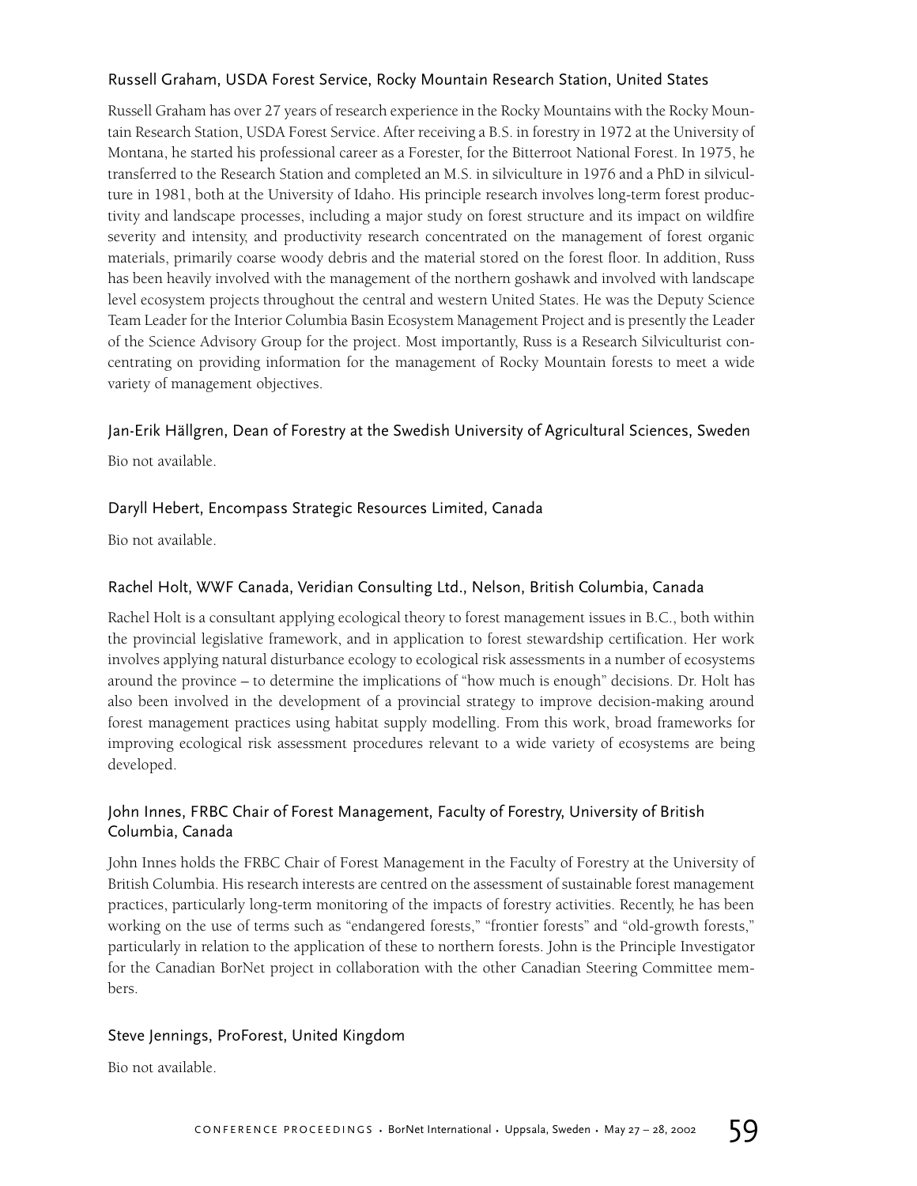### Russell Graham, USDA Forest Service, Rocky Mountain Research Station, United States

Russell Graham has over 27 years of research experience in the Rocky Mountains with the Rocky Mountain Research Station, USDA Forest Service. After receiving a B.S. in forestry in 1972 at the University of Montana, he started his professional career as a Forester, for the Bitterroot National Forest. In 1975, he transferred to the Research Station and completed an M.S. in silviculture in 1976 and a PhD in silviculture in 1981, both at the University of Idaho. His principle research involves long-term forest productivity and landscape processes, including a major study on forest structure and its impact on wildfire severity and intensity, and productivity research concentrated on the management of forest organic materials, primarily coarse woody debris and the material stored on the forest floor. In addition, Russ has been heavily involved with the management of the northern goshawk and involved with landscape level ecosystem projects throughout the central and western United States. He was the Deputy Science Team Leader for the Interior Columbia Basin Ecosystem Management Project and is presently the Leader of the Science Advisory Group for the project. Most importantly, Russ is a Research Silviculturist concentrating on providing information for the management of Rocky Mountain forests to meet a wide variety of management objectives.

### Jan-Erik Hällgren, Dean of Forestry at the Swedish University of Agricultural Sciences, Sweden

Bio not available.

### Daryll Hebert, Encompass Strategic Resources Limited, Canada

Bio not available.

### Rachel Holt, WWF Canada, Veridian Consulting Ltd., Nelson, British Columbia, Canada

Rachel Holt is a consultant applying ecological theory to forest management issues in B.C., both within the provincial legislative framework, and in application to forest stewardship certification. Her work involves applying natural disturbance ecology to ecological risk assessments in a number of ecosystems around the province – to determine the implications of "how much is enough" decisions. Dr. Holt has also been involved in the development of a provincial strategy to improve decision-making around forest management practices using habitat supply modelling. From this work, broad frameworks for improving ecological risk assessment procedures relevant to a wide variety of ecosystems are being developed.

### John Innes, FRBC Chair of Forest Management, Faculty of Forestry, University of British Columbia, Canada

John Innes holds the FRBC Chair of Forest Management in the Faculty of Forestry at the University of British Columbia. His research interests are centred on the assessment of sustainable forest management practices, particularly long-term monitoring of the impacts of forestry activities. Recently, he has been working on the use of terms such as "endangered forests," "frontier forests" and "old-growth forests," particularly in relation to the application of these to northern forests. John is the Principle Investigator for the Canadian BorNet project in collaboration with the other Canadian Steering Committee members.

### Steve Jennings, ProForest, United Kingdom

Bio not available.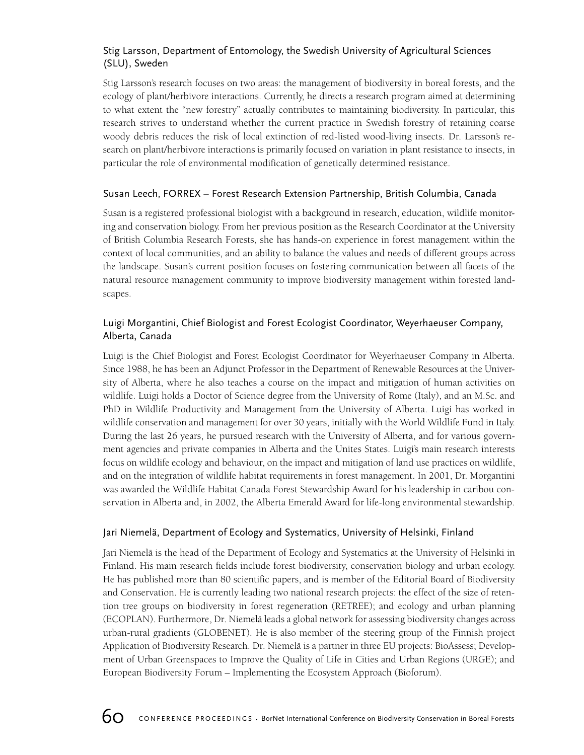### Stig Larsson, Department of Entomology, the Swedish University of Agricultural Sciences (SLU), Sweden

Stig Larsson's research focuses on two areas: the management of biodiversity in boreal forests, and the ecology of plant/herbivore interactions. Currently, he directs a research program aimed at determining to what extent the "new forestry" actually contributes to maintaining biodiversity. In particular, this research strives to understand whether the current practice in Swedish forestry of retaining coarse woody debris reduces the risk of local extinction of red-listed wood-living insects. Dr. Larsson's research on plant/herbivore interactions is primarily focused on variation in plant resistance to insects, in particular the role of environmental modification of genetically determined resistance.

### Susan Leech, FORREX – Forest Research Extension Partnership, British Columbia, Canada

Susan is a registered professional biologist with a background in research, education, wildlife monitoring and conservation biology. From her previous position as the Research Coordinator at the University of British Columbia Research Forests, she has hands-on experience in forest management within the context of local communities, and an ability to balance the values and needs of different groups across the landscape. Susan's current position focuses on fostering communication between all facets of the natural resource management community to improve biodiversity management within forested landscapes.

### Luigi Morgantini, Chief Biologist and Forest Ecologist Coordinator, Weyerhaeuser Company, Alberta, Canada

Luigi is the Chief Biologist and Forest Ecologist Coordinator for Weyerhaeuser Company in Alberta. Since 1988, he has been an Adjunct Professor in the Department of Renewable Resources at the University of Alberta, where he also teaches a course on the impact and mitigation of human activities on wildlife. Luigi holds a Doctor of Science degree from the University of Rome (Italy), and an M.Sc. and PhD in Wildlife Productivity and Management from the University of Alberta. Luigi has worked in wildlife conservation and management for over 30 years, initially with the World Wildlife Fund in Italy. During the last 26 years, he pursued research with the University of Alberta, and for various government agencies and private companies in Alberta and the Unites States. Luigi's main research interests focus on wildlife ecology and behaviour, on the impact and mitigation of land use practices on wildlife, and on the integration of wildlife habitat requirements in forest management. In 2001, Dr. Morgantini was awarded the Wildlife Habitat Canada Forest Stewardship Award for his leadership in caribou conservation in Alberta and, in 2002, the Alberta Emerald Award for life-long environmental stewardship.

### Jari Niemelä, Department of Ecology and Systematics, University of Helsinki, Finland

Jari Niemelä is the head of the Department of Ecology and Systematics at the University of Helsinki in Finland. His main research fields include forest biodiversity, conservation biology and urban ecology. He has published more than 80 scientific papers, and is member of the Editorial Board of Biodiversity and Conservation. He is currently leading two national research projects: the effect of the size of retention tree groups on biodiversity in forest regeneration (RETREE); and ecology and urban planning (ECOPLAN). Furthermore, Dr. Niemelä leads a global network for assessing biodiversity changes across urban-rural gradients (GLOBENET). He is also member of the steering group of the Finnish project Application of Biodiversity Research. Dr. Niemelä is a partner in three EU projects: BioAssess; Development of Urban Greenspaces to Improve the Quality of Life in Cities and Urban Regions (URGE); and European Biodiversity Forum – Implementing the Ecosystem Approach (Bioforum).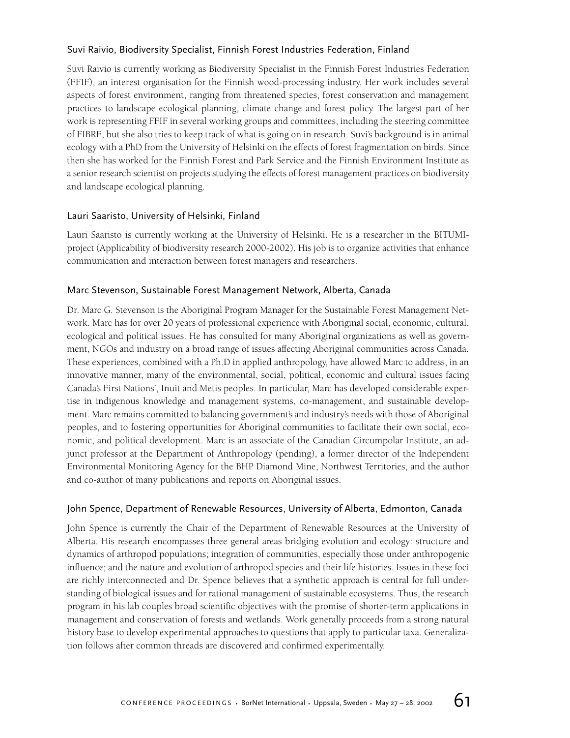### Suvi Raivio, Biodiversity Specialist, Finnish Forest Industries Federation, Finland

Suvi Raivio is currently working as Biodiversity Specialist in the Finnish Forest Industries Federation (FFIF), an interest organisation for the Finnish wood-processing industry. Her work includes several aspects of forest environment, ranging from threatened species, forest conservation and management practices to landscape ecological planning, climate change and forest policy. The largest part of her work is representing FFIF in several working groups and committees, including the steering committee of FIBRE, but she also tries to keep track of what is going on in research. Suvi's background is in animal ecology with a PhD from the University of Helsinki on the effects of forest fragmentation on birds. Since then she has worked for the Finnish Forest and Park Service and the Finnish Environment Institute as a senior research scientist on projects studying the effects of forest management practices on biodiversity and landscape ecological planning.

### Lauri Saaristo, University of Helsinki, Finland

Lauri Saaristo is currently working at the University of Helsinki. He is a researcher in the BITUMI-project (Applicability of biodiversity research 2000-2002). His job is to organize activities that enhance communication and interaction between forest managers and researchers.

### Marc Stevenson, Sustainable Forest Management Network, Alberta, Canada

Dr. Marc G. Stevenson is the Aboriginal Program Manager for the Sustainable Forest Management Network. Marc has for over 20 years of professional experience with Aboriginal social, economic, cultural, ecological and political issues. He has consulted for many Aboriginal organizations as well as government, NGOs and industry on a broad range of issues affecting Aboriginal communities across Canada. These experiences, combined with a Ph.D in applied anthropology, have allowed Marc to address, in an innovative manner, many of the environmental, social, political, economic and cultural issues facing Canada's First Nations', Inuit and Metis peoples. In particular, Marc has developed considerable expertise in indigenous knowledge and management systems, co-management, and sustainable development. Marc remains committed to balancing government's and industry's needs with those of Aboriginal peoples, and to fostering opportunities for Aboriginal communities to facilitate their own social, economic, and political development. Marc is an associate of the Canadian Circumpolar Institute, an adjunct professor at the Department of Anthropology (pending), a former director of the Independent Environmental Monitoring Agency for the BHP Diamond Mine, Northwest Territories, and the author and co-author of many publications and reports on Aboriginal issues.

### John Spence, Department of Renewable Resources, University of Alberta, Edmonton, Canada

John Spence is currently the Chair of the Department of Renewable Resources at the University of Alberta. His research encompasses three general areas bridging evolution and ecology: structure and dynamics of arthropod populations; integration of communities, especially those under anthropogenic influence; and the nature and evolution of arthropod species and their life histories. Issues in these foci are richly interconnected and Dr. Spence believes that a synthetic approach is central for full understanding of biological issues and for rational management of sustainable ecosystems. Thus, the research program in his lab couples broad scientific objectives with the promise of shorter-term applications in management and conservation of forests and wetlands. Work generally proceeds from a strong natural history base to develop experimental approaches to questions that apply to particular taxa. Generalization follows after common threads are discovered and confirmed experimentally.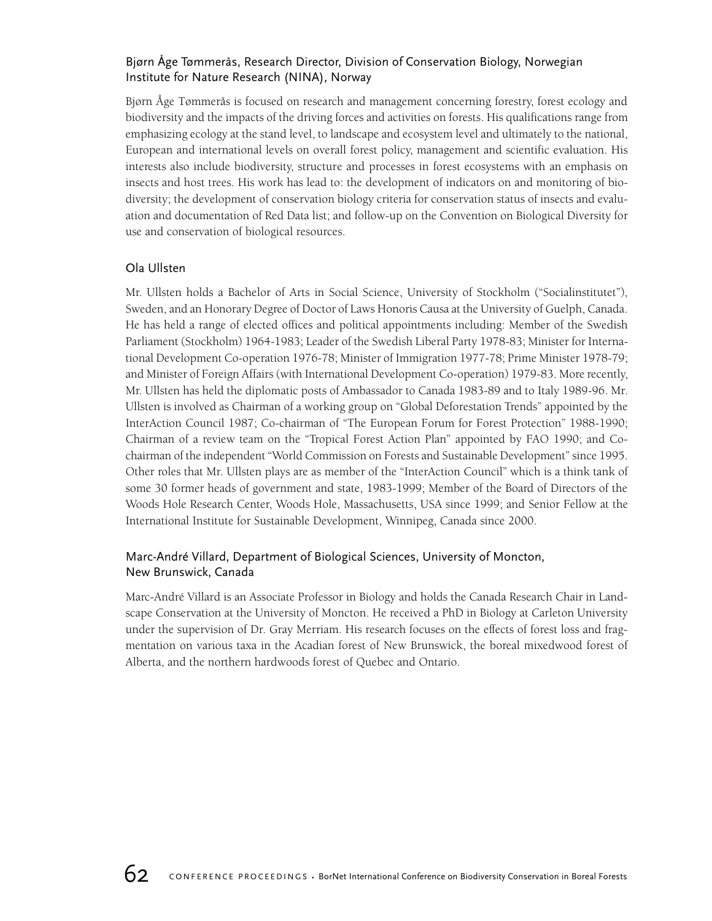### Bjørn Åge Tømmerås, Research Director, Division of Conservation Biology, Norwegian Institute for Nature Research (NINA), Norway

Bjørn Åge Tømmerås is focused on research and management concerning forestry, forest ecology and biodiversity and the impacts of the driving forces and activities on forests. His qualifications range from emphasizing ecology at the stand level, to landscape and ecosystem level and ultimately to the national, European and international levels on overall forest policy, management and scientific evaluation. His interests also include biodiversity, structure and processes in forest ecosystems with an emphasis on insects and host trees. His work has lead to: the development of indicators on and monitoring of biodiversity; the development of conservation biology criteria for conservation status of insects and evaluation and documentation of Red Data list; and follow-up on the Convention on Biological Diversity for use and conservation of biological resources.

### Ola Ullsten

Mr. Ullsten holds a Bachelor of Arts in Social Science, University of Stockholm ("Socialinstitutet"), Sweden, and an Honorary Degree of Doctor of Laws Honoris Causa at the University of Guelph, Canada. He has held a range of elected offices and political appointments including: Member of the Swedish Parliament (Stockholm) 1964-1983; Leader of the Swedish Liberal Party 1978-83; Minister for International Development Co-operation 1976-78; Minister of Immigration 1977-78; Prime Minister 1978-79; and Minister of Foreign Affairs (with International Development Co-operation) 1979-83. More recently, Mr. Ullsten has held the diplomatic posts of Ambassador to Canada 1983-89 and to Italy 1989-96. Mr. Ullsten is involved as Chairman of a working group on "Global Deforestation Trends" appointed by the InterAction Council 1987; Co-chairman of "The European Forum for Forest Protection" 1988-1990; Chairman of a review team on the "Tropical Forest Action Plan" appointed by FAO 1990; and Co-chairman of the independent "World Commission on Forests and Sustainable Development" since 1995. Other roles that Mr. Ullsten plays are as member of the "InterAction Council" which is a think tank of some 30 former heads of government and state, 1983-1999; Member of the Board of Directors of the Woods Hole Research Center, Woods Hole, Massachusetts, USA since 1999; and Senior Fellow at the International Institute for Sustainable Development, Winnipeg, Canada since 2000.

### Marc-André Villard, Department of Biological Sciences, University of Moncton, New Brunswick, Canada

Marc-André Villard is an Associate Professor in Biology and holds the Canada Research Chair in Landscape Conservation at the University of Moncton. He received a PhD in Biology at Carleton University under the supervision of Dr. Gray Merriam. His research focuses on the effects of forest loss and fragmentation on various taxa in the Acadian forest of New Brunswick, the boreal mixedwood forest of Alberta, and the northern hardwoods forest of Quebec and Ontario.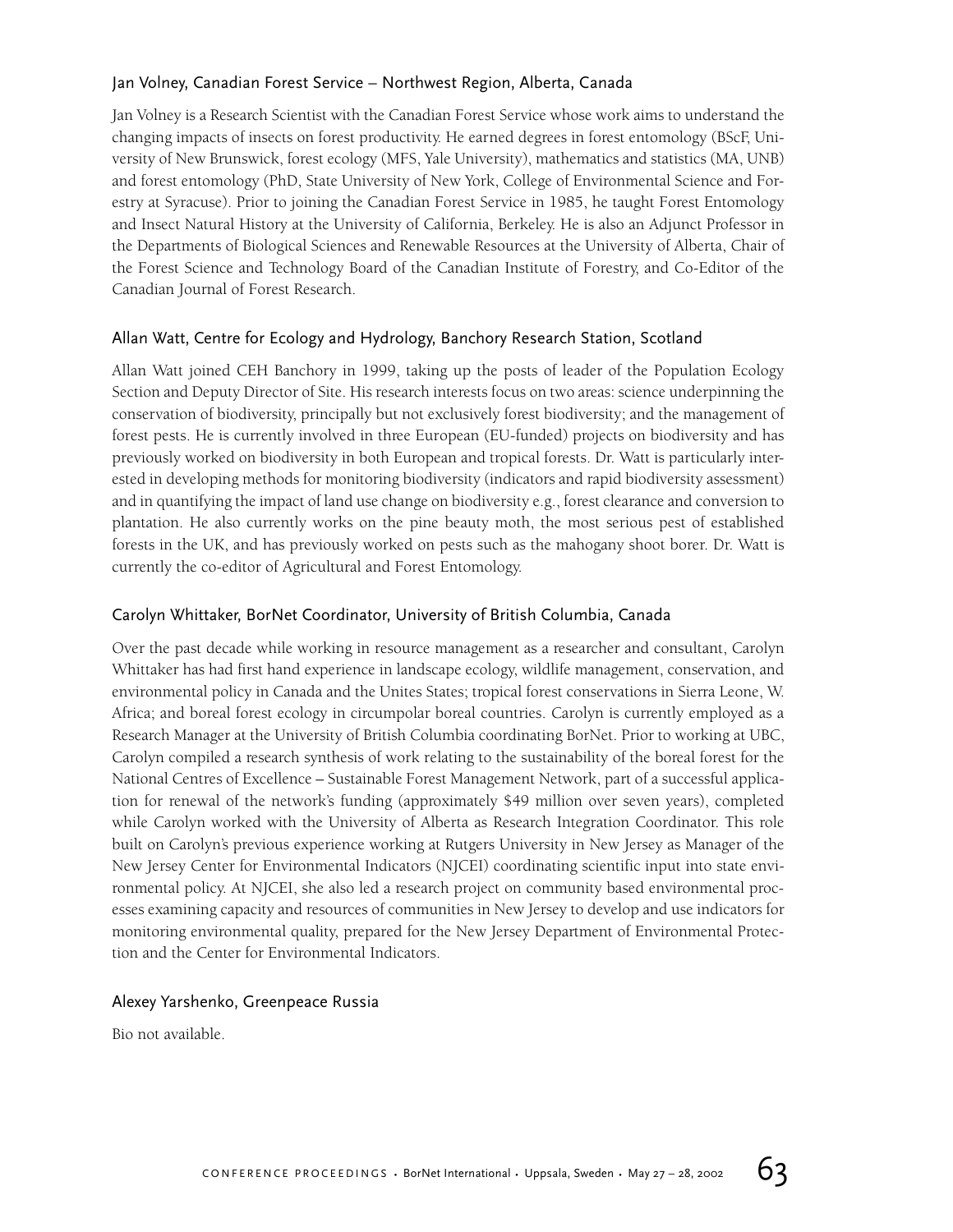### Jan Volney, Canadian Forest Service – Northwest Region, Alberta, Canada

Jan Volney is a Research Scientist with the Canadian Forest Service whose work aims to understand the changing impacts of insects on forest productivity. He earned degrees in forest entomology (BScF, University of New Brunswick, forest ecology (MFS, Yale University), mathematics and statistics (MA, UNB) and forest entomology (PhD, State University of New York, College of Environmental Science and Forestry at Syracuse). Prior to joining the Canadian Forest Service in 1985, he taught Forest Entomology and Insect Natural History at the University of California, Berkeley. He is also an Adjunct Professor in the Departments of Biological Sciences and Renewable Resources at the University of Alberta, Chair of the Forest Science and Technology Board of the Canadian Institute of Forestry, and Co-Editor of the Canadian Journal of Forest Research.

### Allan Watt, Centre for Ecology and Hydrology, Banchory Research Station, Scotland

Allan Watt joined CEH Banchory in 1999, taking up the posts of leader of the Population Ecology Section and Deputy Director of Site. His research interests focus on two areas: science underpinning the conservation of biodiversity, principally but not exclusively forest biodiversity; and the management of forest pests. He is currently involved in three European (EU-funded) projects on biodiversity and has previously worked on biodiversity in both European and tropical forests. Dr. Watt is particularly interested in developing methods for monitoring biodiversity (indicators and rapid biodiversity assessment) and in quantifying the impact of land use change on biodiversity e.g., forest clearance and conversion to plantation. He also currently works on the pine beauty moth, the most serious pest of established forests in the UK, and has previously worked on pests such as the mahogany shoot borer. Dr. Watt is currently the co-editor of Agricultural and Forest Entomology.

### Carolyn Whittaker, BorNet Coordinator, University of British Columbia, Canada

Over the past decade while working in resource management as a researcher and consultant, Carolyn Whittaker has had first hand experience in landscape ecology, wildlife management, conservation, and environmental policy in Canada and the Unites States; tropical forest conservations in Sierra Leone, W. Africa; and boreal forest ecology in circumpolar boreal countries. Carolyn is currently employed as a Research Manager at the University of British Columbia coordinating BorNet. Prior to working at UBC, Carolyn compiled a research synthesis of work relating to the sustainability of the boreal forest for the National Centres of Excellence – Sustainable Forest Management Network, part of a successful application for renewal of the network's funding (approximately $49 million over seven years), completed while Carolyn worked with the University of Alberta as Research Integration Coordinator. This role built on Carolyn's previous experience working at Rutgers University in New Jersey as Manager of the New Jersey Center for Environmental Indicators (NJCEI) coordinating scientific input into state environmental policy. At NJCEI, she also led a research project on community based environmental processes examining capacity and resources of communities in New Jersey to develop and use indicators for monitoring environmental quality, prepared for the New Jersey Department of Environmental Protection and the Center for Environmental Indicators.

### Alexey Yarshenko, Greenpeace Russia

Bio not available.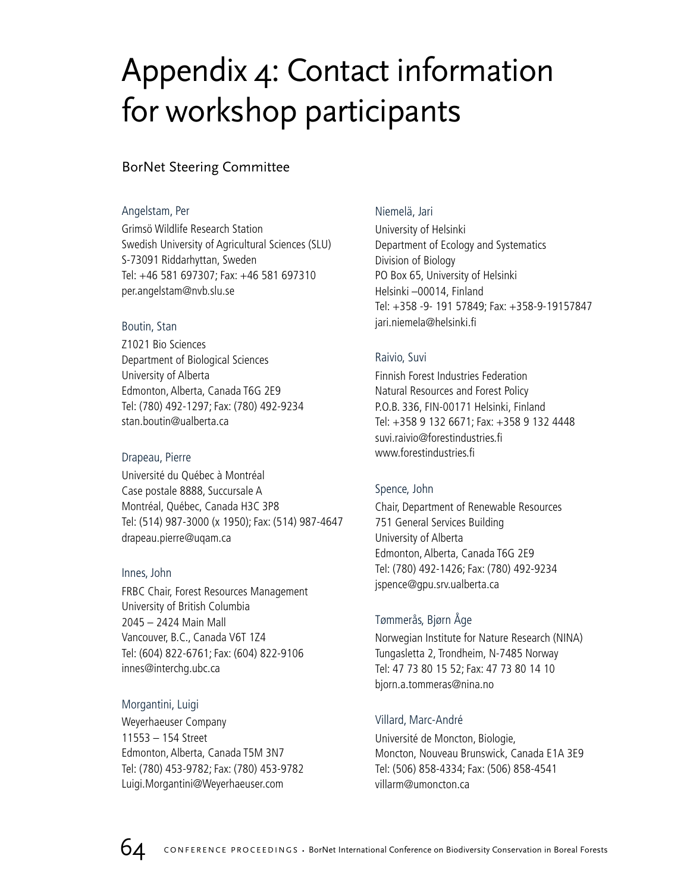# Appendix 4: Contact information for workshop participants

## BorNet Steering Committee

### Angelstam, Per

Grimsö Wildlife Research Station
Swedish University of Agricultural Sciences (SLU)
S-73091 Riddarhyttan, Sweden
Tel: +46 581 697307; Fax: +46 581 697310
per.angelstam@nvb.slu.se

### Boutin, Stan

Z1021 Bio Sciences
Department of Biological Sciences
University of Alberta
Edmonton, Alberta, Canada T6G 2E9
Tel: (780) 492-1297; Fax: (780) 492-9234
stan.boutin@ualberta.ca

### Drapeau, Pierre

Université du Québec à Montréal
Case postale 8888, Succursale A
Montréal, Québec, Canada H3C 3P8
Tel: (514) 987-3000 (x 1950); Fax: (514) 987-4647
drapeau.pierre@uqam.ca

### Innes, John

FRBC Chair, Forest Resources Management
University of British Columbia
2045 – 2424 Main Mall
Vancouver, B.C., Canada V6T 1Z4
Tel: (604) 822-6761; Fax: (604) 822-9106
innes@interchg.ubc.ca

### Morgantini, Luigi

Weyerhaeuser Company
11553 – 154 Street
Edmonton, Alberta, Canada T5M 3N7
Tel: (780) 453-9782; Fax: (780) 453-9782
Luigi.Morgantini@Weyerhaeuser.com

### Niemelä, Jari

University of Helsinki
Department of Ecology and Systematics
Division of Biology
PO Box 65, University of Helsinki
Helsinki –00014, Finland
Tel: +358 -9- 191 57849; Fax: +358-9-19157847
jari.niemela@helsinki.fi

### Raivio, Suvi

Finnish Forest Industries Federation
Natural Resources and Forest Policy
P.O.B. 336, FIN-00171 Helsinki, Finland
Tel: +358 9 132 6671; Fax: +358 9 132 4448
suvi.raivio@forestindustries.fi
www.forestindustries.fi

### Spence, John

Chair, Department of Renewable Resources
751 General Services Building
University of Alberta
Edmonton, Alberta, Canada T6G 2E9
Tel: (780) 492-1426; Fax: (780) 492-9234
jspence@gpu.srv.ualberta.ca

### Tømmerås, Bjørn Åge

Norwegian Institute for Nature Research (NINA)
Tungasletta 2, Trondheim, N-7485 Norway
Tel: 47 73 80 15 52; Fax: 47 73 80 14 10
bjorn.a.tommeras@nina.no

### Villard, Marc-André

Université de Moncton, Biologie,
Moncton, Nouveau Brunswick, Canada E1A 3E9
Tel: (506) 858-4334; Fax: (506) 858-4541
villarm@umoncton.ca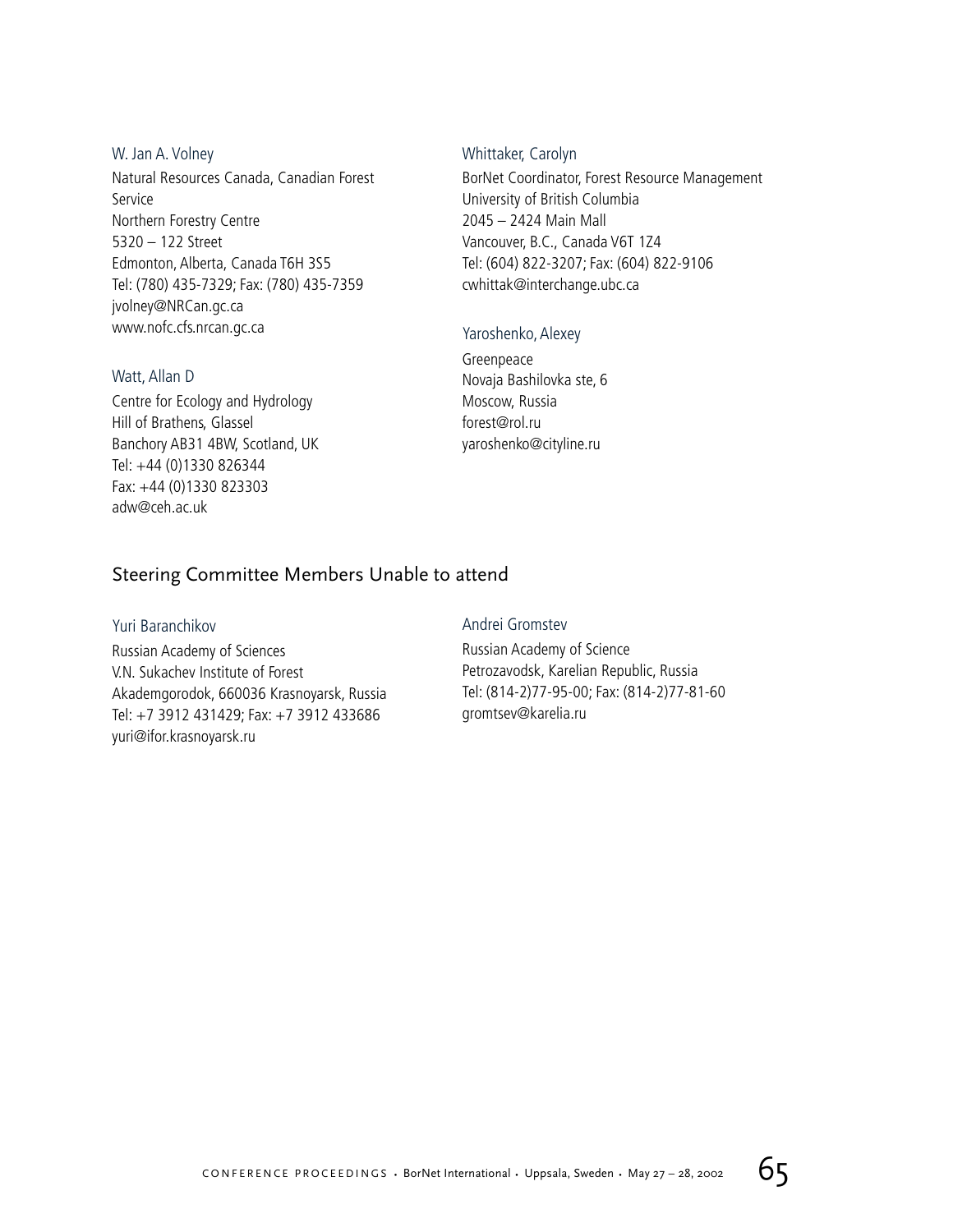W. Jan A. Volney

Natural Resources Canada, Canadian Forest Service
Northern Forestry Centre
5320 – 122 Street
Edmonton, Alberta, Canada T6H 3S5
Tel: (780) 435-7329; Fax: (780) 435-7359
jvolney@NRCan.gc.ca
www.nofc.cfs.nrcan.gc.ca

Watt, Allan D

Centre for Ecology and Hydrology
Hill of Brathens, Glassel
Banchory AB31 4BW, Scotland, UK
Tel: +44 (0)1330 826344
Fax: +44 (0)1330 823303
adw@ceh.ac.uk

Whittaker, Carolyn

BorNet Coordinator, Forest Resource Management
University of British Columbia
2045 – 2424 Main Mall
Vancouver, B.C., Canada V6T 1Z4
Tel: (604) 822-3207; Fax: (604) 822-9106
cwhittak@interchange.ubc.ca

Yaroshenko, Alexey

Greenpeace
Novaja Bashilovka ste, 6
Moscow, Russia
forest@rol.ru
yaroshenko@cityline.ru

## Steering Committee Members Unable to attend

Yuri Baranchikov

Russian Academy of Sciences
V.N. Sukachev Institute of Forest
Akademgorodok, 660036 Krasnoyarsk, Russia
Tel: +7 3912 431429; Fax: +7 3912 433686
yuri@ifor.krasnoyarsk.ru

Andrei Gromstev

Russian Academy of Science
Petrozavodsk, Karelian Republic, Russia
Tel: (814-2)77-95-00; Fax: (814-2)77-81-60
gromtsev@karelia.ru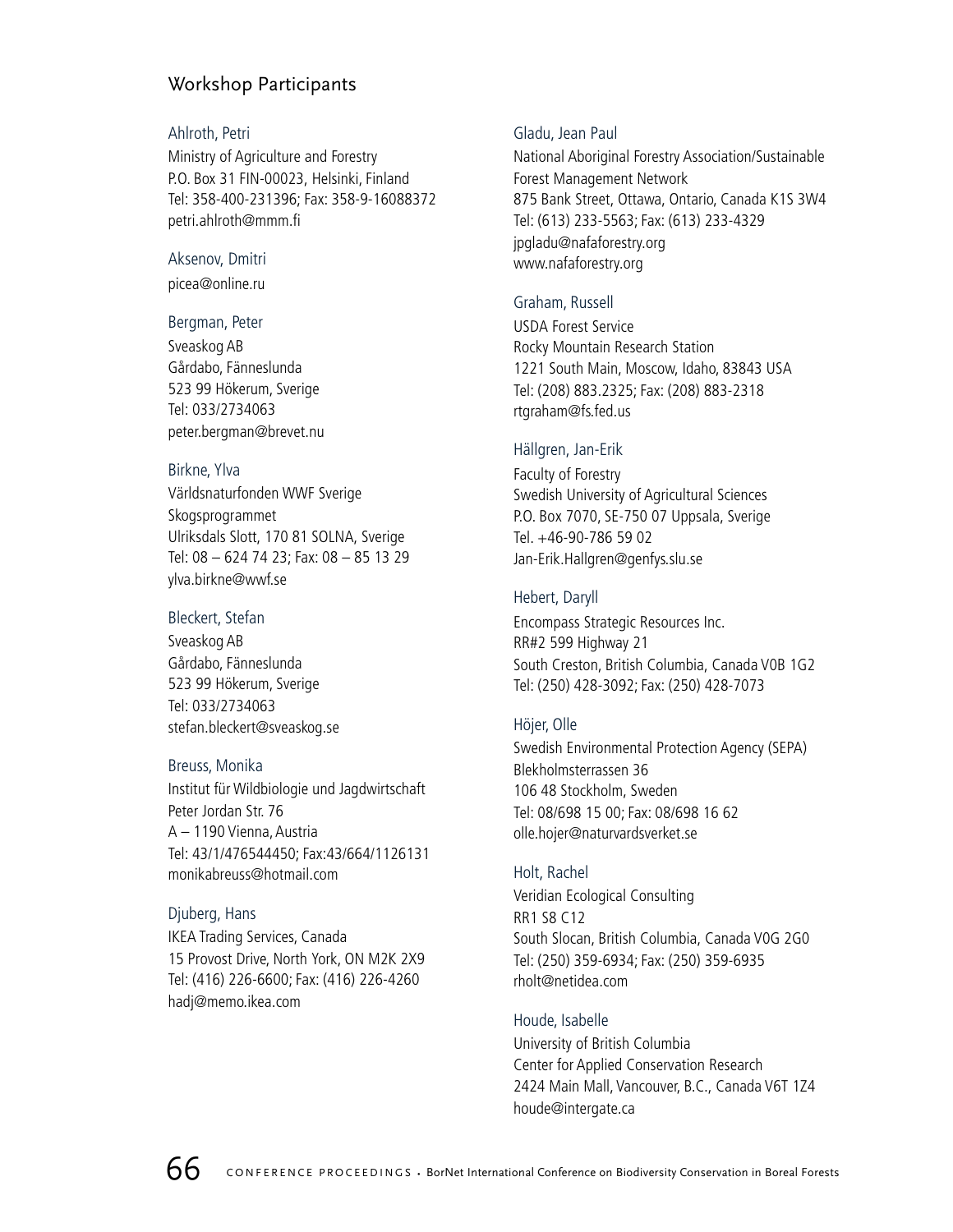## Workshop Participants

Ahlroth, Petri
Ministry of Agriculture and Forestry
P.O. Box 31 FIN-00023, Helsinki, Finland
Tel: 358-400-231396; Fax: 358-9-16088372
petri.ahlroth@mmm.fi

Aksenov, Dmitri
picea@online.ru

Bergman, Peter
Sveaskog AB
Gårdabo, Fänneslunda
523 99 Hökerum, Sverige
Tel: 033/2734063
peter.bergman@brevet.nu

Birkne, Ylva
Världsnaturfonden WWF Sverige
Skogsprogrammet
Ulriksdals Slott, 170 81 SOLNA, Sverige
Tel: 08 – 624 74 23; Fax: 08 – 85 13 29
ylva.birkne@wwf.se

Bleckert, Stefan
Sveaskog AB
Gårdabo, Fänneslunda
523 99 Hökerum, Sverige
Tel: 033/2734063
stefan.bleckert@sveaskog.se

Breuss, Monika
Institut für Wildbiologie und Jagdwirtschaft
Peter Jordan Str. 76
A – 1190 Vienna, Austria
Tel: 43/1/476544450; Fax:43/664/1126131
monikabreuss@hotmail.com

Djuberg, Hans
IKEA Trading Services, Canada
15 Provost Drive, North York, ON M2K 2X9
Tel: (416) 226-6600; Fax: (416) 226-4260
hadj@memo.ikea.com

Gladu, Jean Paul
National Aboriginal Forestry Association/Sustainable Forest Management Network
875 Bank Street, Ottawa, Ontario, Canada K1S 3W4
Tel: (613) 233-5563; Fax: (613) 233-4329
jpgladu@nafaforestry.org
www.nafaforestry.org

Graham, Russell
USDA Forest Service
Rocky Mountain Research Station
1221 South Main, Moscow, Idaho, 83843 USA
Tel: (208) 883.2325; Fax: (208) 883-2318
rtgraham@fs.fed.us

Hällgren, Jan-Erik
Faculty of Forestry
Swedish University of Agricultural Sciences
P.O. Box 7070, SE-750 07 Uppsala, Sverige
Tel. +46-90-786 59 02
Jan-Erik.Hallgren@genfys.slu.se

Hebert, Daryll
Encompass Strategic Resources Inc.
RR#2 599 Highway 21
South Creston, British Columbia, Canada V0B 1G2
Tel: (250) 428-3092; Fax: (250) 428-7073

Höjer, Olle
Swedish Environmental Protection Agency (SEPA)
Blekholmsterrassen 36
106 48 Stockholm, Sweden
Tel: 08/698 15 00; Fax: 08/698 16 62
olle.hojer@naturvardsverket.se

Holt, Rachel
Veridian Ecological Consulting
RR1 S8 C12
South Slocan, British Columbia, Canada V0G 2G0
Tel: (250) 359-6934; Fax: (250) 359-6935
rholt@netidea.com

Houde, Isabelle
University of British Columbia
Center for Applied Conservation Research
2424 Main Mall, Vancouver, B.C., Canada V6T 1Z4
houde@intergate.ca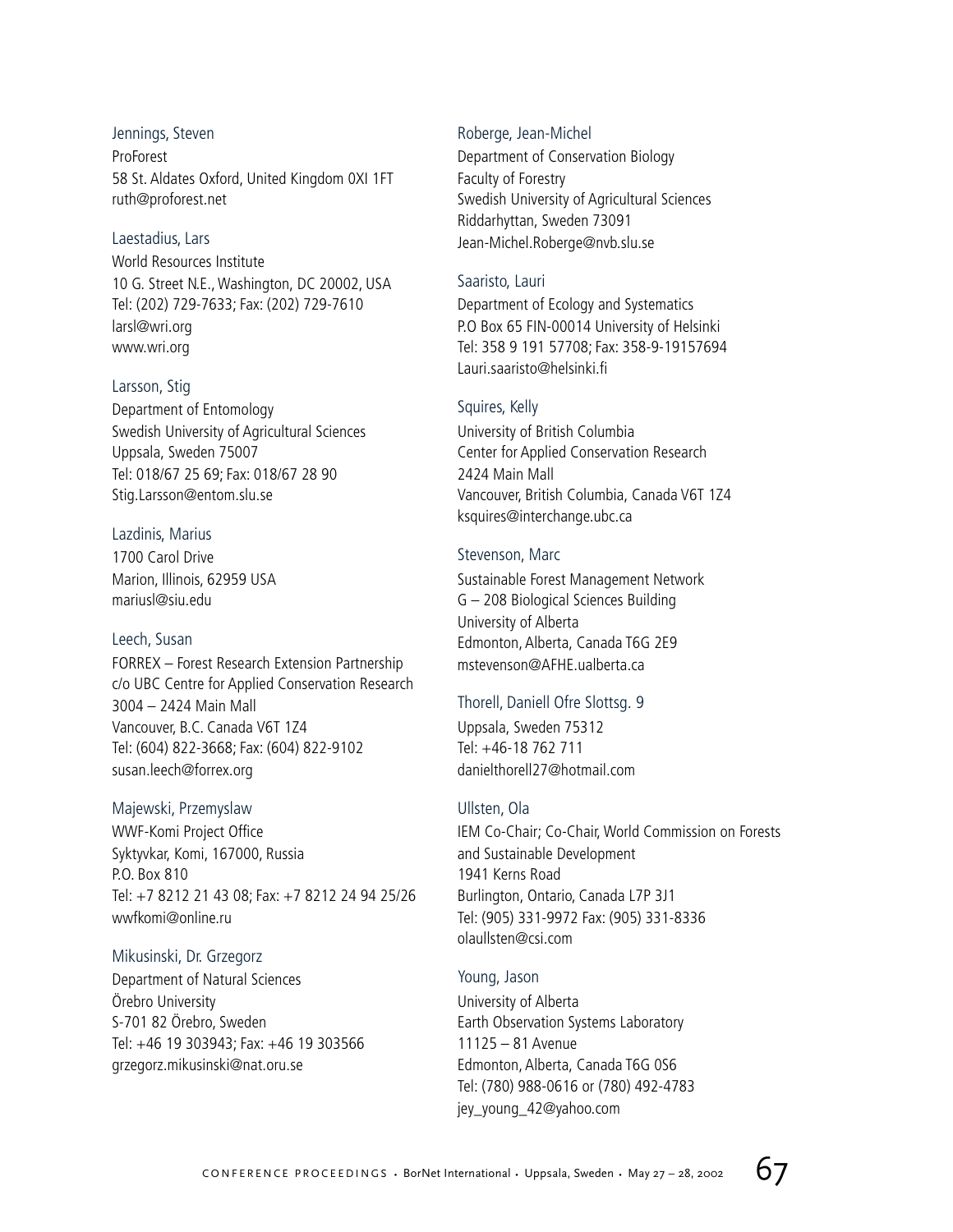Jennings, Steven

ProForest
58 St. Aldates Oxford, United Kingdom 0XI 1FT
ruth@proforest.net

Laestadius, Lars

World Resources Institute
10 G. Street N.E., Washington, DC 20002, USA
Tel: (202) 729-7633; Fax: (202) 729-7610
larsl@wri.org
www.wri.org

Larsson, Stig

Department of Entomology
Swedish University of Agricultural Sciences
Uppsala, Sweden 75007
Tel: 018/67 25 69; Fax: 018/67 28 90
Stig.Larsson@entom.slu.se

Lazdinis, Marius

1700 Carol Drive
Marion, Illinois, 62959 USA
mariusl@siu.edu

Leech, Susan

FORREX – Forest Research Extension Partnership
c/o UBC Centre for Applied Conservation Research
3004 – 2424 Main Mall
Vancouver, B.C. Canada V6T 1Z4
Tel: (604) 822-3668; Fax: (604) 822-9102
susan.leech@forrex.org

Majewski, Przemyslaw

WWF-Komi Project Office
Syktyvkar, Komi, 167000, Russia
P.O. Box 810
Tel: +7 8212 21 43 08; Fax: +7 8212 24 94 25/26
wwfkomi@online.ru

Mikusinski, Dr. Grzegorz

Department of Natural Sciences
Örebro University
S-701 82 Örebro, Sweden
Tel: +46 19 303943; Fax: +46 19 303566
grzegorz.mikusinski@nat.oru.se

Roberge, Jean-Michel

Department of Conservation Biology
Faculty of Forestry
Swedish University of Agricultural Sciences
Riddarhyttan, Sweden 73091
Jean-Michel.Roberge@nvb.slu.se

Saaristo, Lauri

Department of Ecology and Systematics
P.O Box 65 FIN-00014 University of Helsinki
Tel: 358 9 191 57708; Fax: 358-9-19157694
Lauri.saaristo@helsinki.fi

Squires, Kelly

University of British Columbia
Center for Applied Conservation Research
2424 Main Mall
Vancouver, British Columbia, Canada V6T 1Z4
ksquires@interchange.ubc.ca

Stevenson, Marc

Sustainable Forest Management Network
G – 208 Biological Sciences Building
University of Alberta
Edmonton, Alberta, Canada T6G 2E9
mstevenson@AFHE.ualberta.ca

Thorell, Daniell Ofre Slottsg. 9

Uppsala, Sweden 75312
Tel: +46-18 762 711
danielthorell27@hotmail.com

Ullsten, Ola

IEM Co-Chair; Co-Chair, World Commission on Forests and Sustainable Development
1941 Kerns Road
Burlington, Ontario, Canada L7P 3J1
Tel: (905) 331-9972 Fax: (905) 331-8336
olaullsten@csi.com

Young, Jason

University of Alberta
Earth Observation Systems Laboratory
11125 – 81 Avenue
Edmonton, Alberta, Canada T6G 0S6
Tel: (780) 988-0616 or (780) 492-4783
jey_young_42@yahoo.com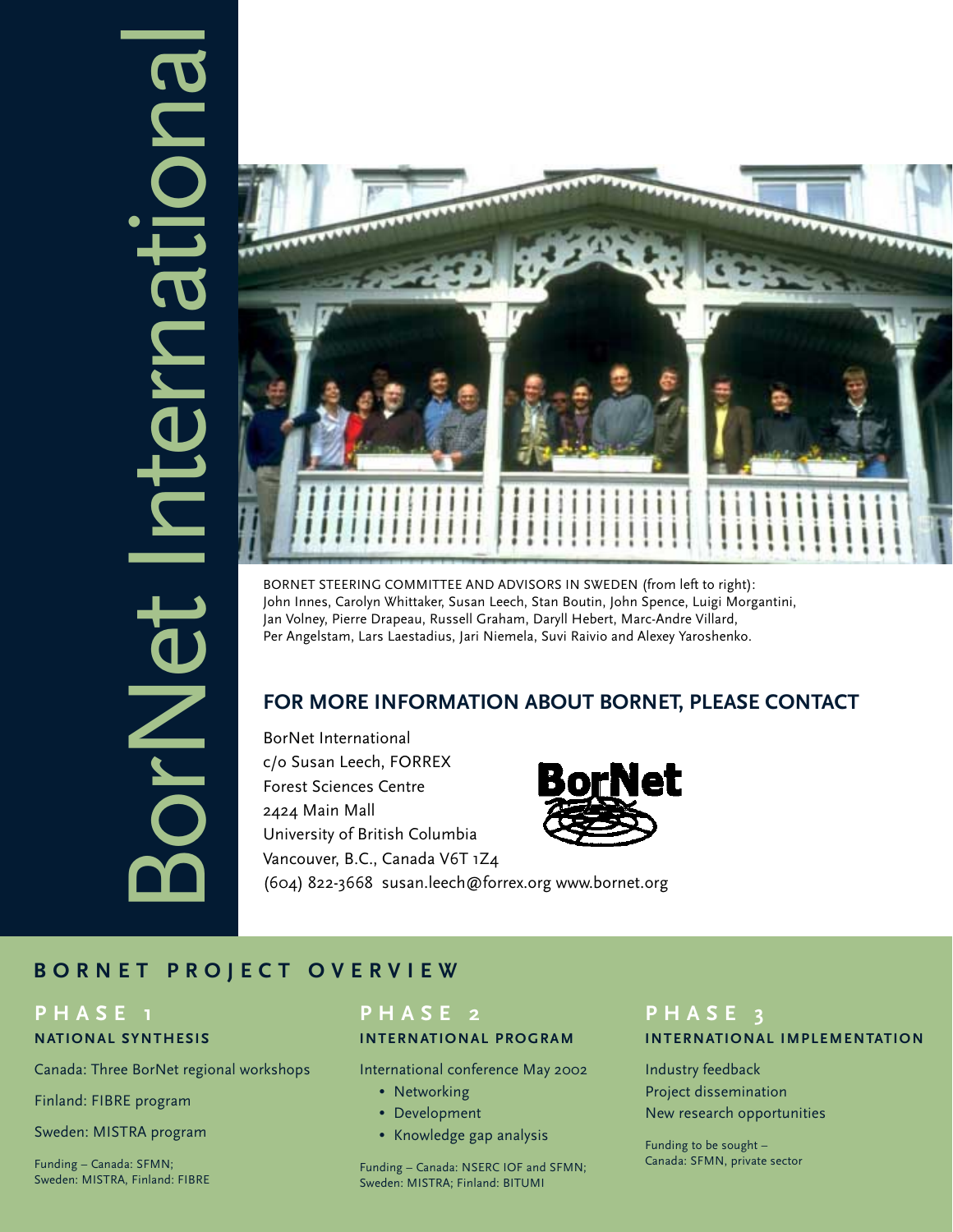# BorNet International

BORNET STEERING COMMITTEE AND ADVISORS IN SWEDEN (from left to right): John Innes, Carolyn Whittaker, Susan Leech, Stan Boutin, John Spence, Luigi Morgantini, Jan Volney, Pierre Drapeau, Russell Graham, Daryll Hebert, Marc-Andre Villard, Per Angelstam, Lars Laestadius, Jari Niemela, Suvi Raivio and Alexey Yaroshenko.

## FOR MORE INFORMATION ABOUT BORNET, PLEASE CONTACT

BorNet International
c/o Susan Leech, FORREX
Forest Sciences Centre
2424 Main Mall
University of British Columbia
Vancouver, B.C., Canada V6T 1Z4
(604) 822-3668 susan.leech@forrex.org www.bornet.org

BorNet

## BORNET PROJECT OVERVIEW

### PHASE 1
#### NATIONAL SYNTHESIS

Canada: Three BorNet regional workshops

Finland: FIBRE program

Sweden: MISTRA program

Funding – Canada: SFMN; Sweden: MISTRA, Finland: FIBRE

### PHASE 2
#### INTERNATIONAL PROGRAM

International conference May 2002

- Networking
- Development
- Knowledge gap analysis

Funding – Canada: NSERC IOF and SFMN; Sweden: MISTRA; Finland: BITUMI

### PHASE 3
#### INTERNATIONAL IMPLEMENTATION

Industry feedback

Project dissemination

New research opportunities

Funding to be sought – Canada: SFMN, private sector